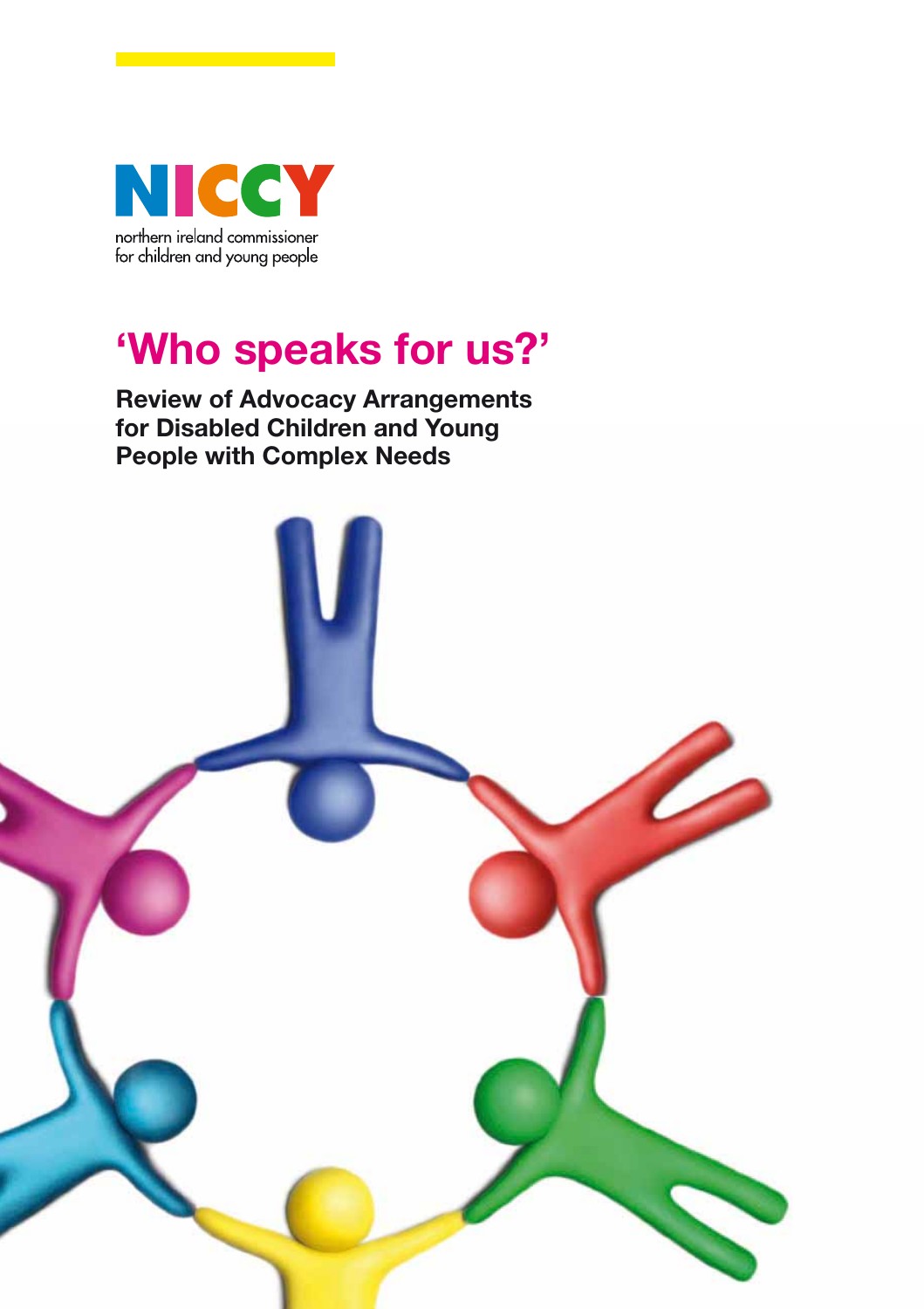NICCY

northern ireland commissioner for children and young people

# 'Who speaks for us?'

**Review of Advocacy Arrangements for Disabled Children and Young People with Complex Needs**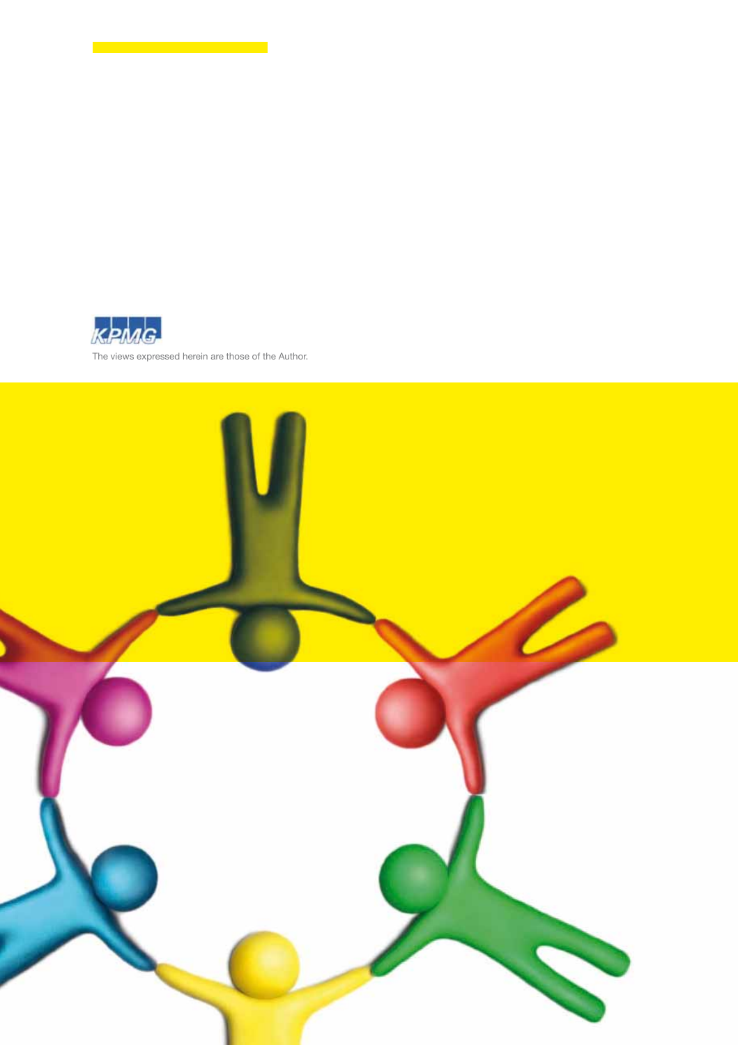The views expressed herein are those of the Author.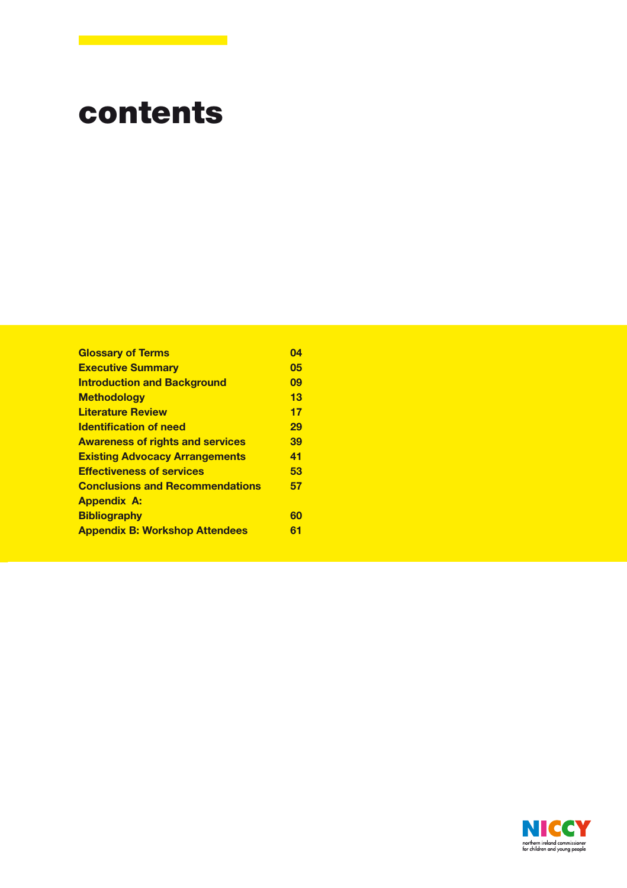# contents

| | |
|---|---|
| **Glossary of Terms** | **04** |
| **Executive Summary** | **05** |
| **Introduction and Background** | **09** |
| **Methodology** | **13** |
| **Literature Review** | **17** |
| **Identification of need** | **29** |
| **Awareness of rights and services** | **39** |
| **Existing Advocacy Arrangements** | **41** |
| **Effectiveness of services** | **53** |
| **Conclusions and Recommendations** | **57** |
| **Appendix A:** | |
| **Bibliography** | **60** |
| **Appendix B: Workshop Attendees** | **61** |

NICCY
northern ireland commissioner for children and young people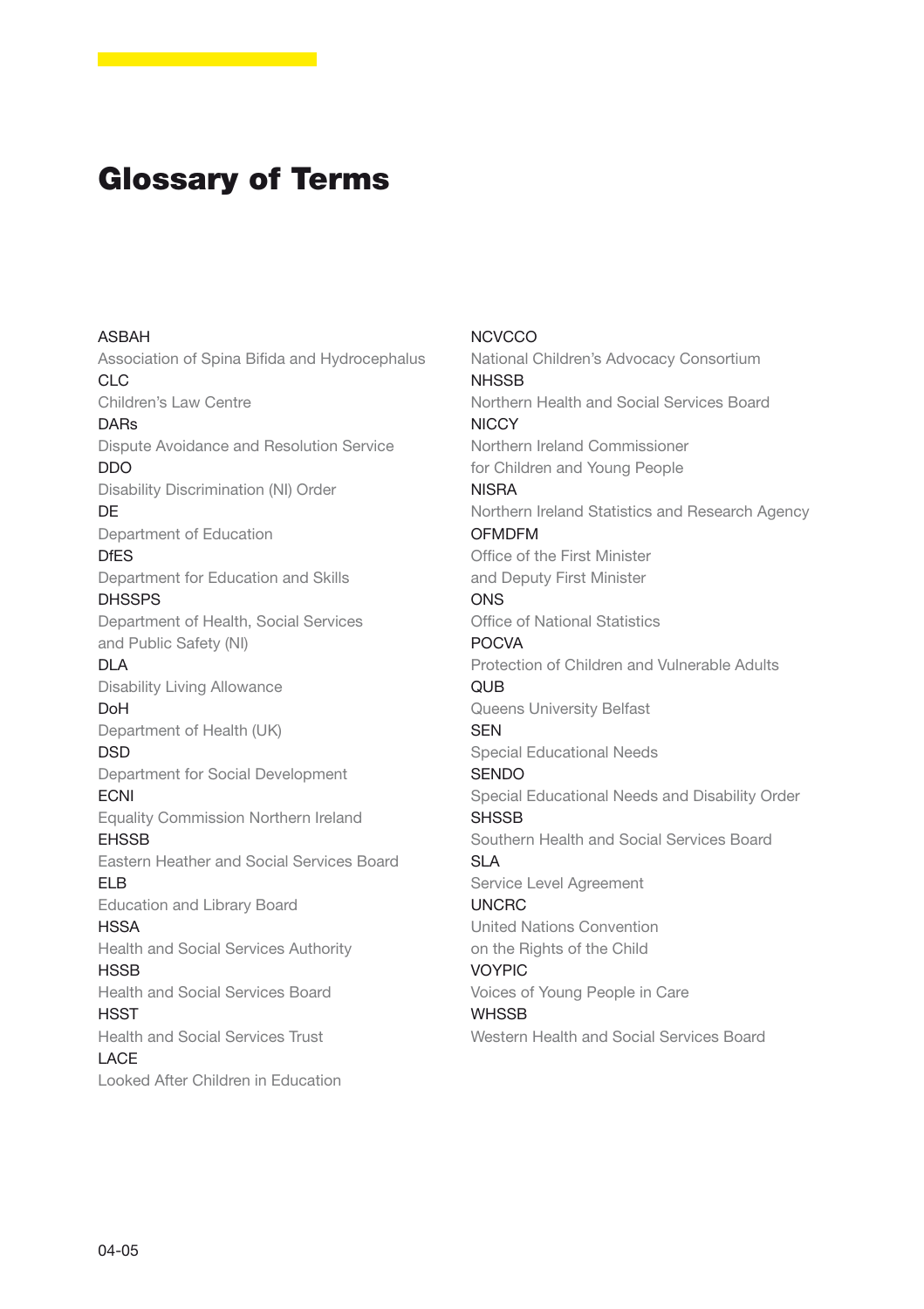# Glossary of Terms

ASBAH
Association of Spina Bifida and Hydrocephalus

CLC
Children's Law Centre

DARs
Dispute Avoidance and Resolution Service

DDO
Disability Discrimination (NI) Order

DE
Department of Education

DfES
Department for Education and Skills

DHSSPS
Department of Health, Social Services and Public Safety (NI)

DLA
Disability Living Allowance

DoH
Department of Health (UK)

DSD
Department for Social Development

ECNI
Equality Commission Northern Ireland

EHSSB
Eastern Heather and Social Services Board

ELB
Education and Library Board

HSSA
Health and Social Services Authority

HSSB
Health and Social Services Board

HSST
Health and Social Services Trust

LACE
Looked After Children in Education

NCVCCO
National Children's Advocacy Consortium

NHSSB
Northern Health and Social Services Board

NICCY
Northern Ireland Commissioner for Children and Young People

NISRA
Northern Ireland Statistics and Research Agency

OFMDFM
Office of the First Minister and Deputy First Minister

ONS
Office of National Statistics

POCVA
Protection of Children and Vulnerable Adults

QUB
Queens University Belfast

SEN
Special Educational Needs

SENDO
Special Educational Needs and Disability Order

SHSSB
Southern Health and Social Services Board

SLA
Service Level Agreement

UNCRC
United Nations Convention on the Rights of the Child

VOYPIC
Voices of Young People in Care

WHSSB
Western Health and Social Services Board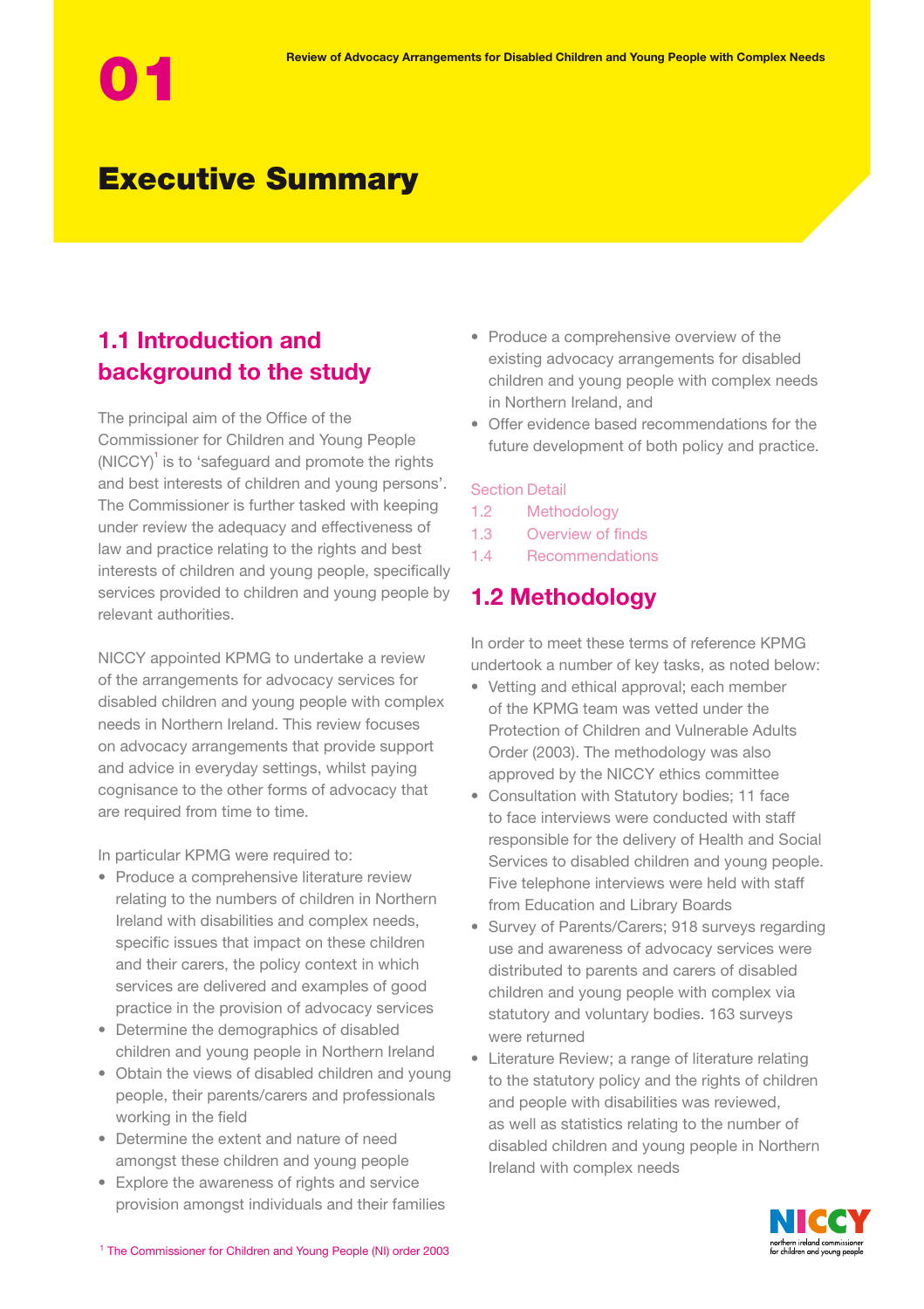# 01

# Executive Summary

## 1.1 Introduction and background to the study

The principal aim of the Office of the Commissioner for Children and Young People (NICCY)[1] is to 'safeguard and promote the rights and best interests of children and young persons'. The Commissioner is further tasked with keeping under review the adequacy and effectiveness of law and practice relating to the rights and best interests of children and young people, specifically services provided to children and young people by relevant authorities.

NICCY appointed KPMG to undertake a review of the arrangements for advocacy services for disabled children and young people with complex needs in Northern Ireland. This review focuses on advocacy arrangements that provide support and advice in everyday settings, whilst paying cognisance to the other forms of advocacy that are required from time to time.

In particular KPMG were required to:

- Produce a comprehensive literature review relating to the numbers of children in Northern Ireland with disabilities and complex needs, specific issues that impact on these children and their carers, the policy context in which services are delivered and examples of good practice in the provision of advocacy services
- Determine the demographics of disabled children and young people in Northern Ireland
- Obtain the views of disabled children and young people, their parents/carers and professionals working in the field
- Determine the extent and nature of need amongst these children and young people
- Explore the awareness of rights and service provision amongst individuals and their families
- Produce a comprehensive overview of the existing advocacy arrangements for disabled children and young people with complex needs in Northern Ireland, and
- Offer evidence based recommendations for the future development of both policy and practice.

Section Detail

1.2 Methodology
1.3 Overview of finds
1.4 Recommendations

## 1.2 Methodology

In order to meet these terms of reference KPMG undertook a number of key tasks, as noted below:

- Vetting and ethical approval; each member of the KPMG team was vetted under the Protection of Children and Vulnerable Adults Order (2003). The methodology was also approved by the NICCY ethics committee
- Consultation with Statutory bodies; 11 face to face interviews were conducted with staff responsible for the delivery of Health and Social Services to disabled children and young people. Five telephone interviews were held with staff from Education and Library Boards
- Survey of Parents/Carers; 918 surveys regarding use and awareness of advocacy services were distributed to parents and carers of disabled children and young people with complex via statutory and voluntary bodies. 163 surveys were returned
- Literature Review; a range of literature relating to the statutory policy and the rights of children and people with disabilities was reviewed, as well as statistics relating to the number of disabled children and young people in Northern Ireland with complex needs

[1] The Commissioner for Children and Young People (NI) order 2003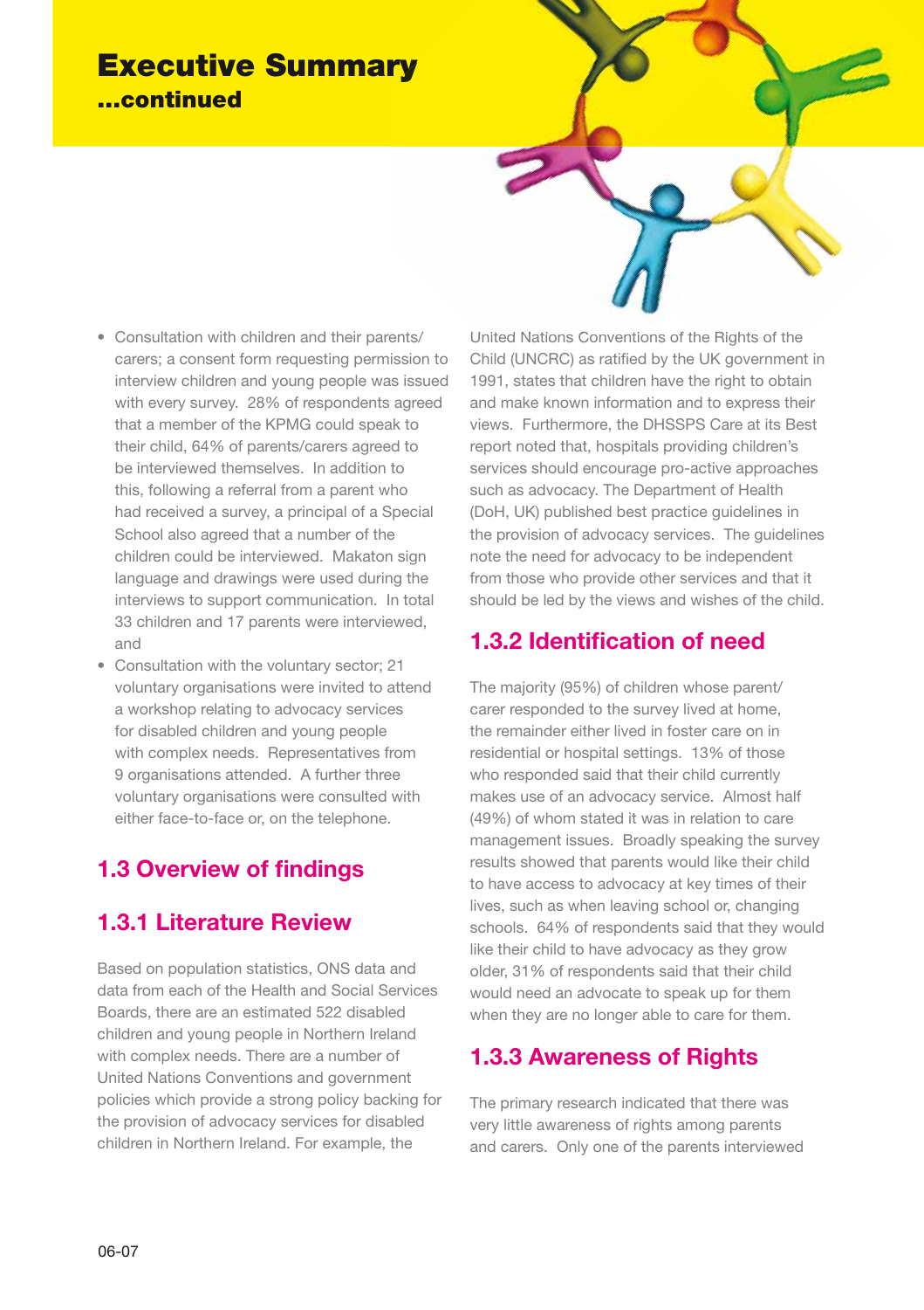# Executive Summary
## ...continued

- Consultation with children and their parents/ carers; a consent form requesting permission to interview children and young people was issued with every survey. 28% of respondents agreed that a member of the KPMG could speak to their child, 64% of parents/carers agreed to be interviewed themselves. In addition to this, following a referral from a parent who had received a survey, a principal of a Special School also agreed that a number of the children could be interviewed. Makaton sign language and drawings were used during the interviews to support communication. In total 33 children and 17 parents were interviewed, and
- Consultation with the voluntary sector; 21 voluntary organisations were invited to attend a workshop relating to advocacy services for disabled children and young people with complex needs. Representatives from 9 organisations attended. A further three voluntary organisations were consulted with either face-to-face or, on the telephone.

## 1.3 Overview of findings

### 1.3.1 Literature Review

Based on population statistics, ONS data and data from each of the Health and Social Services Boards, there are an estimated 522 disabled children and young people in Northern Ireland with complex needs. There are a number of United Nations Conventions and government policies which provide a strong policy backing for the provision of advocacy services for disabled children in Northern Ireland. For example, the United Nations Conventions of the Rights of the Child (UNCRC) as ratified by the UK government in 1991, states that children have the right to obtain and make known information and to express their views. Furthermore, the DHSSPS Care at its Best report noted that, hospitals providing children's services should encourage pro-active approaches such as advocacy. The Department of Health (DoH, UK) published best practice guidelines in the provision of advocacy services. The guidelines note the need for advocacy to be independent from those who provide other services and that it should be led by the views and wishes of the child.

### 1.3.2 Identification of need

The majority (95%) of children whose parent/ carer responded to the survey lived at home, the remainder either lived in foster care on in residential or hospital settings. 13% of those who responded said that their child currently makes use of an advocacy service. Almost half (49%) of whom stated it was in relation to care management issues. Broadly speaking the survey results showed that parents would like their child to have access to advocacy at key times of their lives, such as when leaving school or, changing schools. 64% of respondents said that they would like their child to have advocacy as they grow older, 31% of respondents said that their child would need an advocate to speak up for them when they are no longer able to care for them.

### 1.3.3 Awareness of Rights

The primary research indicated that there was very little awareness of rights among parents and carers. Only one of the parents interviewed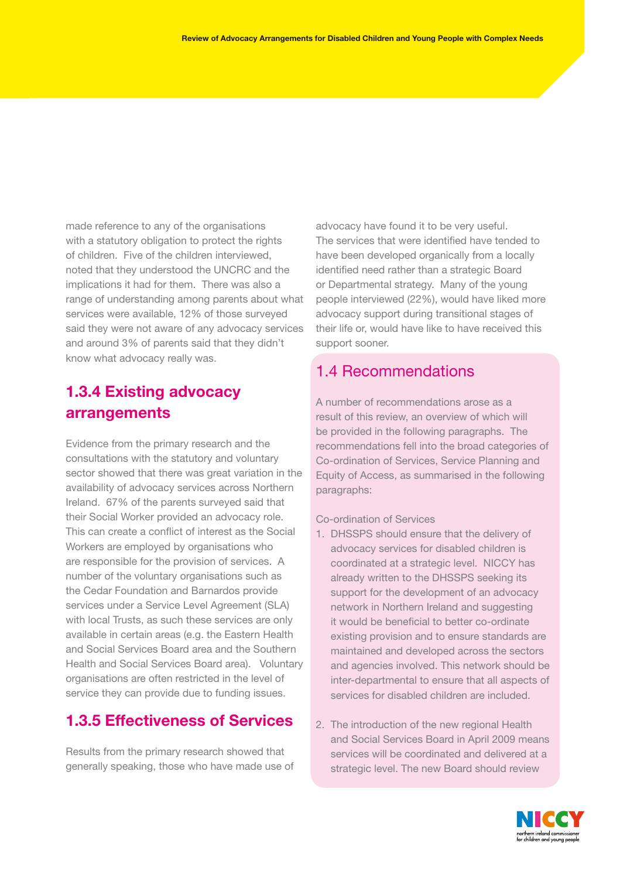made reference to any of the organisations with a statutory obligation to protect the rights of children. Five of the children interviewed, noted that they understood the UNCRC and the implications it had for them. There was also a range of understanding among parents about what services were available, 12% of those surveyed said they were not aware of any advocacy services and around 3% of parents said that they didn't know what advocacy really was.

### 1.3.4 Existing advocacy arrangements

Evidence from the primary research and the consultations with the statutory and voluntary sector showed that there was great variation in the availability of advocacy services across Northern Ireland. 67% of the parents surveyed said that their Social Worker provided an advocacy role. This can create a conflict of interest as the Social Workers are employed by organisations who are responsible for the provision of services. A number of the voluntary organisations such as the Cedar Foundation and Barnardos provide services under a Service Level Agreement (SLA) with local Trusts, as such these services are only available in certain areas (e.g. the Eastern Health and Social Services Board area and the Southern Health and Social Services Board area). Voluntary organisations are often restricted in the level of service they can provide due to funding issues.

### 1.3.5 Effectiveness of Services

Results from the primary research showed that generally speaking, those who have made use of advocacy have found it to be very useful. The services that were identified have tended to have been developed organically from a locally identified need rather than a strategic Board or Departmental strategy. Many of the young people interviewed (22%), would have liked more advocacy support during transitional stages of their life or, would have like to have received this support sooner.

## 1.4 Recommendations

A number of recommendations arose as a result of this review, an overview of which will be provided in the following paragraphs. The recommendations fell into the broad categories of Co-ordination of Services, Service Planning and Equity of Access, as summarised in the following paragraphs:

Co-ordination of Services

1. DHSSPS should ensure that the delivery of advocacy services for disabled children is coordinated at a strategic level. NICCY has already written to the DHSSPS seeking its support for the development of an advocacy network in Northern Ireland and suggesting it would be beneficial to better co-ordinate existing provision and to ensure standards are maintained and developed across the sectors and agencies involved. This network should be inter-departmental to ensure that all aspects of services for disabled children are included.

2. The introduction of the new regional Health and Social Services Board in April 2009 means services will be coordinated and delivered at a strategic level. The new Board should review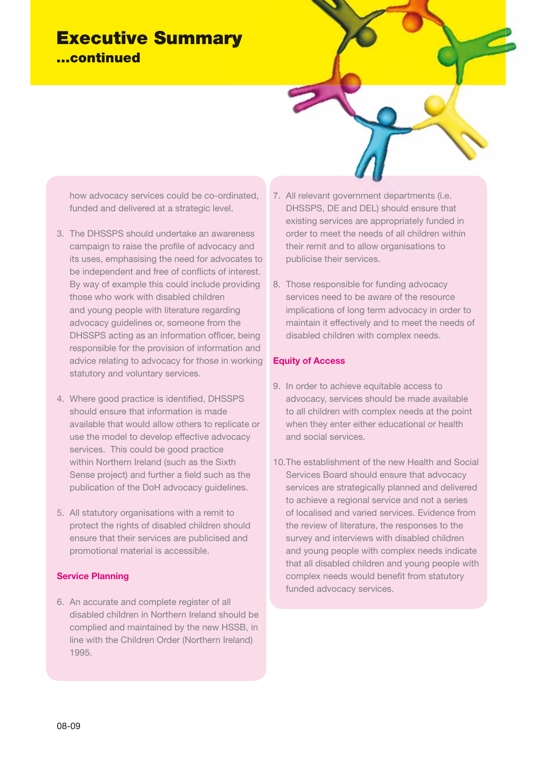# Executive Summary

## ...continued

how advocacy services could be co-ordinated, funded and delivered at a strategic level.

3. The DHSSPS should undertake an awareness campaign to raise the profile of advocacy and its uses, emphasising the need for advocates to be independent and free of conflicts of interest. By way of example this could include providing those who work with disabled children and young people with literature regarding advocacy guidelines or, someone from the DHSSPS acting as an information officer, being responsible for the provision of information and advice relating to advocacy for those in working statutory and voluntary services.

4. Where good practice is identified, DHSSPS should ensure that information is made available that would allow others to replicate or use the model to develop effective advocacy services. This could be good practice within Northern Ireland (such as the Sixth Sense project) and further a field such as the publication of the DoH advocacy guidelines.

5. All statutory organisations with a remit to protect the rights of disabled children should ensure that their services are publicised and promotional material is accessible.

### Service Planning

6. An accurate and complete register of all disabled children in Northern Ireland should be complied and maintained by the new HSSB, in line with the Children Order (Northern Ireland) 1995.

7. All relevant government departments (i.e. DHSSPS, DE and DEL) should ensure that existing services are appropriately funded in order to meet the needs of all children within their remit and to allow organisations to publicise their services.

8. Those responsible for funding advocacy services need to be aware of the resource implications of long term advocacy in order to maintain it effectively and to meet the needs of disabled children with complex needs.

### Equity of Access

9. In order to achieve equitable access to advocacy, services should be made available to all children with complex needs at the point when they enter either educational or health and social services.

10. The establishment of the new Health and Social Services Board should ensure that advocacy services are strategically planned and delivered to achieve a regional service and not a series of localised and varied services. Evidence from the review of literature, the responses to the survey and interviews with disabled children and young people with complex needs indicate that all disabled children and young people with complex needs would benefit from statutory funded advocacy services.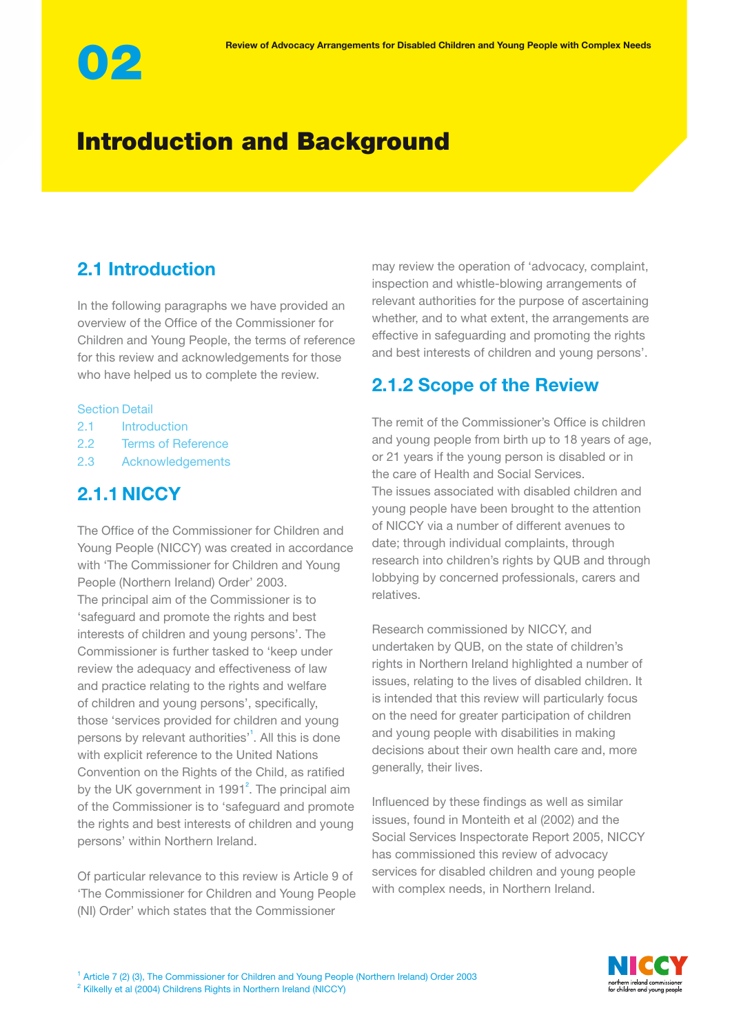# 02

# Introduction and Background

## 2.1 Introduction

In the following paragraphs we have provided an overview of the Office of the Commissioner for Children and Young People, the terms of reference for this review and acknowledgements for those who have helped us to complete the review.

Section Detail

2.1 Introduction

2.2 Terms of Reference

2.3 Acknowledgements

## 2.1.1 NICCY

The Office of the Commissioner for Children and Young People (NICCY) was created in accordance with 'The Commissioner for Children and Young People (Northern Ireland) Order' 2003.

The principal aim of the Commissioner is to 'safeguard and promote the rights and best interests of children and young persons'. The Commissioner is further tasked to 'keep under review the adequacy and effectiveness of law and practice relating to the rights and welfare of children and young persons', specifically, those 'services provided for children and young persons by relevant authorities'[1]. All this is done with explicit reference to the United Nations Convention on the Rights of the Child, as ratified by the UK government in 1991[2]. The principal aim of the Commissioner is to 'safeguard and promote the rights and best interests of children and young persons' within Northern Ireland.

Of particular relevance to this review is Article 9 of 'The Commissioner for Children and Young People (NI) Order' which states that the Commissioner may review the operation of 'advocacy, complaint, inspection and whistle-blowing arrangements of relevant authorities for the purpose of ascertaining whether, and to what extent, the arrangements are effective in safeguarding and promoting the rights and best interests of children and young persons'.

## 2.1.2 Scope of the Review

The remit of the Commissioner's Office is children and young people from birth up to 18 years of age, or 21 years if the young person is disabled or in the care of Health and Social Services.

The issues associated with disabled children and young people have been brought to the attention of NICCY via a number of different avenues to date; through individual complaints, through research into children's rights by QUB and through lobbying by concerned professionals, carers and relatives.

Research commissioned by NICCY, and undertaken by QUB, on the state of children's rights in Northern Ireland highlighted a number of issues, relating to the lives of disabled children. It is intended that this review will particularly focus on the need for greater participation of children and young people with disabilities in making decisions about their own health care and, more generally, their lives.

Influenced by these findings as well as similar issues, found in Monteith et al (2002) and the Social Services Inspectorate Report 2005, NICCY has commissioned this review of advocacy services for disabled children and young people with complex needs, in Northern Ireland.

[1] Article 7 (2) (3), The Commissioner for Children and Young People (Northern Ireland) Order 2003

[2] Kilkelly et al (2004) Childrens Rights in Northern Ireland (NICCY)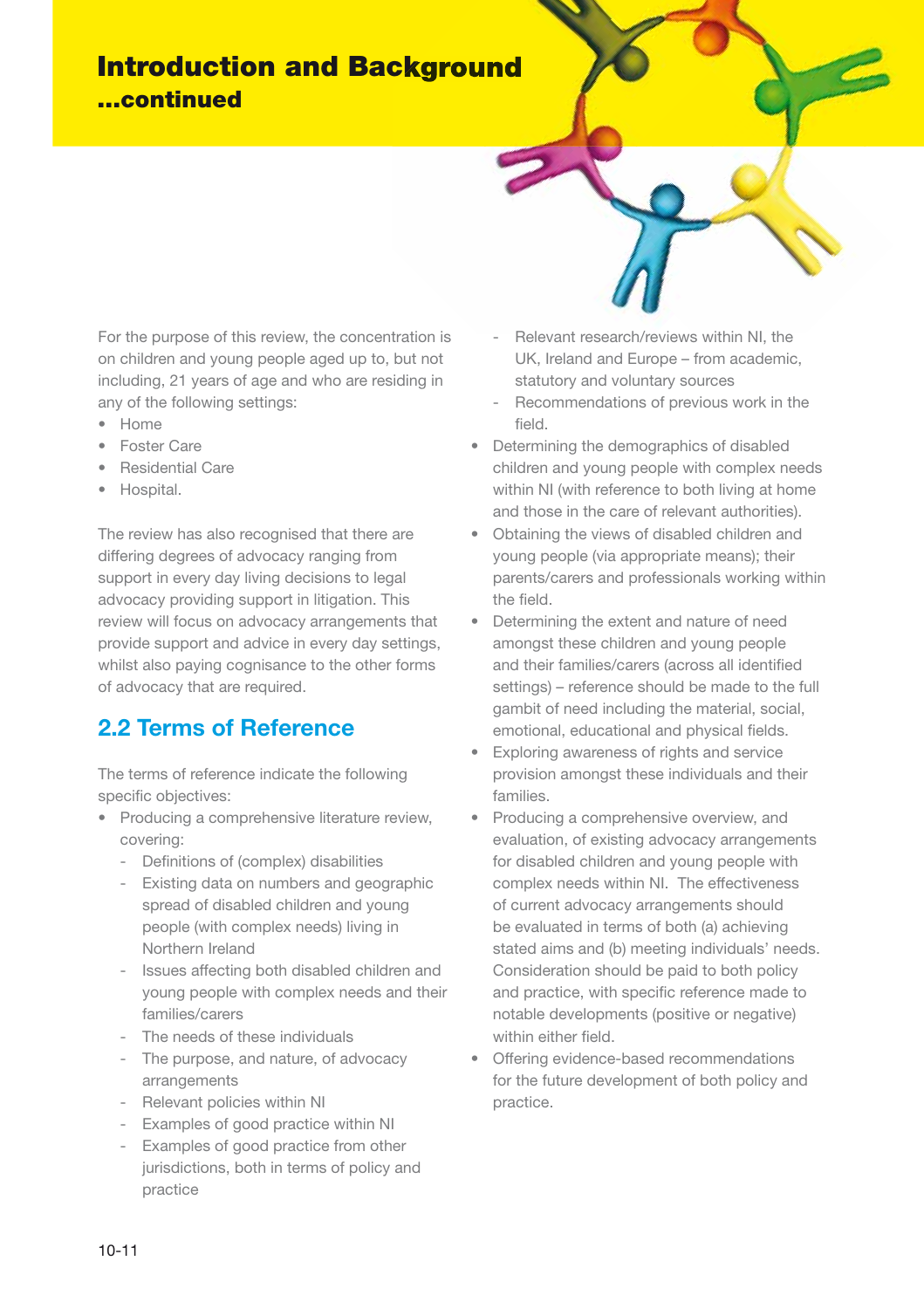# Introduction and Background

## ...continued

For the purpose of this review, the concentration is on children and young people aged up to, but not including, 21 years of age and who are residing in any of the following settings:

- Home
- Foster Care
- Residential Care
- Hospital.

The review has also recognised that there are differing degrees of advocacy ranging from support in every day living decisions to legal advocacy providing support in litigation. This review will focus on advocacy arrangements that provide support and advice in every day settings, whilst also paying cognisance to the other forms of advocacy that are required.

## 2.2 Terms of Reference

The terms of reference indicate the following specific objectives:

- Producing a comprehensive literature review, covering:
  - Definitions of (complex) disabilities
  - Existing data on numbers and geographic spread of disabled children and young people (with complex needs) living in Northern Ireland
  - Issues affecting both disabled children and young people with complex needs and their families/carers
  - The needs of these individuals
  - The purpose, and nature, of advocacy arrangements
  - Relevant policies within NI
  - Examples of good practice within NI
  - Examples of good practice from other jurisdictions, both in terms of policy and practice
  - Relevant research/reviews within NI, the UK, Ireland and Europe – from academic, statutory and voluntary sources
  - Recommendations of previous work in the field.
- Determining the demographics of disabled children and young people with complex needs within NI (with reference to both living at home and those in the care of relevant authorities).
- Obtaining the views of disabled children and young people (via appropriate means); their parents/carers and professionals working within the field.
- Determining the extent and nature of need amongst these children and young people and their families/carers (across all identified settings) – reference should be made to the full gambit of need including the material, social, emotional, educational and physical fields.
- Exploring awareness of rights and service provision amongst these individuals and their families.
- Producing a comprehensive overview, and evaluation, of existing advocacy arrangements for disabled children and young people with complex needs within NI. The effectiveness of current advocacy arrangements should be evaluated in terms of both (a) achieving stated aims and (b) meeting individuals' needs. Consideration should be paid to both policy and practice, with specific reference made to notable developments (positive or negative) within either field.
- Offering evidence-based recommendations for the future development of both policy and practice.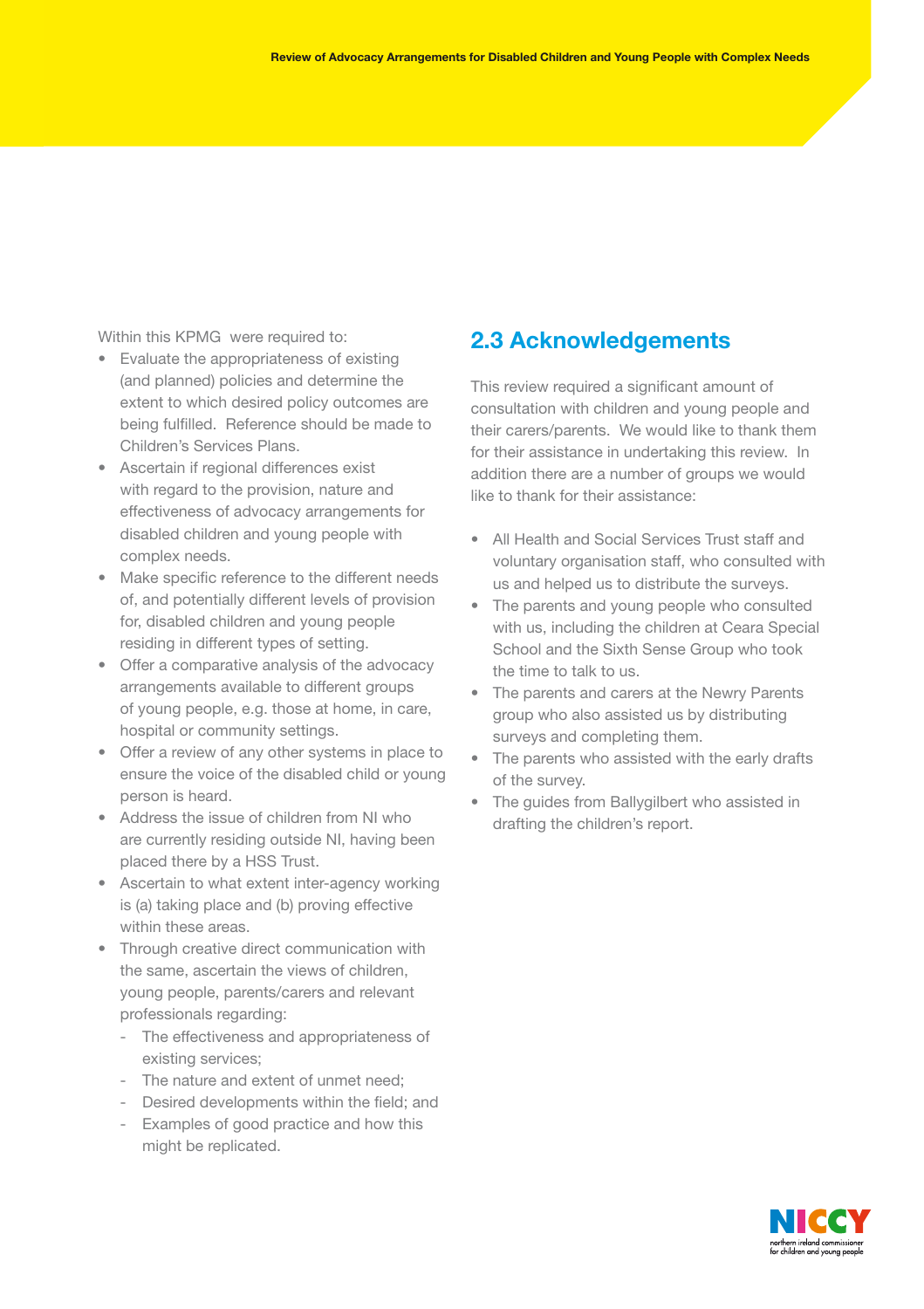Within this KPMG were required to:

- Evaluate the appropriateness of existing (and planned) policies and determine the extent to which desired policy outcomes are being fulfilled. Reference should be made to Children's Services Plans.
- Ascertain if regional differences exist with regard to the provision, nature and effectiveness of advocacy arrangements for disabled children and young people with complex needs.
- Make specific reference to the different needs of, and potentially different levels of provision for, disabled children and young people residing in different types of setting.
- Offer a comparative analysis of the advocacy arrangements available to different groups of young people, e.g. those at home, in care, hospital or community settings.
- Offer a review of any other systems in place to ensure the voice of the disabled child or young person is heard.
- Address the issue of children from NI who are currently residing outside NI, having been placed there by a HSS Trust.
- Ascertain to what extent inter-agency working is (a) taking place and (b) proving effective within these areas.
- Through creative direct communication with the same, ascertain the views of children, young people, parents/carers and relevant professionals regarding:
  - The effectiveness and appropriateness of existing services;
  - The nature and extent of unmet need;
  - Desired developments within the field; and
  - Examples of good practice and how this might be replicated.

## 2.3 Acknowledgements

This review required a significant amount of consultation with children and young people and their carers/parents. We would like to thank them for their assistance in undertaking this review. In addition there are a number of groups we would like to thank for their assistance:

- All Health and Social Services Trust staff and voluntary organisation staff, who consulted with us and helped us to distribute the surveys.
- The parents and young people who consulted with us, including the children at Ceara Special School and the Sixth Sense Group who took the time to talk to us.
- The parents and carers at the Newry Parents group who also assisted us by distributing surveys and completing them.
- The parents who assisted with the early drafts of the survey.
- The guides from Ballygilbert who assisted in drafting the children's report.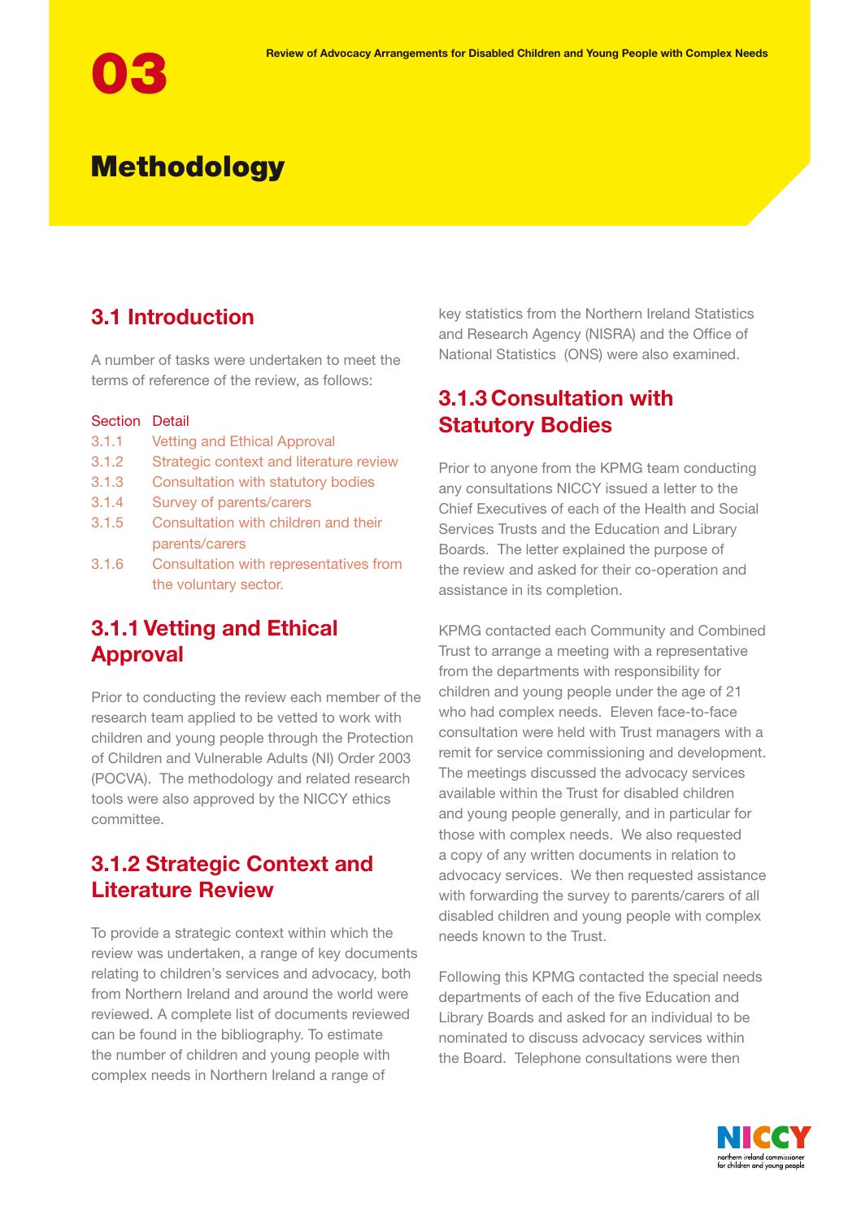# 03 Methodology

## 3.1 Introduction

A number of tasks were undertaken to meet the terms of reference of the review, as follows:

| Section | Detail |
|---|---|
| 3.1.1 | Vetting and Ethical Approval |
| 3.1.2 | Strategic context and literature review |
| 3.1.3 | Consultation with statutory bodies |
| 3.1.4 | Survey of parents/carers |
| 3.1.5 | Consultation with children and their parents/carers |
| 3.1.6 | Consultation with representatives from the voluntary sector. |

## 3.1.1 Vetting and Ethical Approval

Prior to conducting the review each member of the research team applied to be vetted to work with children and young people through the Protection of Children and Vulnerable Adults (NI) Order 2003 (POCVA). The methodology and related research tools were also approved by the NICCY ethics committee.

## 3.1.2 Strategic Context and Literature Review

To provide a strategic context within which the review was undertaken, a range of key documents relating to children's services and advocacy, both from Northern Ireland and around the world were reviewed. A complete list of documents reviewed can be found in the bibliography. To estimate the number of children and young people with complex needs in Northern Ireland a range of key statistics from the Northern Ireland Statistics and Research Agency (NISRA) and the Office of National Statistics (ONS) were also examined.

## 3.1.3 Consultation with Statutory Bodies

Prior to anyone from the KPMG team conducting any consultations NICCY issued a letter to the Chief Executives of each of the Health and Social Services Trusts and the Education and Library Boards. The letter explained the purpose of the review and asked for their co-operation and assistance in its completion.

KPMG contacted each Community and Combined Trust to arrange a meeting with a representative from the departments with responsibility for children and young people under the age of 21 who had complex needs. Eleven face-to-face consultation were held with Trust managers with a remit for service commissioning and development. The meetings discussed the advocacy services available within the Trust for disabled children and young people generally, and in particular for those with complex needs. We also requested a copy of any written documents in relation to advocacy services. We then requested assistance with forwarding the survey to parents/carers of all disabled children and young people with complex needs known to the Trust.

Following this KPMG contacted the special needs departments of each of the five Education and Library Boards and asked for an individual to be nominated to discuss advocacy services within the Board. Telephone consultations were then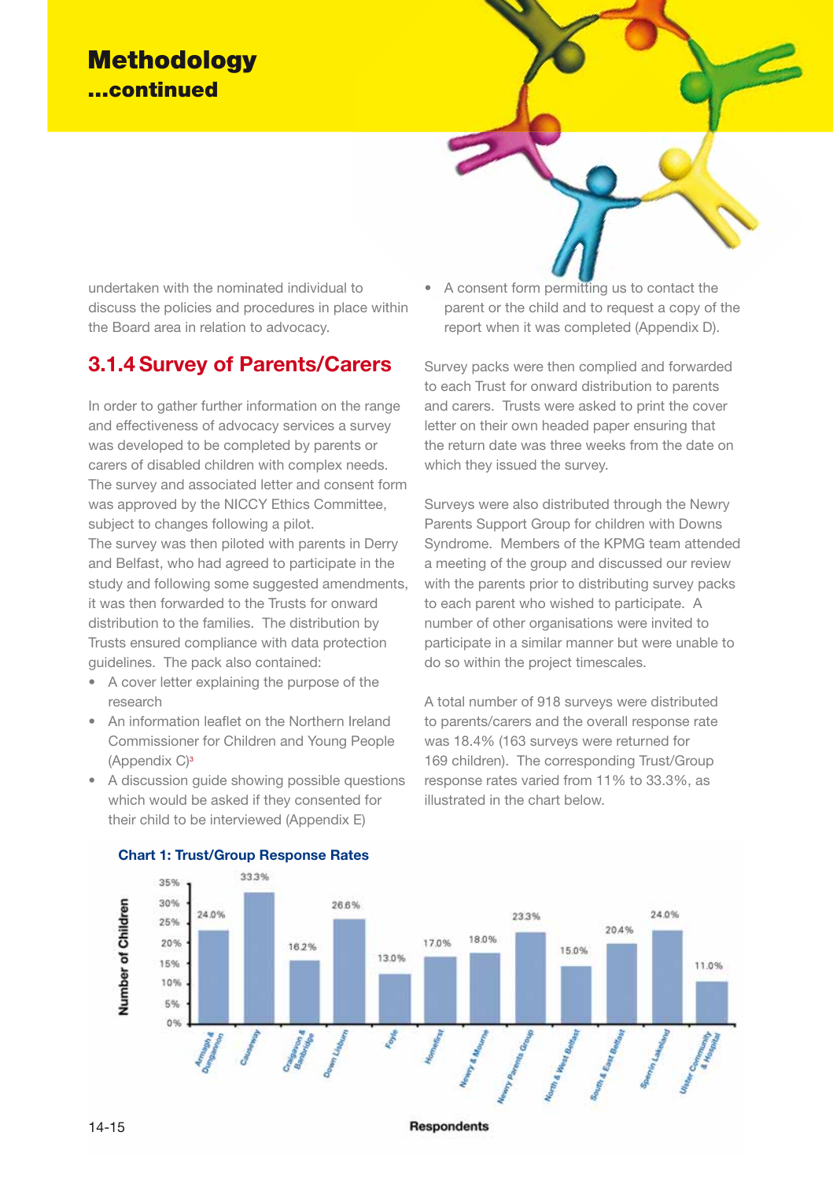# Methodology

**...continued**

undertaken with the nominated individual to discuss the policies and procedures in place within the Board area in relation to advocacy.

## 3.1.4 Survey of Parents/Carers

In order to gather further information on the range and effectiveness of advocacy services a survey was developed to be completed by parents or carers of disabled children with complex needs. The survey and associated letter and consent form was approved by the NICCY Ethics Committee, subject to changes following a pilot.
The survey was then piloted with parents in Derry and Belfast, who had agreed to participate in the study and following some suggested amendments, it was then forwarded to the Trusts for onward distribution to the families. The distribution by Trusts ensured compliance with data protection guidelines. The pack also contained:

- A cover letter explaining the purpose of the research
- An information leaflet on the Northern Ireland Commissioner for Children and Young People (Appendix C)[3]
- A discussion guide showing possible questions which would be asked if they consented for their child to be interviewed (Appendix E)
- A consent form permitting us to contact the parent or the child and to request a copy of the report when it was completed (Appendix D).

Survey packs were then complied and forwarded to each Trust for onward distribution to parents and carers. Trusts were asked to print the cover letter on their own headed paper ensuring that the return date was three weeks from the date on which they issued the survey.

Surveys were also distributed through the Newry Parents Support Group for children with Downs Syndrome. Members of the KPMG team attended a meeting of the group and discussed our review with the parents prior to distributing survey packs to each parent who wished to participate. A number of other organisations were invited to participate in a similar manner but were unable to do so within the project timescales.

A total number of 918 surveys were distributed to parents/carers and the overall response rate was 18.4% (163 surveys were returned for 169 children). The corresponding Trust/Group response rates varied from 11% to 33.3%, as illustrated in the chart below.

**Chart 1: Trust/Group Response Rates**

| Respondents | Number of Children |
|---|---|
| Armagh & Dungannon | 24.0% |
| Causeway | 33.3% |
| Craigavon & Banbridge | 16.2% |
| Down Lisburn | 26.6% |
| Foyle | 13.0% |
| Homefirst | 17.0% |
| Newry & Mourne | 18.0% |
| Newry Parents Group | 23.3% |
| North & West Belfast | 15.0% |
| South & East Belfast | 20.4% |
| Sperrin Lakeland | 24.0% |
| Ulster Community & Hospital | 11.0% |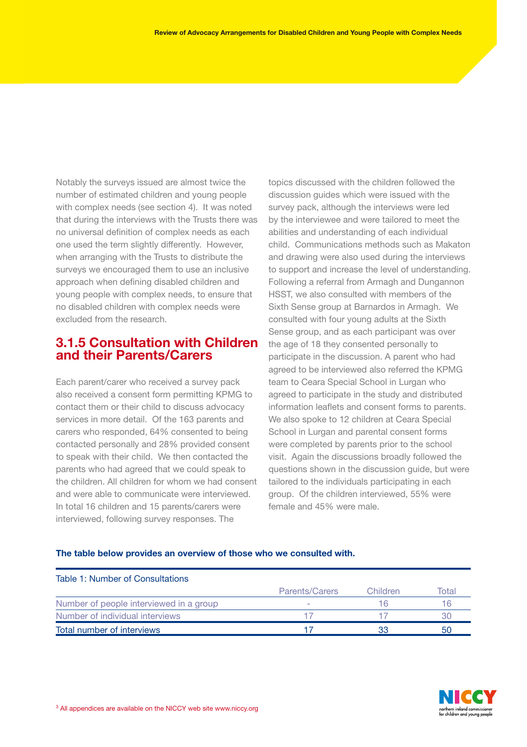Notably the surveys issued are almost twice the number of estimated children and young people with complex needs (see section 4). It was noted that during the interviews with the Trusts there was no universal definition of complex needs as each one used the term slightly differently. However, when arranging with the Trusts to distribute the surveys we encouraged them to use an inclusive approach when defining disabled children and young people with complex needs, to ensure that no disabled children with complex needs were excluded from the research.

### 3.1.5 Consultation with Children and their Parents/Carers

Each parent/carer who received a survey pack also received a consent form permitting KPMG to contact them or their child to discuss advocacy services in more detail. Of the 163 parents and carers who responded, 64% consented to being contacted personally and 28% provided consent to speak with their child. We then contacted the parents who had agreed that we could speak to the children. All children for whom we had consent and were able to communicate were interviewed. In total 16 children and 15 parents/carers were interviewed, following survey responses. The topics discussed with the children followed the discussion guides which were issued with the survey pack, although the interviews were led by the interviewee and were tailored to meet the abilities and understanding of each individual child. Communications methods such as Makaton and drawing were also used during the interviews to support and increase the level of understanding. Following a referral from Armagh and Dungannon HSST, we also consulted with members of the Sixth Sense group at Barnardos in Armagh. We consulted with four young adults at the Sixth Sense group, and as each participant was over the age of 18 they consented personally to participate in the discussion. A parent who had agreed to be interviewed also referred the KPMG team to Ceara Special School in Lurgan who agreed to participate in the study and distributed information leaflets and consent forms to parents. We also spoke to 12 children at Ceara Special School in Lurgan and parental consent forms were completed by parents prior to the school visit. Again the discussions broadly followed the questions shown in the discussion guide, but were tailored to the individuals participating in each group. Of the children interviewed, 55% were female and 45% were male.

**The table below provides an overview of those who we consulted with.**

Table 1: Number of Consultations

| | Parents/Carers | Children | Total |
|---|---|---|---|
| Number of people interviewed in a group | - | 16 | 16 |
| Number of individual interviews | 17 | 17 | 30 |
| Total number of interviews | 17 | 33 | 50 |

[3] All appendices are available on the NICCY web site www.niccy.org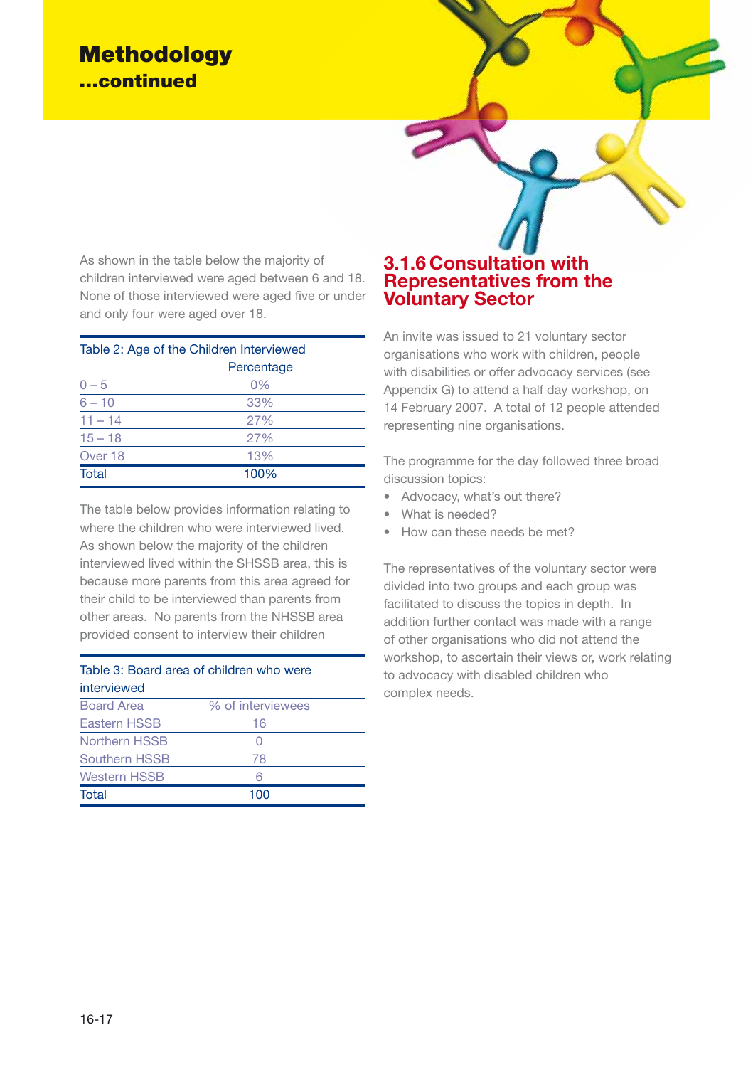# Methodology
## ...continued

As shown in the table below the majority of children interviewed were aged between 6 and 18. None of those interviewed were aged five or under and only four were aged over 18.

Table 2: Age of the Children Interviewed

| | Percentage |
|---|---|
| 0 – 5 | 0% |
| 6 – 10 | 33% |
| 11 – 14 | 27% |
| 15 – 18 | 27% |
| Over 18 | 13% |
| Total | 100% |

The table below provides information relating to where the children who were interviewed lived. As shown below the majority of the children interviewed lived within the SHSSB area, this is because more parents from this area agreed for their child to be interviewed than parents from other areas. No parents from the NHSSB area provided consent to interview their children

Table 3: Board area of children who were interviewed

| Board Area | % of interviewees |
|---|---|
| Eastern HSSB | 16 |
| Northern HSSB | 0 |
| Southern HSSB | 78 |
| Western HSSB | 6 |
| Total | 100 |

### 3.1.6 Consultation with Representatives from the Voluntary Sector

An invite was issued to 21 voluntary sector organisations who work with children, people with disabilities or offer advocacy services (see Appendix G) to attend a half day workshop, on 14 February 2007. A total of 12 people attended representing nine organisations.

The programme for the day followed three broad discussion topics:

- Advocacy, what's out there?
- What is needed?
- How can these needs be met?

The representatives of the voluntary sector were divided into two groups and each group was facilitated to discuss the topics in depth. In addition further contact was made with a range of other organisations who did not attend the workshop, to ascertain their views or, work relating to advocacy with disabled children who complex needs.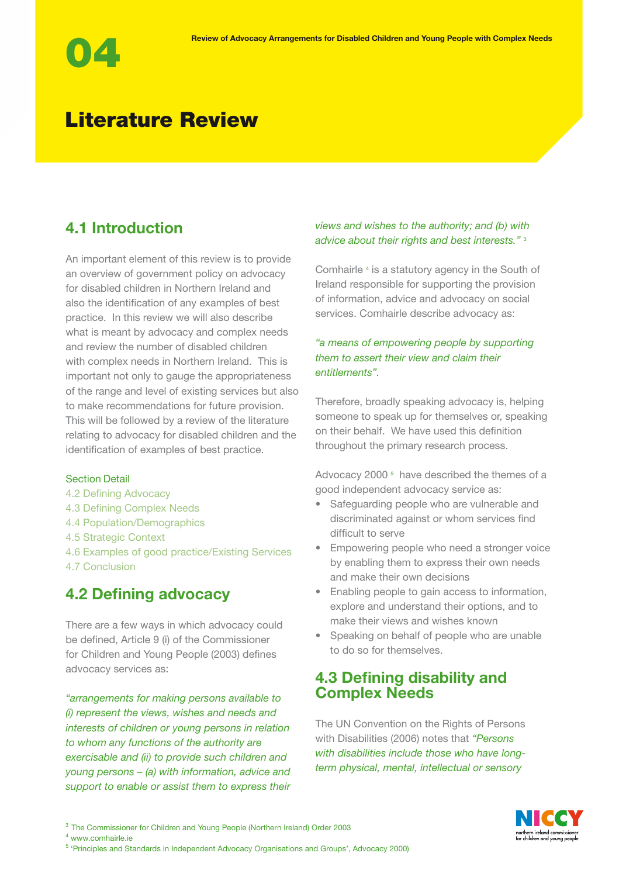# 04

# Literature Review

## 4.1 Introduction

An important element of this review is to provide an overview of government policy on advocacy for disabled children in Northern Ireland and also the identification of any examples of best practice. In this review we will also describe what is meant by advocacy and complex needs and review the number of disabled children with complex needs in Northern Ireland. This is important not only to gauge the appropriateness of the range and level of existing services but also to make recommendations for future provision. This will be followed by a review of the literature relating to advocacy for disabled children and the identification of examples of best practice.

Section Detail

4.2 Defining Advocacy
4.3 Defining Complex Needs
4.4 Population/Demographics
4.5 Strategic Context
4.6 Examples of good practice/Existing Services
4.7 Conclusion

## 4.2 Defining advocacy

There are a few ways in which advocacy could be defined, Article 9 (i) of the Commissioner for Children and Young People (2003) defines advocacy services as:

*"arrangements for making persons available to (i) represent the views, wishes and needs and interests of children or young persons in relation to whom any functions of the authority are exercisable and (ii) to provide such children and young persons – (a) with information, advice and support to enable or assist them to express their views and wishes to the authority; and (b) with advice about their rights and best interests."* [3]

Comhairle [4] is a statutory agency in the South of Ireland responsible for supporting the provision of information, advice and advocacy on social services. Comhairle describe advocacy as:

*"a means of empowering people by supporting them to assert their view and claim their entitlements".*

Therefore, broadly speaking advocacy is, helping someone to speak up for themselves or, speaking on their behalf. We have used this definition throughout the primary research process.

Advocacy 2000 [5] have described the themes of a good independent advocacy service as:

- Safeguarding people who are vulnerable and discriminated against or whom services find difficult to serve
- Empowering people who need a stronger voice by enabling them to express their own needs and make their own decisions
- Enabling people to gain access to information, explore and understand their options, and to make their views and wishes known
- Speaking on behalf of people who are unable to do so for themselves.

## 4.3 Defining disability and Complex Needs

The UN Convention on the Rights of Persons with Disabilities (2006) notes that *"Persons with disabilities include those who have long-term physical, mental, intellectual or sensory*

[3] The Commissioner for Children and Young People (Northern Ireland) Order 2003
[4] www.comhairle.ie
[5] 'Principles and Standards in Independent Advocacy Organisations and Groups', Advocacy 2000)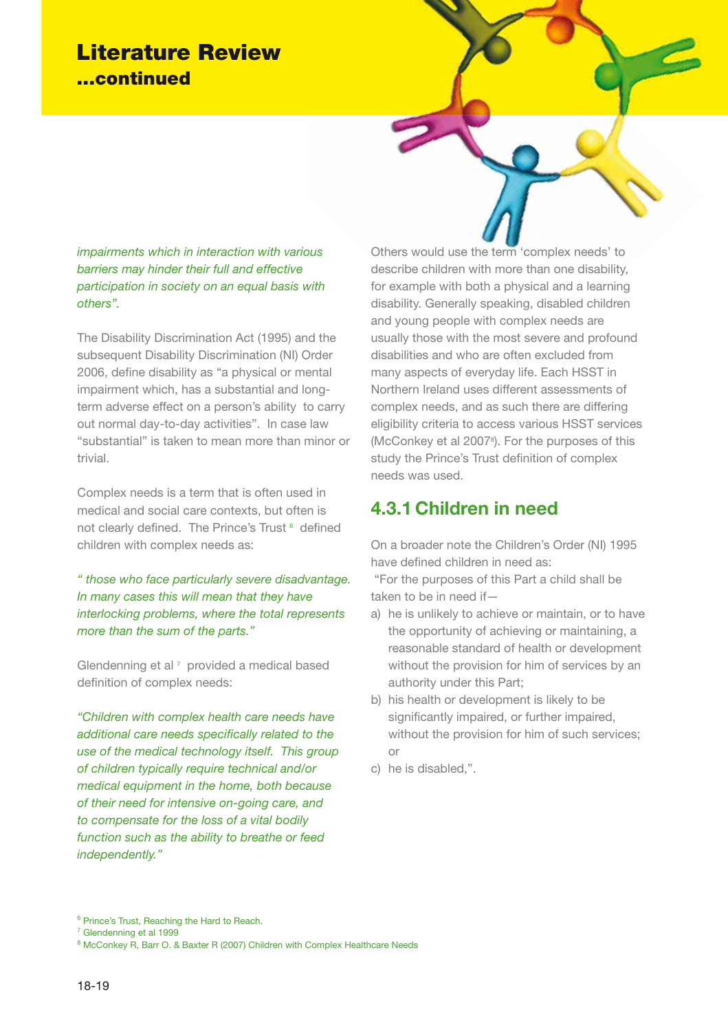*impairments which in interaction with various barriers may hinder their full and effective participation in society on an equal basis with others".*

The Disability Discrimination Act (1995) and the subsequent Disability Discrimination (NI) Order 2006, define disability as "a physical or mental impairment which, has a substantial and long-term adverse effect on a person's ability to carry out normal day-to-day activities". In case law "substantial" is taken to mean more than minor or trivial.

Complex needs is a term that is often used in medical and social care contexts, but often is not clearly defined. The Prince's Trust [6] defined children with complex needs as:

*" those who face particularly severe disadvantage. In many cases this will mean that they have interlocking problems, where the total represents more than the sum of the parts."*

Glendenning et al [7] provided a medical based definition of complex needs:

*"Children with complex health care needs have additional care needs specifically related to the use of the medical technology itself. This group of children typically require technical and/or medical equipment in the home, both because of their need for intensive on-going care, and to compensate for the loss of a vital bodily function such as the ability to breathe or feed independently."*

Others would use the term 'complex needs' to describe children with more than one disability, for example with both a physical and a learning disability. Generally speaking, disabled children and young people with complex needs are usually those with the most severe and profound disabilities and who are often excluded from many aspects of everyday life. Each HSST in Northern Ireland uses different assessments of complex needs, and as such there are differing eligibility criteria to access various HSST services (McConkey et al 2007[8]). For the purposes of this study the Prince's Trust definition of complex needs was used.

### 4.3.1 Children in need

On a broader note the Children's Order (NI) 1995 have defined children in need as:

"For the purposes of this Part a child shall be taken to be in need if—

a) he is unlikely to achieve or maintain, or to have the opportunity of achieving or maintaining, a reasonable standard of health or development without the provision for him of services by an authority under this Part;
b) his health or development is likely to be significantly impaired, or further impaired, without the provision for him of such services; or
c) he is disabled,".

[6] Prince's Trust, Reaching the Hard to Reach.
[7] Glendenning et al 1999
[8] McConkey R, Barr O. & Baxter R (2007) Children with Complex Healthcare Needs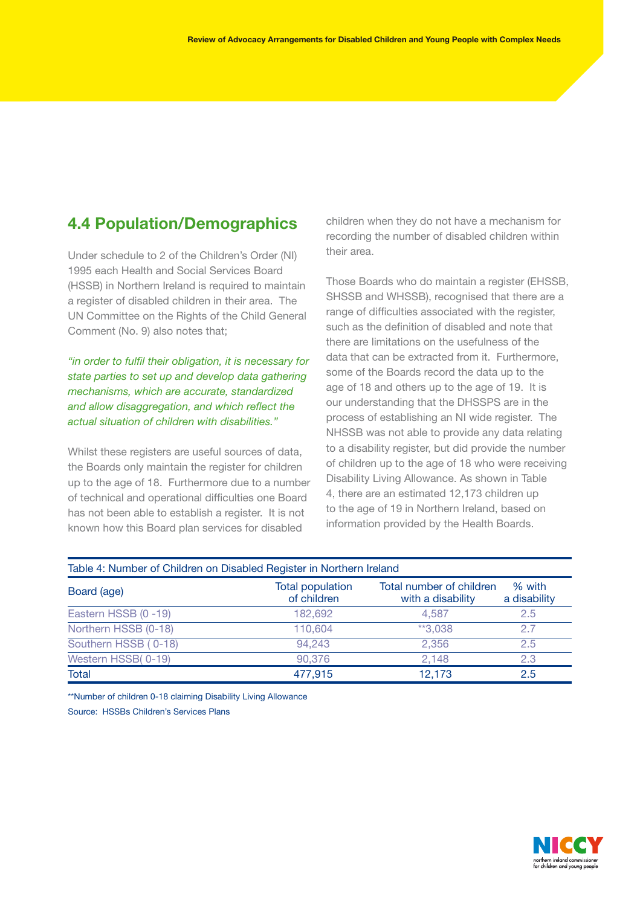## 4.4 Population/Demographics

Under schedule to 2 of the Children's Order (NI) 1995 each Health and Social Services Board (HSSB) in Northern Ireland is required to maintain a register of disabled children in their area. The UN Committee on the Rights of the Child General Comment (No. 9) also notes that;

*"in order to fulfil their obligation, it is necessary for state parties to set up and develop data gathering mechanisms, which are accurate, standardized and allow disaggregation, and which reflect the actual situation of children with disabilities."*

Whilst these registers are useful sources of data, the Boards only maintain the register for children up to the age of 18. Furthermore due to a number of technical and operational difficulties one Board has not been able to establish a register. It is not known how this Board plan services for disabled children when they do not have a mechanism for recording the number of disabled children within their area.

Those Boards who do maintain a register (EHSSB, SHSSB and WHSSB), recognised that there are a range of difficulties associated with the register, such as the definition of disabled and note that there are limitations on the usefulness of the data that can be extracted from it. Furthermore, some of the Boards record the data up to the age of 18 and others up to the age of 19. It is our understanding that the DHSSPS are in the process of establishing an NI wide register. The NHSSB was not able to provide any data relating to a disability register, but did provide the number of children up to the age of 18 who were receiving Disability Living Allowance. As shown in Table 4, there are an estimated 12,173 children up to the age of 19 in Northern Ireland, based on information provided by the Health Boards.

Table 4: Number of Children on Disabled Register in Northern Ireland

| Board (age) | Total population of children | Total number of children with a disability | % with a disability |
|---|---|---|---|
| Eastern HSSB (0 -19) | 182,692 | 4,587 | 2.5 |
| Northern HSSB (0-18) | 110,604 | **3,038 | 2.7 |
| Southern HSSB ( 0-18) | 94,243 | 2,356 | 2.5 |
| Western HSSB( 0-19) | 90,376 | 2,148 | 2.3 |
| Total | 477,915 | 12,173 | 2.5 |

**Number of children 0-18 claiming Disability Living Allowance

Source: HSSBs Children's Services Plans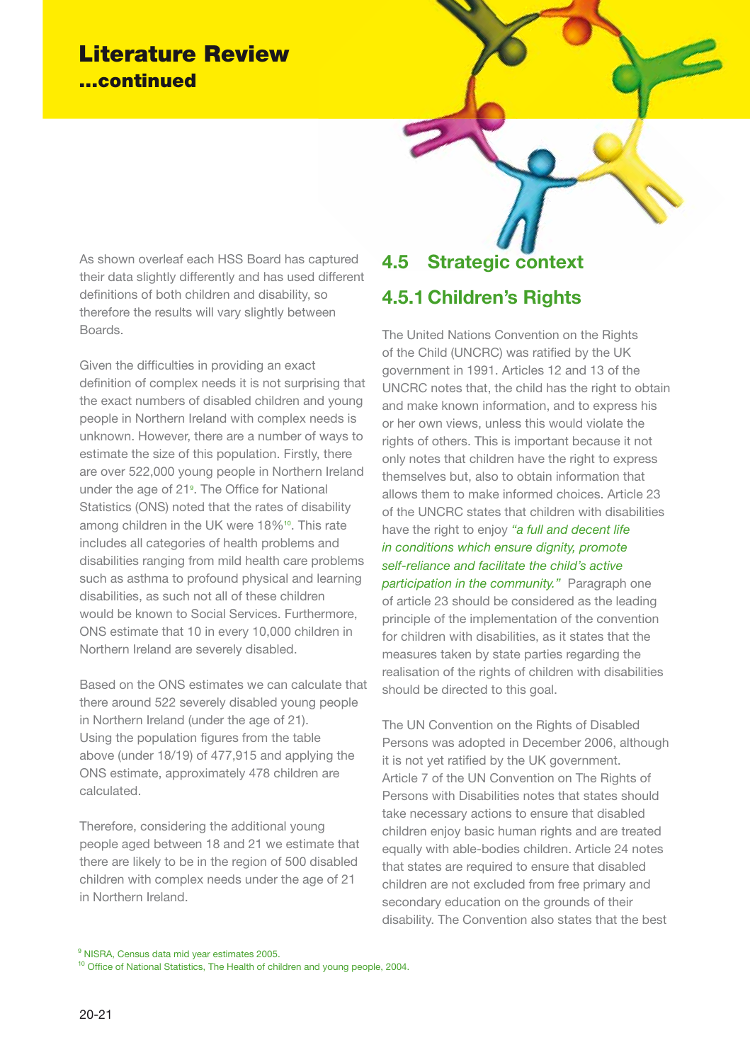# Literature Review
## ...continued

As shown overleaf each HSS Board has captured their data slightly differently and has used different definitions of both children and disability, so therefore the results will vary slightly between Boards.

Given the difficulties in providing an exact definition of complex needs it is not surprising that the exact numbers of disabled children and young people in Northern Ireland with complex needs is unknown. However, there are a number of ways to estimate the size of this population. Firstly, there are over 522,000 young people in Northern Ireland under the age of 21[9]. The Office for National Statistics (ONS) noted that the rates of disability among children in the UK were 18%[10]. This rate includes all categories of health problems and disabilities ranging from mild health care problems such as asthma to profound physical and learning disabilities, as such not all of these children would be known to Social Services. Furthermore, ONS estimate that 10 in every 10,000 children in Northern Ireland are severely disabled.

Based on the ONS estimates we can calculate that there around 522 severely disabled young people in Northern Ireland (under the age of 21). Using the population figures from the table above (under 18/19) of 477,915 and applying the ONS estimate, approximately 478 children are calculated.

Therefore, considering the additional young people aged between 18 and 21 we estimate that there are likely to be in the region of 500 disabled children with complex needs under the age of 21 in Northern Ireland.

## 4.5 Strategic context

### 4.5.1 Children's Rights

The United Nations Convention on the Rights of the Child (UNCRC) was ratified by the UK government in 1991. Articles 12 and 13 of the UNCRC notes that, the child has the right to obtain and make known information, and to express his or her own views, unless this would violate the rights of others. This is important because it not only notes that children have the right to express themselves but, also to obtain information that allows them to make informed choices. Article 23 of the UNCRC states that children with disabilities have the right to enjoy *"a full and decent life in conditions which ensure dignity, promote self-reliance and facilitate the child's active participation in the community."* Paragraph one of article 23 should be considered as the leading principle of the implementation of the convention for children with disabilities, as it states that the measures taken by state parties regarding the realisation of the rights of children with disabilities should be directed to this goal.

The UN Convention on the Rights of Disabled Persons was adopted in December 2006, although it is not yet ratified by the UK government. Article 7 of the UN Convention on The Rights of Persons with Disabilities notes that states should take necessary actions to ensure that disabled children enjoy basic human rights and are treated equally with able-bodies children. Article 24 notes that states are required to ensure that disabled children are not excluded from free primary and secondary education on the grounds of their disability. The Convention also states that the best

[9] NISRA, Census data mid year estimates 2005.

[10] Office of National Statistics, The Health of children and young people, 2004.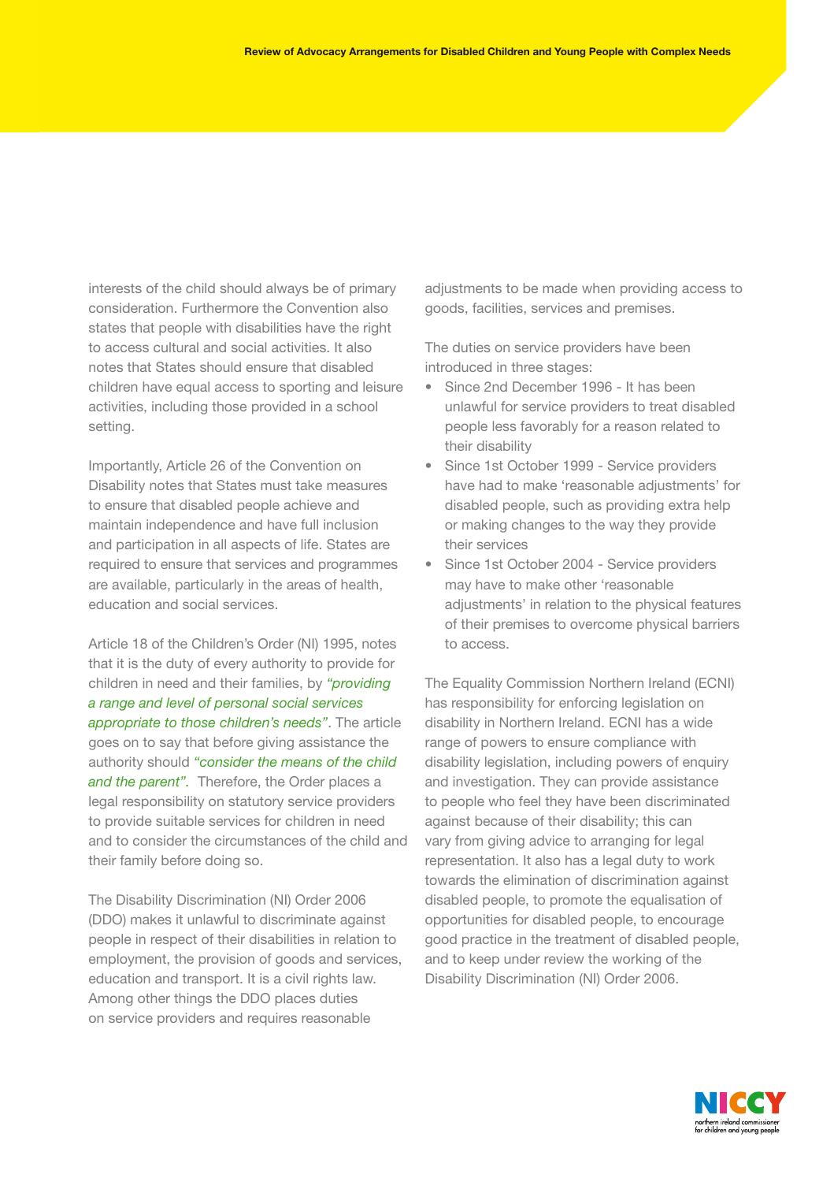interests of the child should always be of primary consideration. Furthermore the Convention also states that people with disabilities have the right to access cultural and social activities. It also notes that States should ensure that disabled children have equal access to sporting and leisure activities, including those provided in a school setting.

Importantly, Article 26 of the Convention on Disability notes that States must take measures to ensure that disabled people achieve and maintain independence and have full inclusion and participation in all aspects of life. States are required to ensure that services and programmes are available, particularly in the areas of health, education and social services.

Article 18 of the Children's Order (NI) 1995, notes that it is the duty of every authority to provide for children in need and their families, by *"providing a range and level of personal social services appropriate to those children's needs"*. The article goes on to say that before giving assistance the authority should *"consider the means of the child and the parent"*. Therefore, the Order places a legal responsibility on statutory service providers to provide suitable services for children in need and to consider the circumstances of the child and their family before doing so.

The Disability Discrimination (NI) Order 2006 (DDO) makes it unlawful to discriminate against people in respect of their disabilities in relation to employment, the provision of goods and services, education and transport. It is a civil rights law. Among other things the DDO places duties on service providers and requires reasonable adjustments to be made when providing access to goods, facilities, services and premises.

The duties on service providers have been introduced in three stages:

- Since 2nd December 1996 - It has been unlawful for service providers to treat disabled people less favorably for a reason related to their disability
- Since 1st October 1999 - Service providers have had to make 'reasonable adjustments' for disabled people, such as providing extra help or making changes to the way they provide their services
- Since 1st October 2004 - Service providers may have to make other 'reasonable adjustments' in relation to the physical features of their premises to overcome physical barriers to access.

The Equality Commission Northern Ireland (ECNI) has responsibility for enforcing legislation on disability in Northern Ireland. ECNI has a wide range of powers to ensure compliance with disability legislation, including powers of enquiry and investigation. They can provide assistance to people who feel they have been discriminated against because of their disability; this can vary from giving advice to arranging for legal representation. It also has a legal duty to work towards the elimination of discrimination against disabled people, to promote the equalisation of opportunities for disabled people, to encourage good practice in the treatment of disabled people, and to keep under review the working of the Disability Discrimination (NI) Order 2006.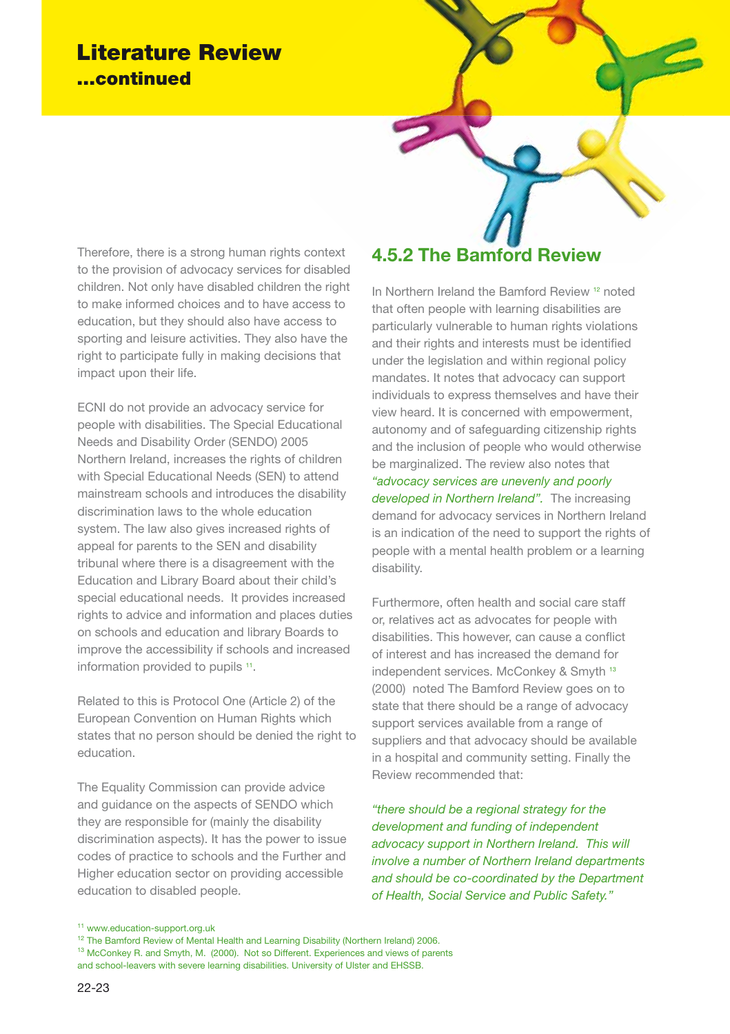## Literature Review ...continued

Therefore, there is a strong human rights context to the provision of advocacy services for disabled children. Not only have disabled children the right to make informed choices and to have access to education, but they should also have access to sporting and leisure activities. They also have the right to participate fully in making decisions that impact upon their life.

ECNI do not provide an advocacy service for people with disabilities. The Special Educational Needs and Disability Order (SENDO) 2005 Northern Ireland, increases the rights of children with Special Educational Needs (SEN) to attend mainstream schools and introduces the disability discrimination laws to the whole education system. The law also gives increased rights of appeal for parents to the SEN and disability tribunal where there is a disagreement with the Education and Library Board about their child's special educational needs. It provides increased rights to advice and information and places duties on schools and education and library Boards to improve the accessibility if schools and increased information provided to pupils [11].

Related to this is Protocol One (Article 2) of the European Convention on Human Rights which states that no person should be denied the right to education.

The Equality Commission can provide advice and guidance on the aspects of SENDO which they are responsible for (mainly the disability discrimination aspects). It has the power to issue codes of practice to schools and the Further and Higher education sector on providing accessible education to disabled people.

### 4.5.2 The Bamford Review

In Northern Ireland the Bamford Review [12] noted that often people with learning disabilities are particularly vulnerable to human rights violations and their rights and interests must be identified under the legislation and within regional policy mandates. It notes that advocacy can support individuals to express themselves and have their view heard. It is concerned with empowerment, autonomy and of safeguarding citizenship rights and the inclusion of people who would otherwise be marginalized. The review also notes that *"advocacy services are unevenly and poorly developed in Northern Ireland".* The increasing demand for advocacy services in Northern Ireland is an indication of the need to support the rights of people with a mental health problem or a learning disability.

Furthermore, often health and social care staff or, relatives act as advocates for people with disabilities. This however, can cause a conflict of interest and has increased the demand for independent services. McConkey & Smyth [13] (2000) noted The Bamford Review goes on to state that there should be a range of advocacy support services available from a range of suppliers and that advocacy should be available in a hospital and community setting. Finally the Review recommended that:

*"there should be a regional strategy for the development and funding of independent advocacy support in Northern Ireland. This will involve a number of Northern Ireland departments and should be co-coordinated by the Department of Health, Social Service and Public Safety."*

---

[11] www.education-support.org.uk

[12] The Bamford Review of Mental Health and Learning Disability (Northern Ireland) 2006.

[13] McConkey R. and Smyth, M. (2000). Not so Different. Experiences and views of parents and school-leavers with severe learning disabilities. University of Ulster and EHSSB.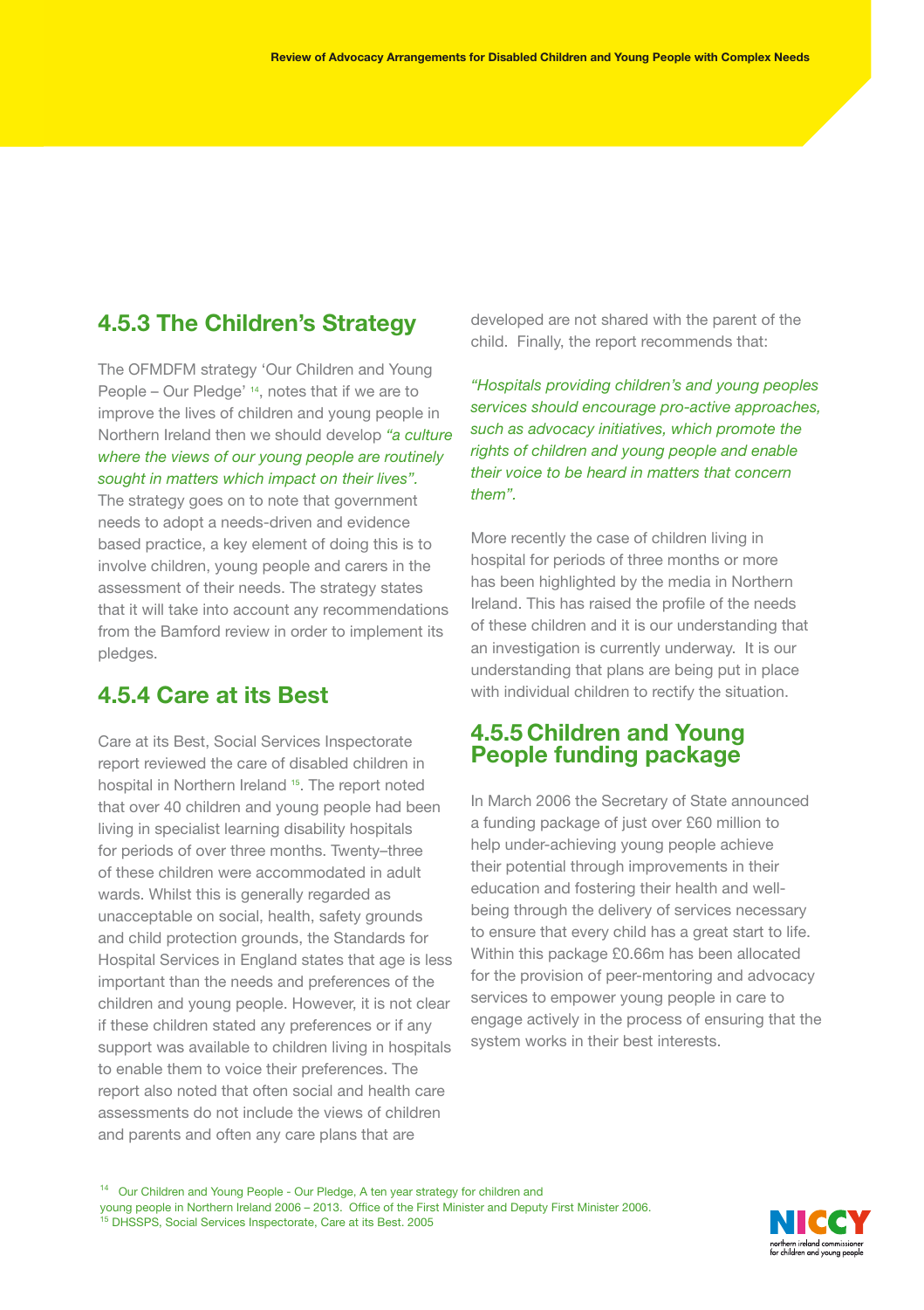## 4.5.3 The Children's Strategy

The OFMDFM strategy 'Our Children and Young People – Our Pledge' [14], notes that if we are to improve the lives of children and young people in Northern Ireland then we should develop *"a culture where the views of our young people are routinely sought in matters which impact on their lives".* The strategy goes on to note that government needs to adopt a needs-driven and evidence based practice, a key element of doing this is to involve children, young people and carers in the assessment of their needs. The strategy states that it will take into account any recommendations from the Bamford review in order to implement its pledges.

## 4.5.4 Care at its Best

Care at its Best, Social Services Inspectorate report reviewed the care of disabled children in hospital in Northern Ireland [15]. The report noted that over 40 children and young people had been living in specialist learning disability hospitals for periods of over three months. Twenty–three of these children were accommodated in adult wards. Whilst this is generally regarded as unacceptable on social, health, safety grounds and child protection grounds, the Standards for Hospital Services in England states that age is less important than the needs and preferences of the children and young people. However, it is not clear if these children stated any preferences or if any support was available to children living in hospitals to enable them to voice their preferences. The report also noted that often social and health care assessments do not include the views of children and parents and often any care plans that are developed are not shared with the parent of the child. Finally, the report recommends that:

*"Hospitals providing children's and young peoples services should encourage pro-active approaches, such as advocacy initiatives, which promote the rights of children and young people and enable their voice to be heard in matters that concern them".*

More recently the case of children living in hospital for periods of three months or more has been highlighted by the media in Northern Ireland. This has raised the profile of the needs of these children and it is our understanding that an investigation is currently underway. It is our understanding that plans are being put in place with individual children to rectify the situation.

## 4.5.5 Children and Young People funding package

In March 2006 the Secretary of State announced a funding package of just over £60 million to help under-achieving young people achieve their potential through improvements in their education and fostering their health and well-being through the delivery of services necessary to ensure that every child has a great start to life. Within this package £0.66m has been allocated for the provision of peer-mentoring and advocacy services to empower young people in care to engage actively in the process of ensuring that the system works in their best interests.

[14] Our Children and Young People - Our Pledge, A ten year strategy for children and young people in Northern Ireland 2006 – 2013. Office of the First Minister and Deputy First Minister 2006.

[15] DHSSPS, Social Services Inspectorate, Care at its Best. 2005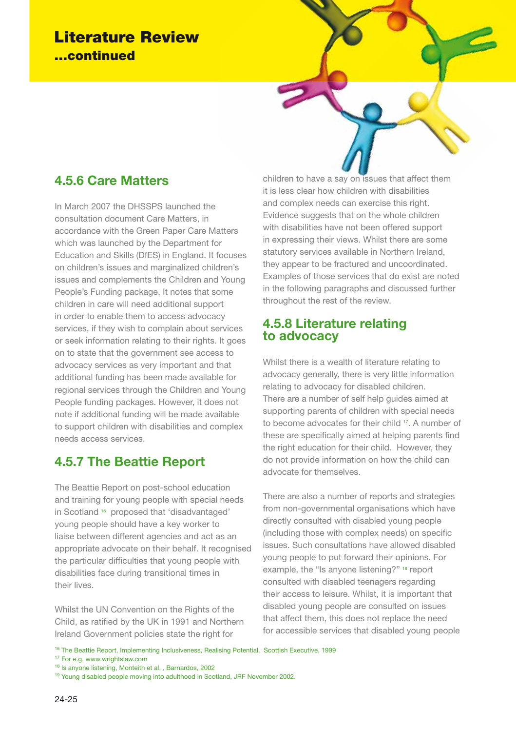# Literature Review
**...continued**

## 4.5.6 Care Matters

In March 2007 the DHSSPS launched the consultation document Care Matters, in accordance with the Green Paper Care Matters which was launched by the Department for Education and Skills (DfES) in England. It focuses on children's issues and marginalized children's issues and complements the Children and Young People's Funding package. It notes that some children in care will need additional support in order to enable them to access advocacy services, if they wish to complain about services or seek information relating to their rights. It goes on to state that the government see access to advocacy services as very important and that additional funding has been made available for regional services through the Children and Young People funding packages. However, it does not note if additional funding will be made available to support children with disabilities and complex needs access services.

## 4.5.7 The Beattie Report

The Beattie Report on post-school education and training for young people with special needs in Scotland [16] proposed that 'disadvantaged' young people should have a key worker to liaise between different agencies and act as an appropriate advocate on their behalf. It recognised the particular difficulties that young people with disabilities face during transitional times in their lives.

Whilst the UN Convention on the Rights of the Child, as ratified by the UK in 1991 and Northern Ireland Government policies state the right for children to have a say on issues that affect them it is less clear how children with disabilities and complex needs can exercise this right. Evidence suggests that on the whole children with disabilities have not been offered support in expressing their views. Whilst there are some statutory services available in Northern Ireland, they appear to be fractured and uncoordinated. Examples of those services that do exist are noted in the following paragraphs and discussed further throughout the rest of the review.

## 4.5.8 Literature relating to advocacy

Whilst there is a wealth of literature relating to advocacy generally, there is very little information relating to advocacy for disabled children. There are a number of self help guides aimed at supporting parents of children with special needs to become advocates for their child [17]. A number of these are specifically aimed at helping parents find the right education for their child. However, they do not provide information on how the child can advocate for themselves.

There are also a number of reports and strategies from non-governmental organisations which have directly consulted with disabled young people (including those with complex needs) on specific issues. Such consultations have allowed disabled young people to put forward their opinions. For example, the "Is anyone listening?" [18] report consulted with disabled teenagers regarding their access to leisure. Whilst, it is important that disabled young people are consulted on issues that affect them, this does not replace the need for accessible services that disabled young people

[16] The Beattie Report, Implementing Inclusiveness, Realising Potential. Scottish Executive, 1999

[17] For e.g. www.wrightslaw.com

[18] Is anyone listening, Monteith et al, , Barnardos, 2002

[19] Young disabled people moving into adulthood in Scotland, JRF November 2002.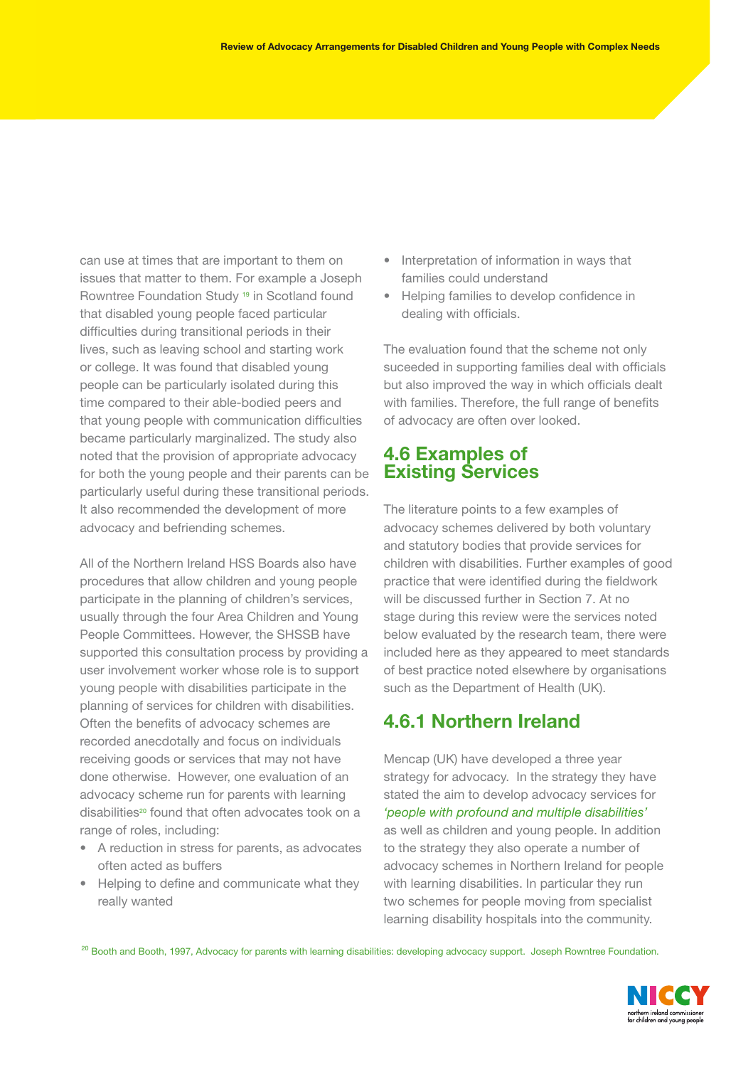can use at times that are important to them on issues that matter to them. For example a Joseph Rowntree Foundation Study [19] in Scotland found that disabled young people faced particular difficulties during transitional periods in their lives, such as leaving school and starting work or college. It was found that disabled young people can be particularly isolated during this time compared to their able-bodied peers and that young people with communication difficulties became particularly marginalized. The study also noted that the provision of appropriate advocacy for both the young people and their parents can be particularly useful during these transitional periods. It also recommended the development of more advocacy and befriending schemes.

All of the Northern Ireland HSS Boards also have procedures that allow children and young people participate in the planning of children's services, usually through the four Area Children and Young People Committees. However, the SHSSB have supported this consultation process by providing a user involvement worker whose role is to support young people with disabilities participate in the planning of services for children with disabilities. Often the benefits of advocacy schemes are recorded anecdotally and focus on individuals receiving goods or services that may not have done otherwise. However, one evaluation of an advocacy scheme run for parents with learning disabilities[20] found that often advocates took on a range of roles, including:

- A reduction in stress for parents, as advocates often acted as buffers
- Helping to define and communicate what they really wanted
- Interpretation of information in ways that families could understand
- Helping families to develop confidence in dealing with officials.

The evaluation found that the scheme not only suceeded in supporting families deal with officials but also improved the way in which officials dealt with families. Therefore, the full range of benefits of advocacy are often over looked.

## 4.6 Examples of Existing Services

The literature points to a few examples of advocacy schemes delivered by both voluntary and statutory bodies that provide services for children with disabilities. Further examples of good practice that were identified during the fieldwork will be discussed further in Section 7. At no stage during this review were the services noted below evaluated by the research team, there were included here as they appeared to meet standards of best practice noted elsewhere by organisations such as the Department of Health (UK).

### 4.6.1 Northern Ireland

Mencap (UK) have developed a three year strategy for advocacy. In the strategy they have stated the aim to develop advocacy services for *'people with profound and multiple disabilities'* as well as children and young people. In addition to the strategy they also operate a number of advocacy schemes in Northern Ireland for people with learning disabilities. In particular they run two schemes for people moving from specialist learning disability hospitals into the community.

[20] Booth and Booth, 1997, Advocacy for parents with learning disabilities: developing advocacy support. Joseph Rowntree Foundation.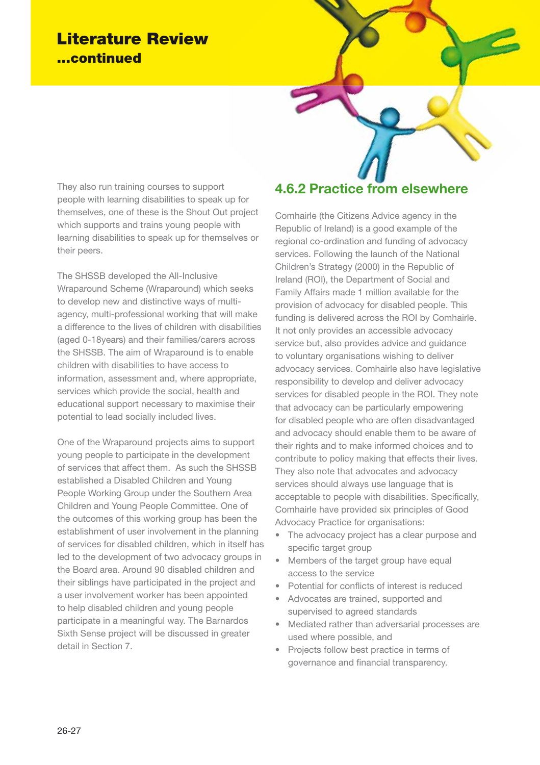# Literature Review

## ...continued

They also run training courses to support people with learning disabilities to speak up for themselves, one of these is the Shout Out project which supports and trains young people with learning disabilities to speak up for themselves or their peers.

The SHSSB developed the All-Inclusive Wraparound Scheme (Wraparound) which seeks to develop new and distinctive ways of multi-agency, multi-professional working that will make a difference to the lives of children with disabilities (aged 0-18years) and their families/carers across the SHSSB. The aim of Wraparound is to enable children with disabilities to have access to information, assessment and, where appropriate, services which provide the social, health and educational support necessary to maximise their potential to lead socially included lives.

One of the Wraparound projects aims to support young people to participate in the development of services that affect them. As such the SHSSB established a Disabled Children and Young People Working Group under the Southern Area Children and Young People Committee. One of the outcomes of this working group has been the establishment of user involvement in the planning of services for disabled children, which in itself has led to the development of two advocacy groups in the Board area. Around 90 disabled children and their siblings have participated in the project and a user involvement worker has been appointed to help disabled children and young people participate in a meaningful way. The Barnardos Sixth Sense project will be discussed in greater detail in Section 7.

### 4.6.2 Practice from elsewhere

Comhairle (the Citizens Advice agency in the Republic of Ireland) is a good example of the regional co-ordination and funding of advocacy services. Following the launch of the National Children's Strategy (2000) in the Republic of Ireland (ROI), the Department of Social and Family Affairs made 1 million available for the provision of advocacy for disabled people. This funding is delivered across the ROI by Comhairle. It not only provides an accessible advocacy service but, also provides advice and guidance to voluntary organisations wishing to deliver advocacy services. Comhairle also have legislative responsibility to develop and deliver advocacy services for disabled people in the ROI. They note that advocacy can be particularly empowering for disabled people who are often disadvantaged and advocacy should enable them to be aware of their rights and to make informed choices and to contribute to policy making that effects their lives. They also note that advocates and advocacy services should always use language that is acceptable to people with disabilities. Specifically, Comhairle have provided six principles of Good Advocacy Practice for organisations:

- The advocacy project has a clear purpose and specific target group
- Members of the target group have equal access to the service
- Potential for conflicts of interest is reduced
- Advocates are trained, supported and supervised to agreed standards
- Mediated rather than adversarial processes are used where possible, and
- Projects follow best practice in terms of governance and financial transparency.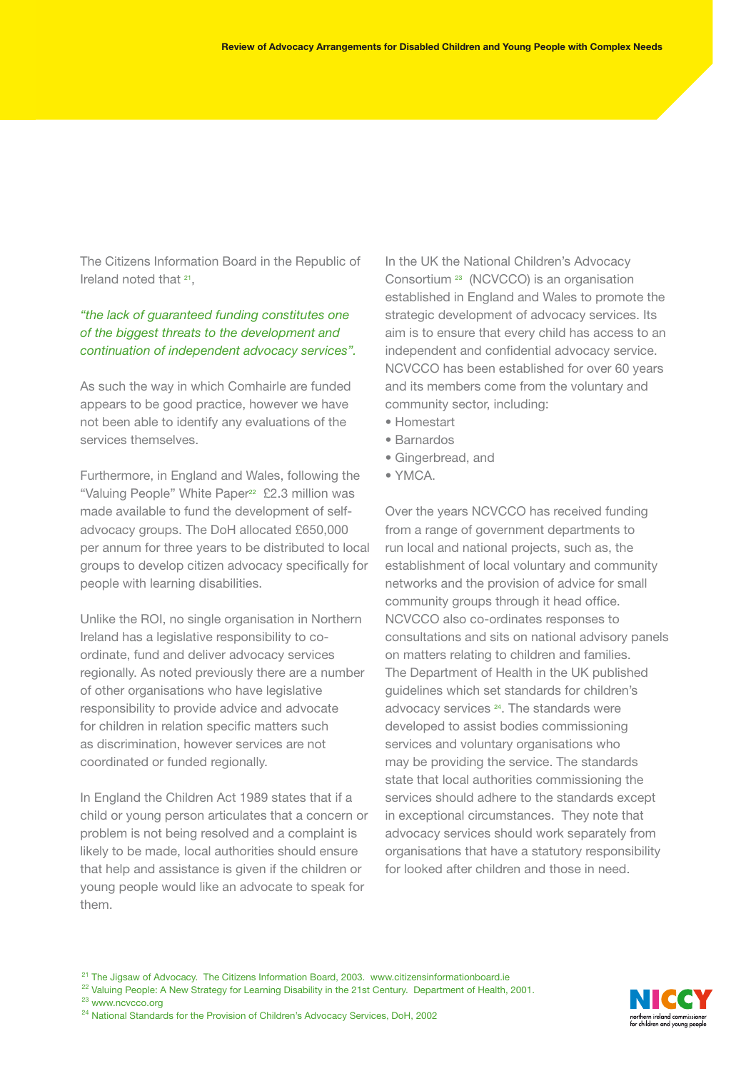The Citizens Information Board in the Republic of Ireland noted that [21],

*"the lack of guaranteed funding constitutes one of the biggest threats to the development and continuation of independent advocacy services".*

As such the way in which Comhairle are funded appears to be good practice, however we have not been able to identify any evaluations of the services themselves.

Furthermore, in England and Wales, following the "Valuing People" White Paper[22] £2.3 million was made available to fund the development of self-advocacy groups. The DoH allocated £650,000 per annum for three years to be distributed to local groups to develop citizen advocacy specifically for people with learning disabilities.

Unlike the ROI, no single organisation in Northern Ireland has a legislative responsibility to co-ordinate, fund and deliver advocacy services regionally. As noted previously there are a number of other organisations who have legislative responsibility to provide advice and advocate for children in relation specific matters such as discrimination, however services are not coordinated or funded regionally.

In England the Children Act 1989 states that if a child or young person articulates that a concern or problem is not being resolved and a complaint is likely to be made, local authorities should ensure that help and assistance is given if the children or young people would like an advocate to speak for them.

In the UK the National Children's Advocacy Consortium [23] (NCVCCO) is an organisation established in England and Wales to promote the strategic development of advocacy services. Its aim is to ensure that every child has access to an independent and confidential advocacy service. NCVCCO has been established for over 60 years and its members come from the voluntary and community sector, including:

- Homestart
- Barnardos
- Gingerbread, and
- YMCA.

Over the years NCVCCO has received funding from a range of government departments to run local and national projects, such as, the establishment of local voluntary and community networks and the provision of advice for small community groups through it head office. NCVCCO also co-ordinates responses to consultations and sits on national advisory panels on matters relating to children and families. The Department of Health in the UK published guidelines which set standards for children's advocacy services [24]. The standards were developed to assist bodies commissioning services and voluntary organisations who may be providing the service. The standards state that local authorities commissioning the services should adhere to the standards except in exceptional circumstances. They note that advocacy services should work separately from organisations that have a statutory responsibility for looked after children and those in need.

[21] The Jigsaw of Advocacy. The Citizens Information Board, 2003. www.citizensinformationboard.ie
[22] Valuing People: A New Strategy for Learning Disability in the 21st Century. Department of Health, 2001.
[23] www.ncvcco.org
[24] National Standards for the Provision of Children's Advocacy Services, DoH, 2002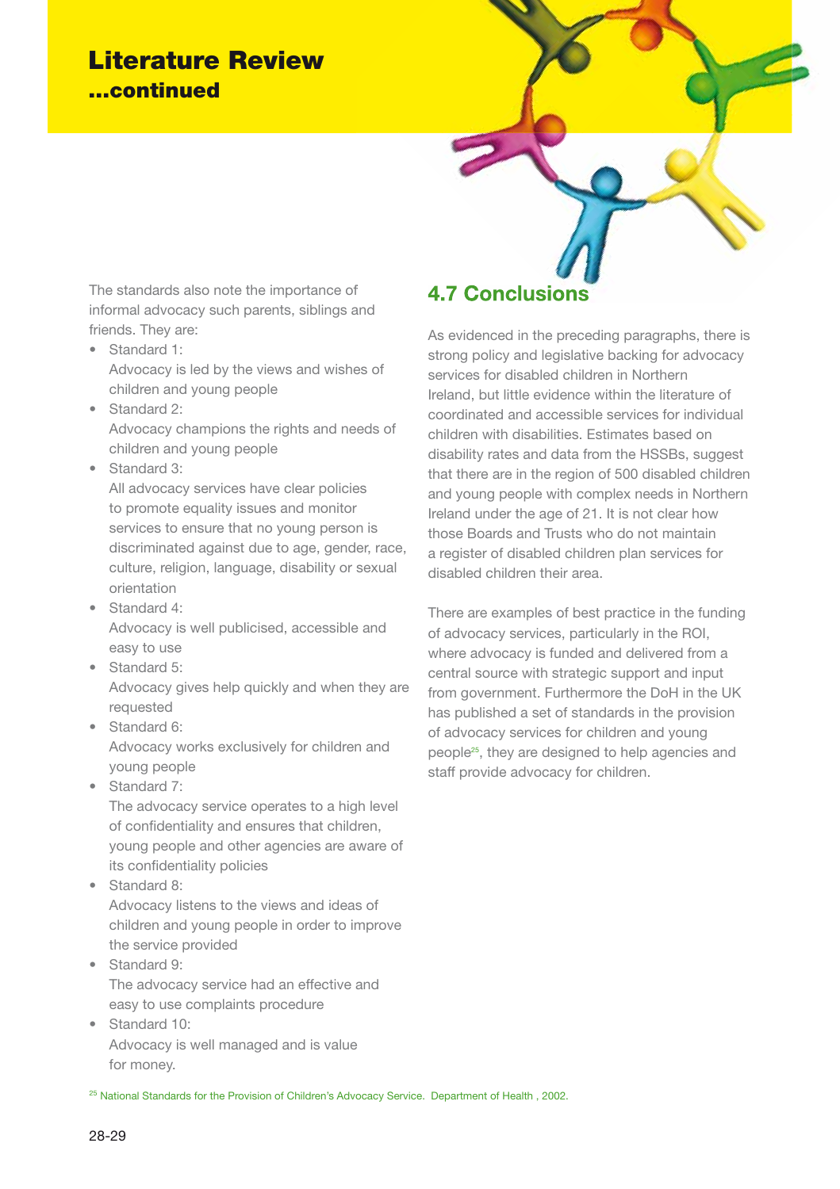# Literature Review

**...continued**

The standards also note the importance of informal advocacy such parents, siblings and friends. They are:

- Standard 1:
  Advocacy is led by the views and wishes of children and young people
- Standard 2:
  Advocacy champions the rights and needs of children and young people
- Standard 3:
  All advocacy services have clear policies to promote equality issues and monitor services to ensure that no young person is discriminated against due to age, gender, race, culture, religion, language, disability or sexual orientation
- Standard 4:
  Advocacy is well publicised, accessible and easy to use
- Standard 5:
  Advocacy gives help quickly and when they are requested
- Standard 6:
  Advocacy works exclusively for children and young people
- Standard 7:
  The advocacy service operates to a high level of confidentiality and ensures that children, young people and other agencies are aware of its confidentiality policies
- Standard 8:
  Advocacy listens to the views and ideas of children and young people in order to improve the service provided
- Standard 9:
  The advocacy service had an effective and easy to use complaints procedure
- Standard 10:
  Advocacy is well managed and is value for money.

## 4.7 Conclusions

As evidenced in the preceding paragraphs, there is strong policy and legislative backing for advocacy services for disabled children in Northern Ireland, but little evidence within the literature of coordinated and accessible services for individual children with disabilities. Estimates based on disability rates and data from the HSSBs, suggest that there are in the region of 500 disabled children and young people with complex needs in Northern Ireland under the age of 21. It is not clear how those Boards and Trusts who do not maintain a register of disabled children plan services for disabled children their area.

There are examples of best practice in the funding of advocacy services, particularly in the ROI, where advocacy is funded and delivered from a central source with strategic support and input from government. Furthermore the DoH in the UK has published a set of standards in the provision of advocacy services for children and young people[25], they are designed to help agencies and staff provide advocacy for children.

[25] National Standards for the Provision of Children's Advocacy Service. Department of Health , 2002.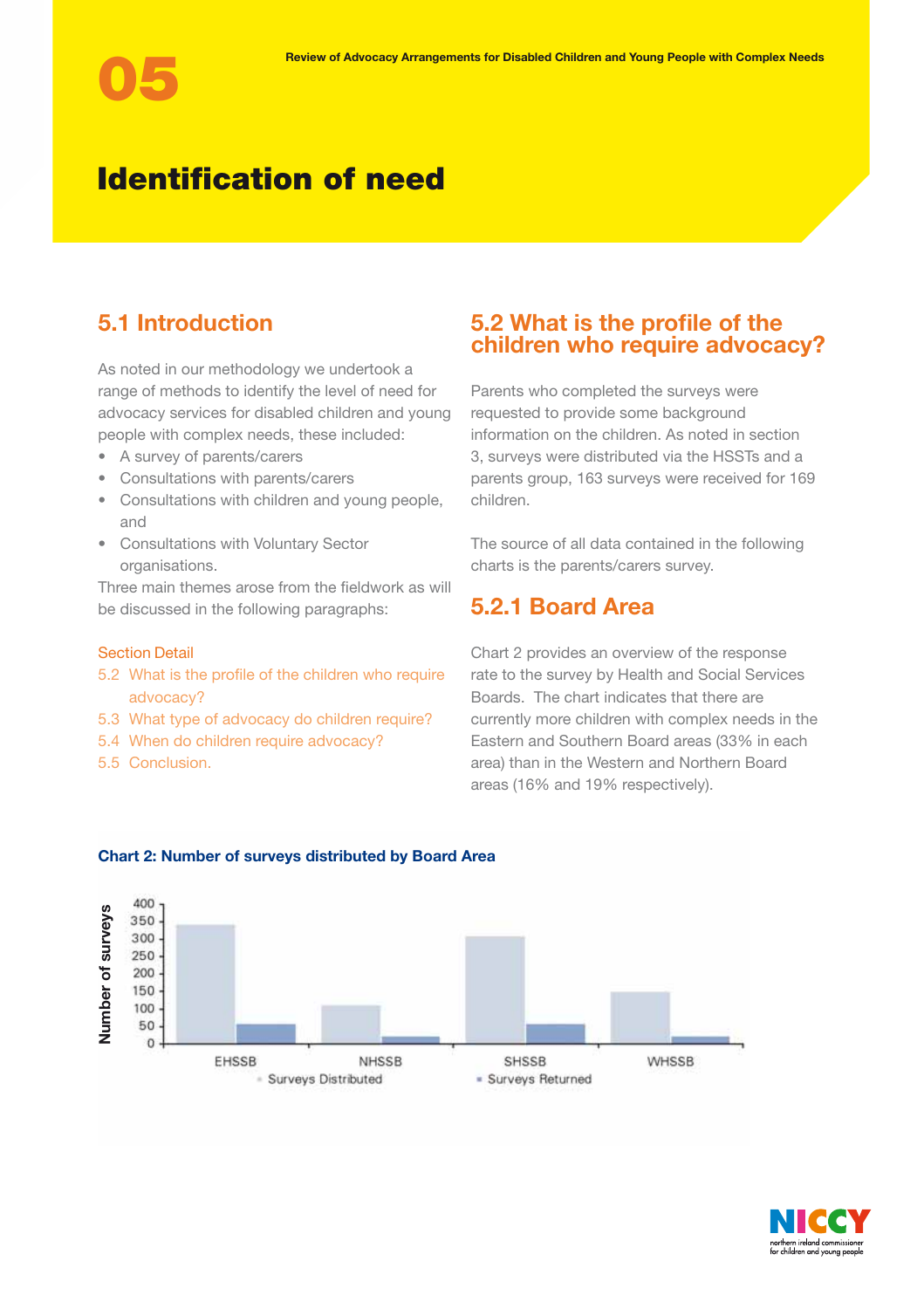# 05

# Identification of need

## 5.1 Introduction

As noted in our methodology we undertook a range of methods to identify the level of need for advocacy services for disabled children and young people with complex needs, these included:

- A survey of parents/carers
- Consultations with parents/carers
- Consultations with children and young people, and
- Consultations with Voluntary Sector organisations.

Three main themes arose from the fieldwork as will be discussed in the following paragraphs:

Section Detail

- 5.2 What is the profile of the children who require advocacy?
- 5.3 What type of advocacy do children require?
- 5.4 When do children require advocacy?
- 5.5 Conclusion.

## 5.2 What is the profile of the children who require advocacy?

Parents who completed the surveys were requested to provide some background information on the children. As noted in section 3, surveys were distributed via the HSSTs and a parents group, 163 surveys were received for 169 children.

The source of all data contained in the following charts is the parents/carers survey.

### 5.2.1 Board Area

Chart 2 provides an overview of the response rate to the survey by Health and Social Services Boards. The chart indicates that there are currently more children with complex needs in the Eastern and Southern Board areas (33% in each area) than in the Western and Northern Board areas (16% and 19% respectively).

**Chart 2: Number of surveys distributed by Board Area**

| Board | Surveys Distributed | Surveys Returned |
|---|---|---|
| EHSSB | ~340 | ~55 |
| NHSSB | ~110 | ~20 |
| SHSSB | ~305 | ~55 |
| WHSSB | ~150 | ~20 |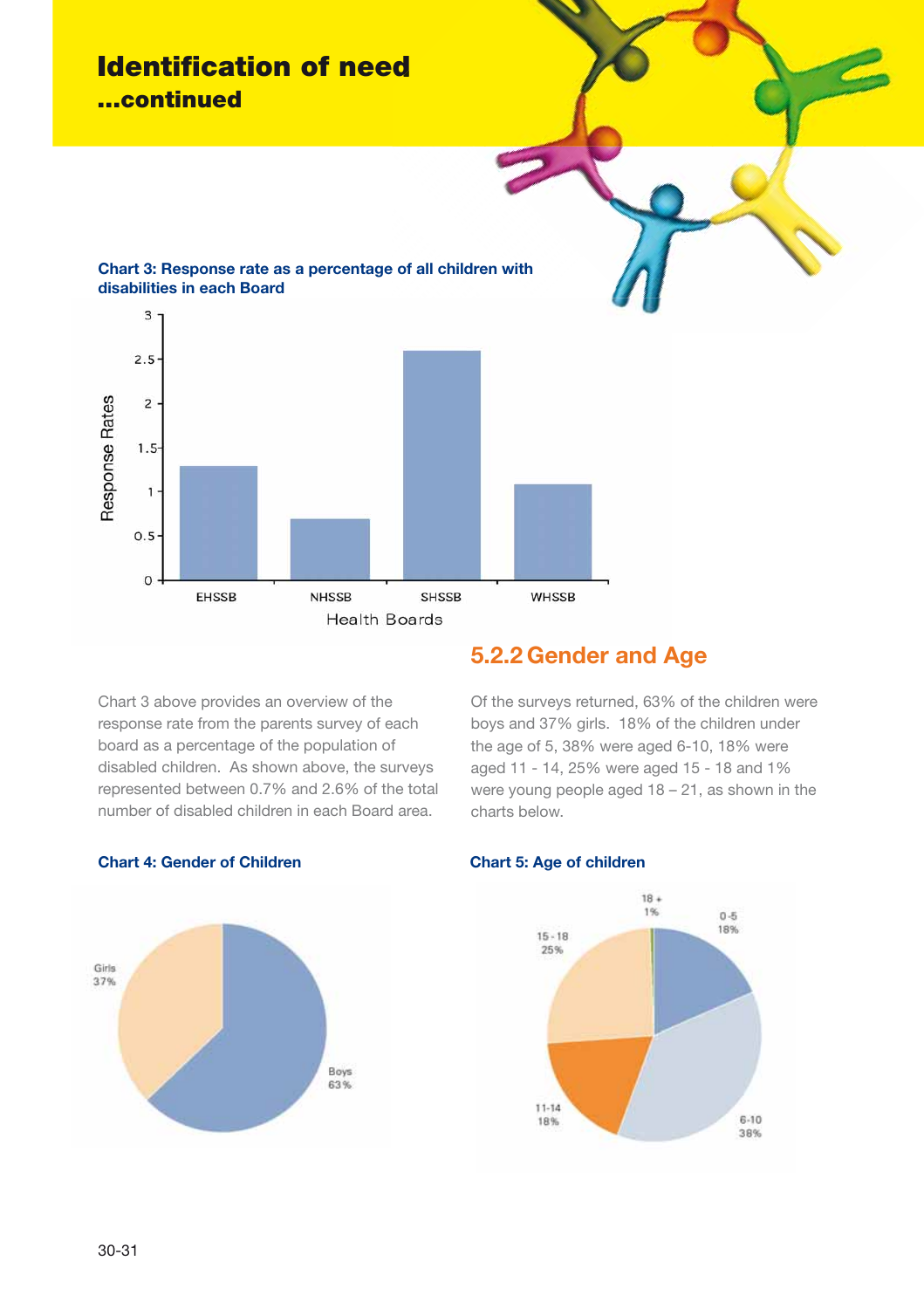# Identification of need

## ...continued

**Chart 3: Response rate as a percentage of all children with disabilities in each Board**

| Health Boards | Response Rates |
|---|---|
| EHSSB | 1.3 |
| NHSSB | 0.7 |
| SHSSB | 2.6 |
| WHSSB | 1.1 |

Chart 3 above provides an overview of the response rate from the parents survey of each board as a percentage of the population of disabled children. As shown above, the surveys represented between 0.7% and 2.6% of the total number of disabled children in each Board area.

### 5.2.2 Gender and Age

Of the surveys returned, 63% of the children were boys and 37% girls. 18% of the children under the age of 5, 38% were aged 6-10, 18% were aged 11 - 14, 25% were aged 15 - 18 and 1% were young people aged 18 – 21, as shown in the charts below.

**Chart 4: Gender of Children**

| Gender | % |
|---|---|
| Girls | 37% |
| Boys | 63% |

**Chart 5: Age of children**

| Age | % |
|---|---|
| 0-5 | 18% |
| 6-10 | 38% |
| 11-14 | 18% |
| 15-18 | 25% |
| 18 + | 1% |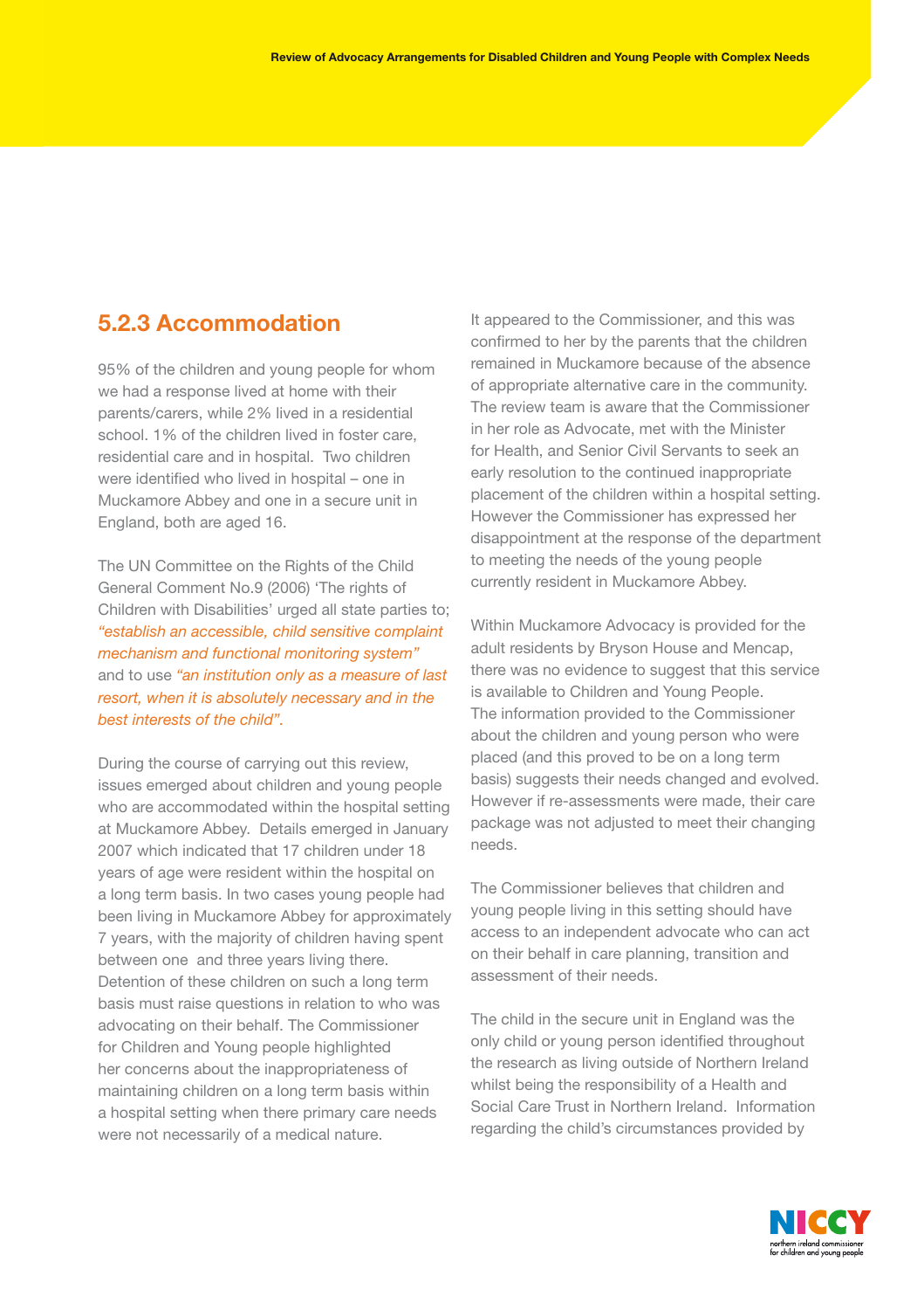### 5.2.3 Accommodation

95% of the children and young people for whom we had a response lived at home with their parents/carers, while 2% lived in a residential school. 1% of the children lived in foster care, residential care and in hospital. Two children were identified who lived in hospital – one in Muckamore Abbey and one in a secure unit in England, both are aged 16.

The UN Committee on the Rights of the Child General Comment No.9 (2006) 'The rights of Children with Disabilities' urged all state parties to; *"establish an accessible, child sensitive complaint mechanism and functional monitoring system"* and to use *"an institution only as a measure of last resort, when it is absolutely necessary and in the best interests of the child".*

During the course of carrying out this review, issues emerged about children and young people who are accommodated within the hospital setting at Muckamore Abbey. Details emerged in January 2007 which indicated that 17 children under 18 years of age were resident within the hospital on a long term basis. In two cases young people had been living in Muckamore Abbey for approximately 7 years, with the majority of children having spent between one and three years living there. Detention of these children on such a long term basis must raise questions in relation to who was advocating on their behalf. The Commissioner for Children and Young people highlighted her concerns about the inappropriateness of maintaining children on a long term basis within a hospital setting when there primary care needs were not necessarily of a medical nature.

It appeared to the Commissioner, and this was confirmed to her by the parents that the children remained in Muckamore because of the absence of appropriate alternative care in the community. The review team is aware that the Commissioner in her role as Advocate, met with the Minister for Health, and Senior Civil Servants to seek an early resolution to the continued inappropriate placement of the children within a hospital setting. However the Commissioner has expressed her disappointment at the response of the department to meeting the needs of the young people currently resident in Muckamore Abbey.

Within Muckamore Advocacy is provided for the adult residents by Bryson House and Mencap, there was no evidence to suggest that this service is available to Children and Young People. The information provided to the Commissioner about the children and young person who were placed (and this proved to be on a long term basis) suggests their needs changed and evolved. However if re-assessments were made, their care package was not adjusted to meet their changing needs.

The Commissioner believes that children and young people living in this setting should have access to an independent advocate who can act on their behalf in care planning, transition and assessment of their needs.

The child in the secure unit in England was the only child or young person identified throughout the research as living outside of Northern Ireland whilst being the responsibility of a Health and Social Care Trust in Northern Ireland. Information regarding the child's circumstances provided by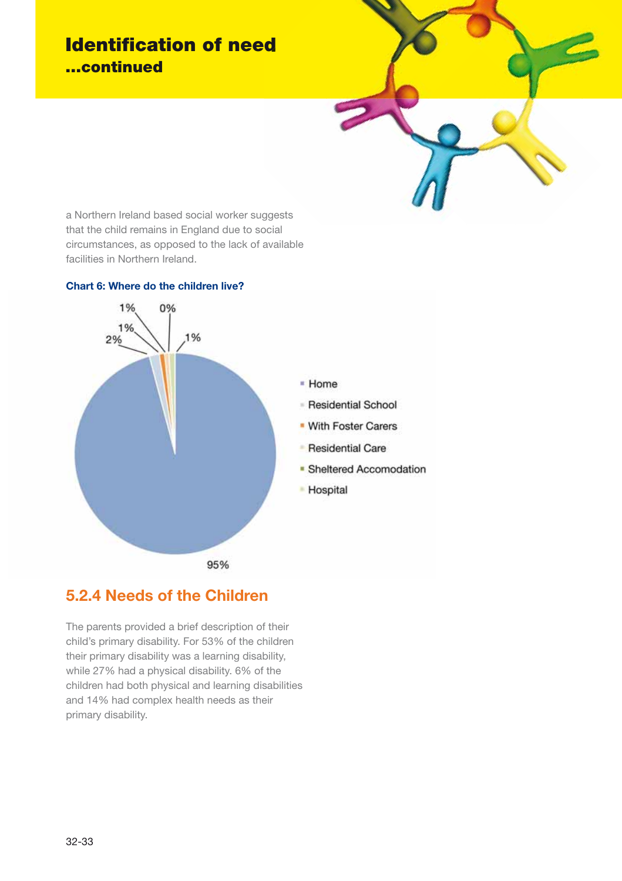# Identification of need

## ...continued

a Northern Ireland based social worker suggests that the child remains in England due to social circumstances, as opposed to the lack of available facilities in Northern Ireland.

**Chart 6: Where do the children live?**

| Where the children live | % |
|---|---|
| Home | 95% |
| Residential School | 2% |
| With Foster Carers | 1% |
| Residential Care | 1% |
| Sheltered Accomodation | 0% |
| Hospital | 1% |

## 5.2.4 Needs of the Children

The parents provided a brief description of their child's primary disability. For 53% of the children their primary disability was a learning disability, while 27% had a physical disability. 6% of the children had both physical and learning disabilities and 14% had complex health needs as their primary disability.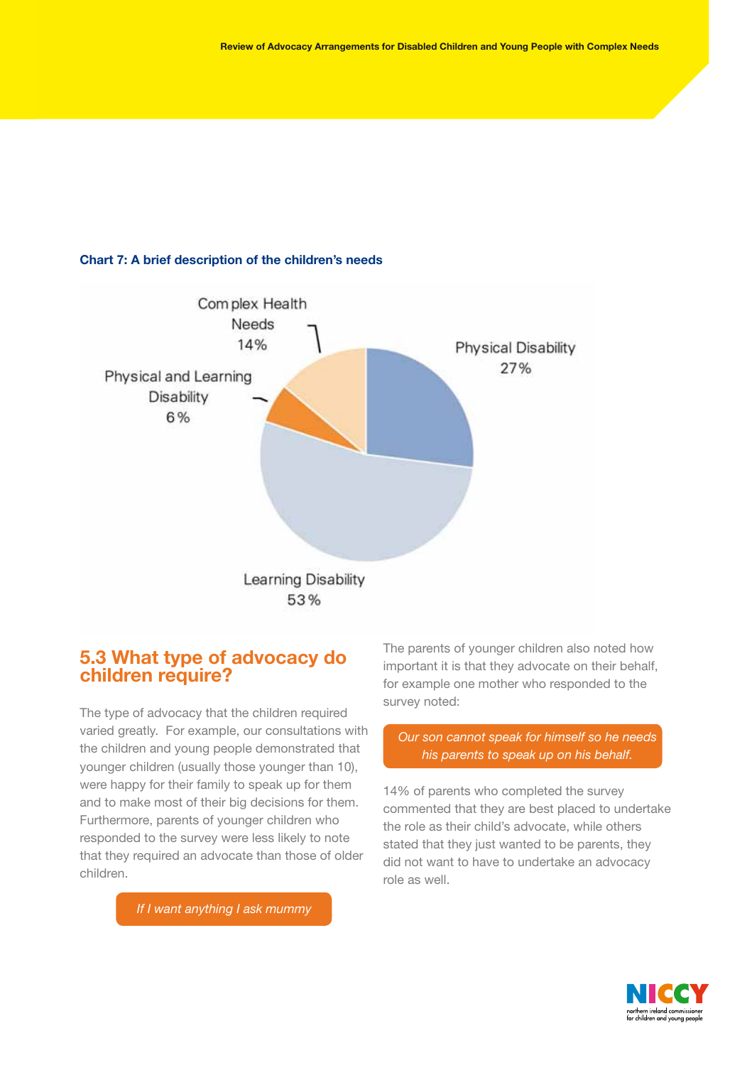**Chart 7: A brief description of the children's needs**

| Need | Percentage |
| --- | --- |
| Physical Disability | 27% |
| Learning Disability | 53% |
| Physical and Learning Disability | 6% |
| Complex Health Needs | 14% |

## 5.3 What type of advocacy do children require?

The type of advocacy that the children required varied greatly. For example, our consultations with the children and young people demonstrated that younger children (usually those younger than 10), were happy for their family to speak up for them and to make most of their big decisions for them. Furthermore, parents of younger children who responded to the survey were less likely to note that they required an advocate than those of older children.

> *If I want anything I ask mummy*

The parents of younger children also noted how important it is that they advocate on their behalf, for example one mother who responded to the survey noted:

> *Our son cannot speak for himself so he needs his parents to speak up on his behalf.*

14% of parents who completed the survey commented that they are best placed to undertake the role as their child's advocate, while others stated that they just wanted to be parents, they did not want to have to undertake an advocacy role as well.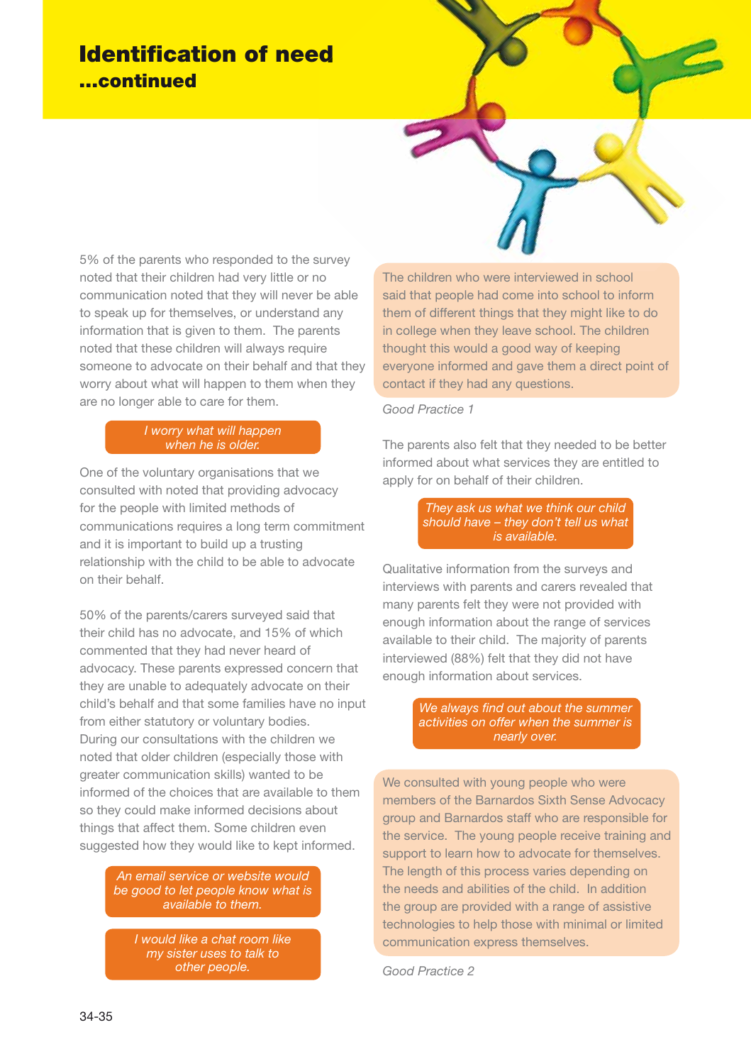# Identification of need

## ...continued

5% of the parents who responded to the survey noted that their children had very little or no communication noted that they will never be able to speak up for themselves, or understand any information that is given to them. The parents noted that these children will always require someone to advocate on their behalf and that they worry about what will happen to them when they are no longer able to care for them.

*I worry what will happen when he is older.*

One of the voluntary organisations that we consulted with noted that providing advocacy for the people with limited methods of communications requires a long term commitment and it is important to build up a trusting relationship with the child to be able to advocate on their behalf.

50% of the parents/carers surveyed said that their child has no advocate, and 15% of which commented that they had never heard of advocacy. These parents expressed concern that they are unable to adequately advocate on their child's behalf and that some families have no input from either statutory or voluntary bodies. During our consultations with the children we noted that older children (especially those with greater communication skills) wanted to be informed of the choices that are available to them so they could make informed decisions about things that affect them. Some children even suggested how they would like to kept informed.

*An email service or website would be good to let people know what is available to them.*

*I would like a chat room like my sister uses to talk to other people.*

The children who were interviewed in school said that people had come into school to inform them of different things that they might like to do in college when they leave school. The children thought this would a good way of keeping everyone informed and gave them a direct point of contact if they had any questions.

*Good Practice 1*

The parents also felt that they needed to be better informed about what services they are entitled to apply for on behalf of their children.

*They ask us what we think our child should have – they don't tell us what is available.*

Qualitative information from the surveys and interviews with parents and carers revealed that many parents felt they were not provided with enough information about the range of services available to their child. The majority of parents interviewed (88%) felt that they did not have enough information about services.

*We always find out about the summer activities on offer when the summer is nearly over.*

We consulted with young people who were members of the Barnardos Sixth Sense Advocacy group and Barnardos staff who are responsible for the service. The young people receive training and support to learn how to advocate for themselves. The length of this process varies depending on the needs and abilities of the child. In addition the group are provided with a range of assistive technologies to help those with minimal or limited communication express themselves.

*Good Practice 2*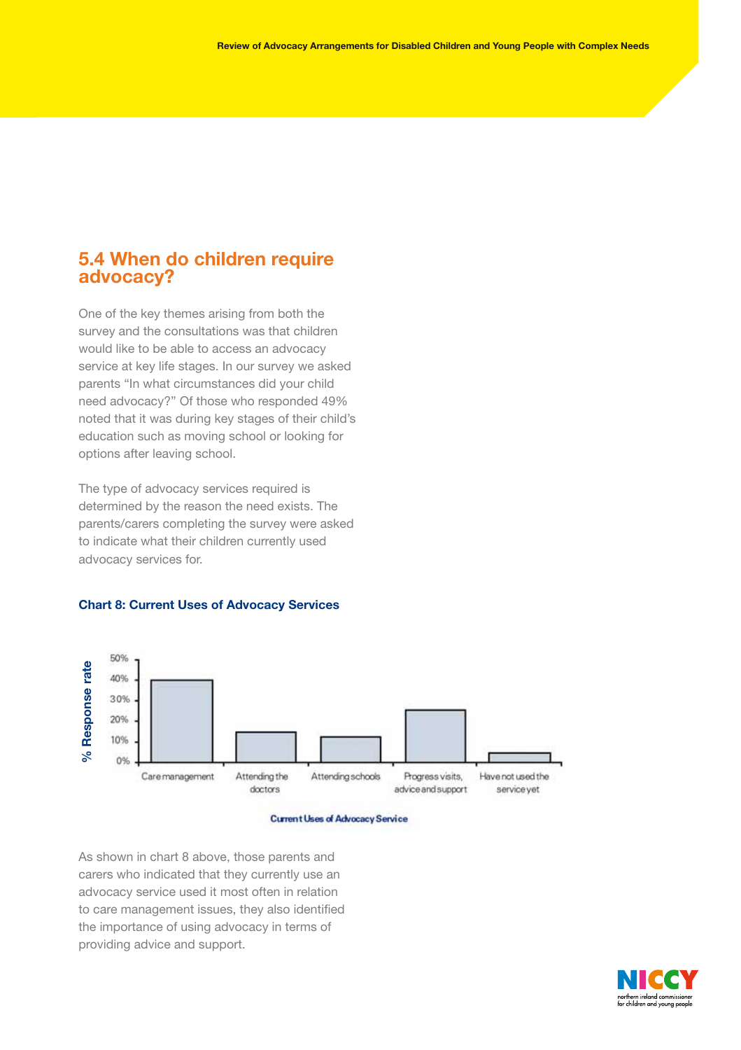## 5.4 When do children require advocacy?

One of the key themes arising from both the survey and the consultations was that children would like to be able to access an advocacy service at key life stages. In our survey we asked parents "In what circumstances did your child need advocacy?" Of those who responded 49% noted that it was during key stages of their child's education such as moving school or looking for options after leaving school.

The type of advocacy services required is determined by the reason the need exists. The parents/carers completing the survey were asked to indicate what their children currently used advocacy services for.

**Chart 8: Current Uses of Advocacy Services**

As shown in chart 8 above, those parents and carers who indicated that they currently use an advocacy service used it most often in relation to care management issues, they also identified the importance of using advocacy in terms of providing advice and support.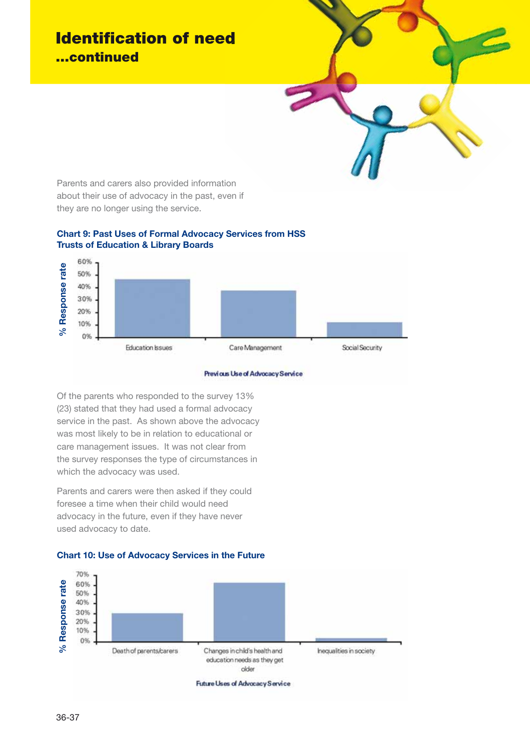# Identification of need
## ...continued

Parents and carers also provided information about their use of advocacy in the past, even if they are no longer using the service.

**Chart 9: Past Uses of Formal Advocacy Services from HSS Trusts of Education & Library Boards**

Of the parents who responded to the survey 13% (23) stated that they had used a formal advocacy service in the past. As shown above the advocacy was most likely to be in relation to educational or care management issues. It was not clear from the survey responses the type of circumstances in which the advocacy was used.

Parents and carers were then asked if they could foresee a time when their child would need advocacy in the future, even if they have never used advocacy to date.

**Chart 10: Use of Advocacy Services in the Future**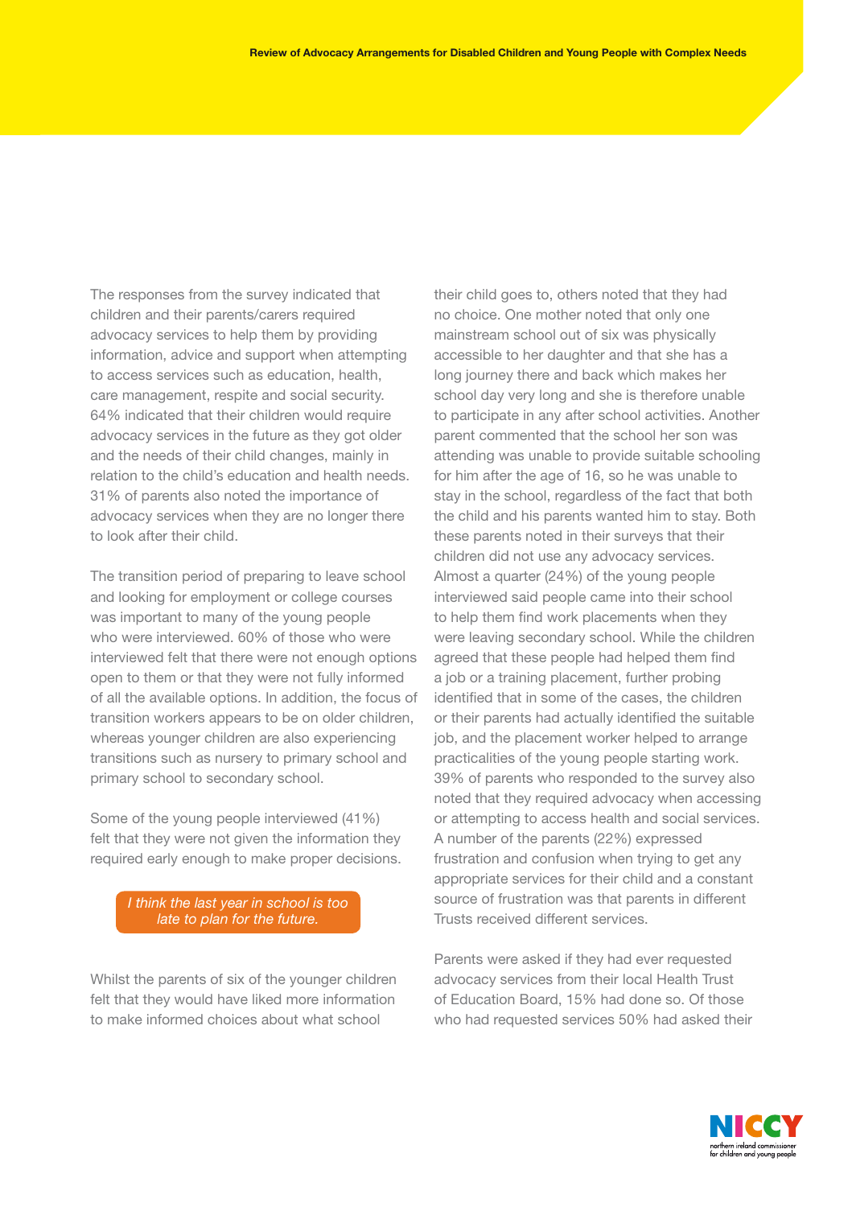The responses from the survey indicated that children and their parents/carers required advocacy services to help them by providing information, advice and support when attempting to access services such as education, health, care management, respite and social security. 64% indicated that their children would require advocacy services in the future as they got older and the needs of their child changes, mainly in relation to the child's education and health needs. 31% of parents also noted the importance of advocacy services when they are no longer there to look after their child.

The transition period of preparing to leave school and looking for employment or college courses was important to many of the young people who were interviewed. 60% of those who were interviewed felt that there were not enough options open to them or that they were not fully informed of all the available options. In addition, the focus of transition workers appears to be on older children, whereas younger children are also experiencing transitions such as nursery to primary school and primary school to secondary school.

Some of the young people interviewed (41%) felt that they were not given the information they required early enough to make proper decisions.

*I think the last year in school is too late to plan for the future.*

Whilst the parents of six of the younger children felt that they would have liked more information to make informed choices about what school their child goes to, others noted that they had no choice. One mother noted that only one mainstream school out of six was physically accessible to her daughter and that she has a long journey there and back which makes her school day very long and she is therefore unable to participate in any after school activities. Another parent commented that the school her son was attending was unable to provide suitable schooling for him after the age of 16, so he was unable to stay in the school, regardless of the fact that both the child and his parents wanted him to stay. Both these parents noted in their surveys that their children did not use any advocacy services. Almost a quarter (24%) of the young people interviewed said people came into their school to help them find work placements when they were leaving secondary school. While the children agreed that these people had helped them find a job or a training placement, further probing identified that in some of the cases, the children or their parents had actually identified the suitable job, and the placement worker helped to arrange practicalities of the young people starting work. 39% of parents who responded to the survey also noted that they required advocacy when accessing or attempting to access health and social services. A number of the parents (22%) expressed frustration and confusion when trying to get any appropriate services for their child and a constant source of frustration was that parents in different Trusts received different services.

Parents were asked if they had ever requested advocacy services from their local Health Trust of Education Board, 15% had done so. Of those who had requested services 50% had asked their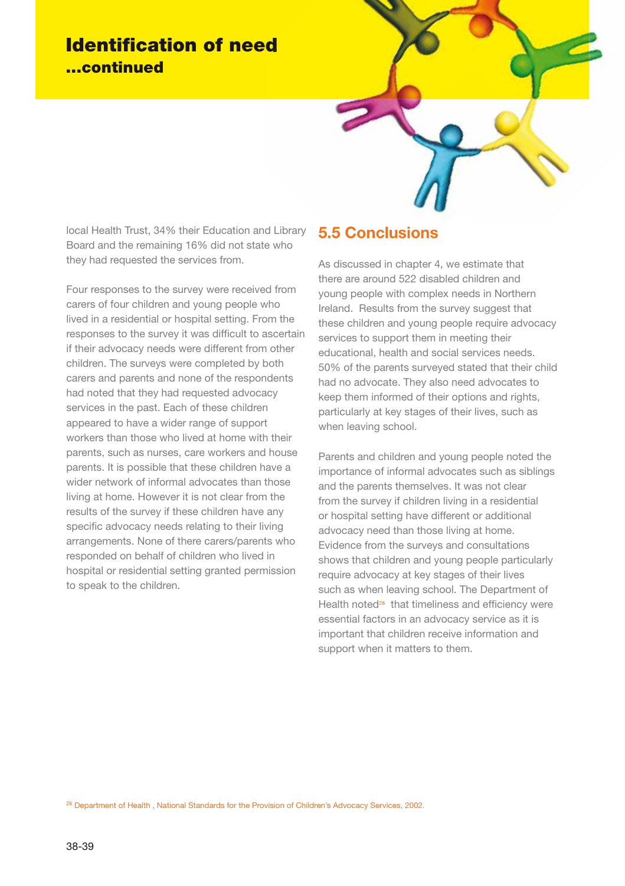# Identification of need

## ...continued

local Health Trust, 34% their Education and Library Board and the remaining 16% did not state who they had requested the services from.

Four responses to the survey were received from carers of four children and young people who lived in a residential or hospital setting. From the responses to the survey it was difficult to ascertain if their advocacy needs were different from other children. The surveys were completed by both carers and parents and none of the respondents had noted that they had requested advocacy services in the past. Each of these children appeared to have a wider range of support workers than those who lived at home with their parents, such as nurses, care workers and house parents. It is possible that these children have a wider network of informal advocates than those living at home. However it is not clear from the results of the survey if these children have any specific advocacy needs relating to their living arrangements. None of there carers/parents who responded on behalf of children who lived in hospital or residential setting granted permission to speak to the children.

## 5.5 Conclusions

As discussed in chapter 4, we estimate that there are around 522 disabled children and young people with complex needs in Northern Ireland. Results from the survey suggest that these children and young people require advocacy services to support them in meeting their educational, health and social services needs. 50% of the parents surveyed stated that their child had no advocate. They also need advocates to keep them informed of their options and rights, particularly at key stages of their lives, such as when leaving school.

Parents and children and young people noted the importance of informal advocates such as siblings and the parents themselves. It was not clear from the survey if children living in a residential or hospital setting have different or additional advocacy need than those living at home. Evidence from the surveys and consultations shows that children and young people particularly require advocacy at key stages of their lives such as when leaving school. The Department of Health noted[26] that timeliness and efficiency were essential factors in an advocacy service as it is important that children receive information and support when it matters to them.

[26] Department of Health , National Standards for the Provision of Children's Advocacy Services, 2002.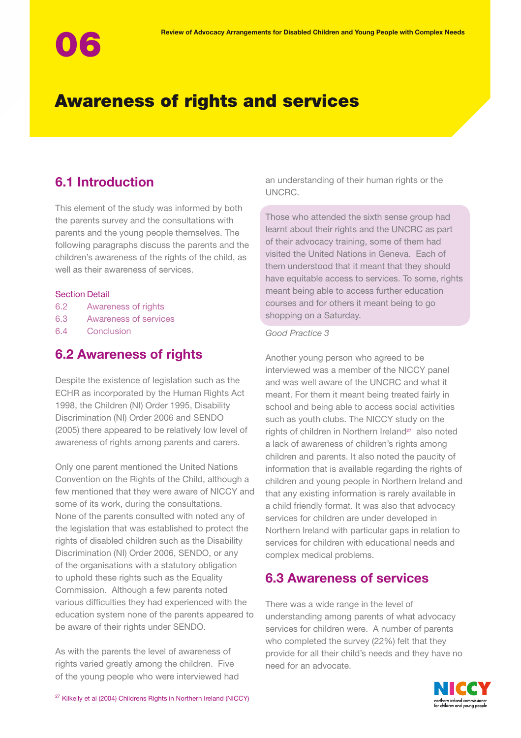# 06

# Awareness of rights and services

## 6.1 Introduction

This element of the study was informed by both the parents survey and the consultations with parents and the young people themselves. The following paragraphs discuss the parents and the children's awareness of the rights of the child, as well as their awareness of services.

Section Detail

- 6.2 Awareness of rights
- 6.3 Awareness of services
- 6.4 Conclusion

## 6.2 Awareness of rights

Despite the existence of legislation such as the ECHR as incorporated by the Human Rights Act 1998, the Children (NI) Order 1995, Disability Discrimination (NI) Order 2006 and SENDO (2005) there appeared to be relatively low level of awareness of rights among parents and carers.

Only one parent mentioned the United Nations Convention on the Rights of the Child, although a few mentioned that they were aware of NICCY and some of its work, during the consultations. None of the parents consulted with noted any of the legislation that was established to protect the rights of disabled children such as the Disability Discrimination (NI) Order 2006, SENDO, or any of the organisations with a statutory obligation to uphold these rights such as the Equality Commission. Although a few parents noted various difficulties they had experienced with the education system none of the parents appeared to be aware of their rights under SENDO.

As with the parents the level of awareness of rights varied greatly among the children. Five of the young people who were interviewed had an understanding of their human rights or the UNCRC.

> Those who attended the sixth sense group had learnt about their rights and the UNCRC as part of their advocacy training, some of them had visited the United Nations in Geneva. Each of them understood that it meant that they should have equitable access to services. To some, rights meant being able to access further education courses and for others it meant being to go shopping on a Saturday.

*Good Practice 3*

Another young person who agreed to be interviewed was a member of the NICCY panel and was well aware of the UNCRC and what it meant. For them it meant being treated fairly in school and being able to access social activities such as youth clubs. The NICCY study on the rights of children in Northern Ireland[27] also noted a lack of awareness of children's rights among children and parents. It also noted the paucity of information that is available regarding the rights of children and young people in Northern Ireland and that any existing information is rarely available in a child friendly format. It was also that advocacy services for children are under developed in Northern Ireland with particular gaps in relation to services for children with educational needs and complex medical problems.

## 6.3 Awareness of services

There was a wide range in the level of understanding among parents of what advocacy services for children were. A number of parents who completed the survey (22%) felt that they provide for all their child's needs and they have no need for an advocate.

[27] Kilkelly et al (2004) Childrens Rights in Northern Ireland (NICCY)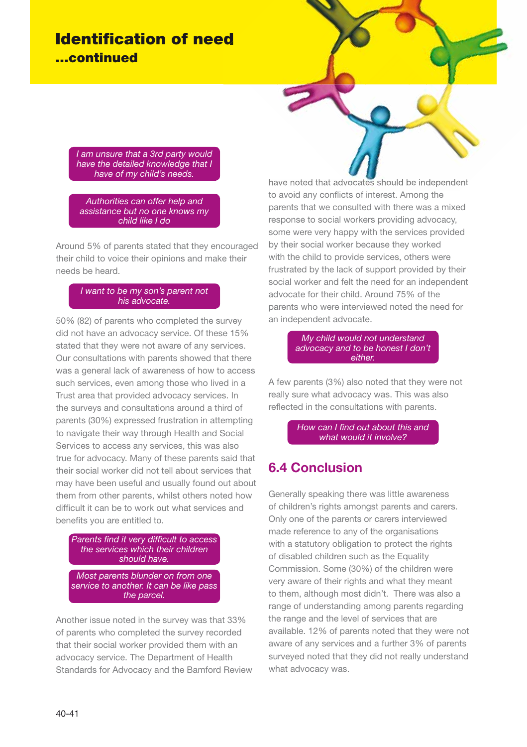# Identification of need

## ...continued

*I am unsure that a 3rd party would have the detailed knowledge that I have of my child's needs.*

*Authorities can offer help and assistance but no one knows my child like I do*

Around 5% of parents stated that they encouraged their child to voice their opinions and make their needs be heard.

*I want to be my son's parent not his advocate.*

50% (82) of parents who completed the survey did not have an advocacy service. Of these 15% stated that they were not aware of any services. Our consultations with parents showed that there was a general lack of awareness of how to access such services, even among those who lived in a Trust area that provided advocacy services. In the surveys and consultations around a third of parents (30%) expressed frustration in attempting to navigate their way through Health and Social Services to access any services, this was also true for advocacy. Many of these parents said that their social worker did not tell about services that may have been useful and usually found out about them from other parents, whilst others noted how difficult it can be to work out what services and benefits you are entitled to.

*Parents find it very difficult to access the services which their children should have.*

*Most parents blunder on from one service to another. It can be like pass the parcel.*

Another issue noted in the survey was that 33% of parents who completed the survey recorded that their social worker provided them with an advocacy service. The Department of Health Standards for Advocacy and the Bamford Review have noted that advocates should be independent to avoid any conflicts of interest. Among the parents that we consulted with there was a mixed response to social workers providing advocacy, some were very happy with the services provided by their social worker because they worked with the child to provide services, others were frustrated by the lack of support provided by their social worker and felt the need for an independent advocate for their child. Around 75% of the parents who were interviewed noted the need for an independent advocate.

*My child would not understand advocacy and to be honest I don't either.*

A few parents (3%) also noted that they were not really sure what advocacy was. This was also reflected in the consultations with parents.

*How can I find out about this and what would it involve?*

## 6.4 Conclusion

Generally speaking there was little awareness of children's rights amongst parents and carers. Only one of the parents or carers interviewed made reference to any of the organisations with a statutory obligation to protect the rights of disabled children such as the Equality Commission. Some (30%) of the children were very aware of their rights and what they meant to them, although most didn't. There was also a range of understanding among parents regarding the range and the level of services that are available. 12% of parents noted that they were not aware of any services and a further 3% of parents surveyed noted that they did not really understand what advocacy was.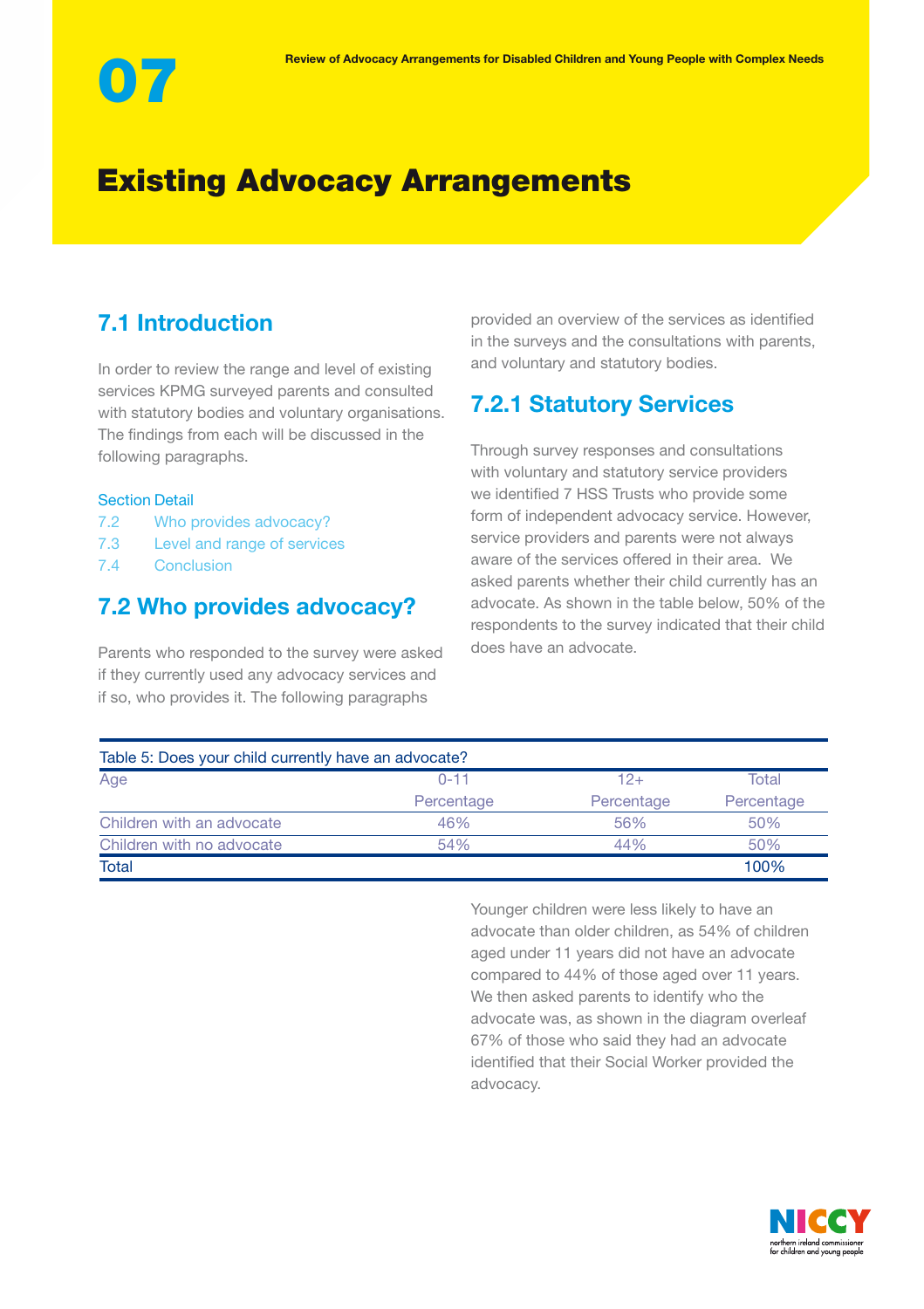# 07

# Existing Advocacy Arrangements

## 7.1 Introduction

In order to review the range and level of existing services KPMG surveyed parents and consulted with statutory bodies and voluntary organisations. The findings from each will be discussed in the following paragraphs.

Section Detail

- 7.2 Who provides advocacy?
- 7.3 Level and range of services
- 7.4 Conclusion

## 7.2 Who provides advocacy?

Parents who responded to the survey were asked if they currently used any advocacy services and if so, who provides it. The following paragraphs provided an overview of the services as identified in the surveys and the consultations with parents, and voluntary and statutory bodies.

### 7.2.1 Statutory Services

Through survey responses and consultations with voluntary and statutory service providers we identified 7 HSS Trusts who provide some form of independent advocacy service. However, service providers and parents were not always aware of the services offered in their area. We asked parents whether their child currently has an advocate. As shown in the table below, 50% of the respondents to the survey indicated that their child does have an advocate.

Table 5: Does your child currently have an advocate?

| Age | 0-11 Percentage | 12+ Percentage | Total Percentage |
|---|---|---|---|
| Children with an advocate | 46% | 56% | 50% |
| Children with no advocate | 54% | 44% | 50% |
| Total | | | 100% |

Younger children were less likely to have an advocate than older children, as 54% of children aged under 11 years did not have an advocate compared to 44% of those aged over 11 years. We then asked parents to identify who the advocate was, as shown in the diagram overleaf 67% of those who said they had an advocate identified that their Social Worker provided the advocacy.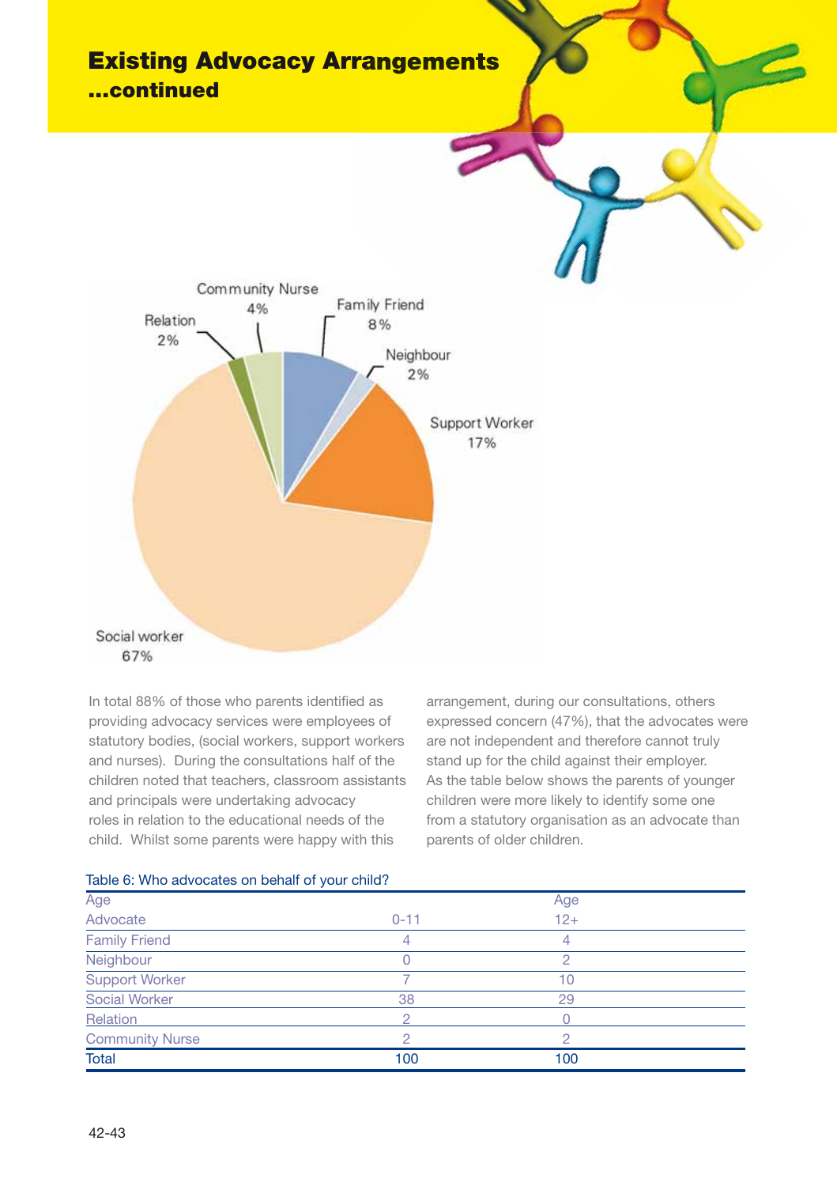# Existing Advocacy Arrangements

## ...continued

Community Nurse 4%
Relation 2%
Family Friend 8%
Neighbour 2%
Support Worker 17%
Social worker 67%

In total 88% of those who parents identified as providing advocacy services were employees of statutory bodies, (social workers, support workers and nurses). During the consultations half of the children noted that teachers, classroom assistants and principals were undertaking advocacy roles in relation to the educational needs of the child. Whilst some parents were happy with this arrangement, during our consultations, others expressed concern (47%), that the advocates were are not independent and therefore cannot truly stand up for the child against their employer. As the table below shows the parents of younger children were more likely to identify some one from a statutory organisation as an advocate than parents of older children.

Table 6: Who advocates on behalf of your child?

| Age | | Age |
|---|---|---|
| Advocate | 0-11 | 12+ |
| Family Friend | 4 | 4 |
| Neighbour | 0 | 2 |
| Support Worker | 7 | 10 |
| Social Worker | 38 | 29 |
| Relation | 2 | 0 |
| Community Nurse | 2 | 2 |
| Total | 100 | 100 |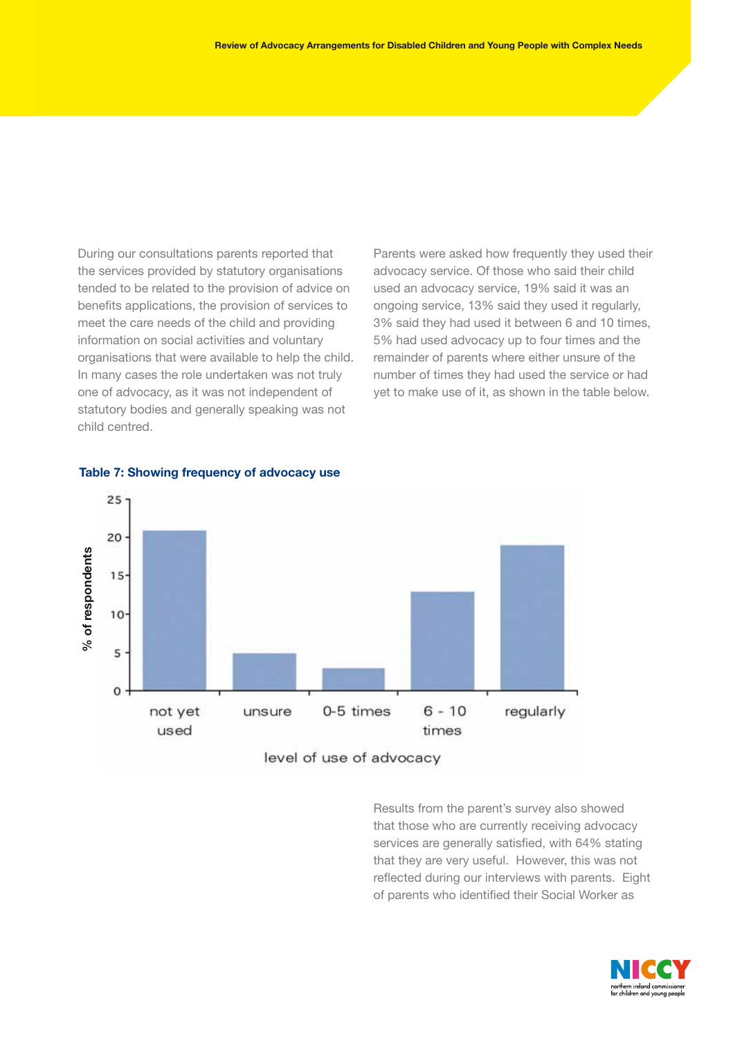During our consultations parents reported that the services provided by statutory organisations tended to be related to the provision of advice on benefits applications, the provision of services to meet the care needs of the child and providing information on social activities and voluntary organisations that were available to help the child. In many cases the role undertaken was not truly one of advocacy, as it was not independent of statutory bodies and generally speaking was not child centred.

Parents were asked how frequently they used their advocacy service. Of those who said their child used an advocacy service, 19% said it was an ongoing service, 13% said they used it regularly, 3% said they had used it between 6 and 10 times, 5% had used advocacy up to four times and the remainder of parents where either unsure of the number of times they had used the service or had yet to make use of it, as shown in the table below.

**Table 7: Showing frequency of advocacy use**

| level of use of advocacy | % of respondents |
|---|---|
| not yet used | 21 |
| unsure | 5 |
| 0-5 times | 3 |
| 6 - 10 times | 13 |
| regularly | 19 |

Results from the parent's survey also showed that those who are currently receiving advocacy services are generally satisfied, with 64% stating that they are very useful. However, this was not reflected during our interviews with parents. Eight of parents who identified their Social Worker as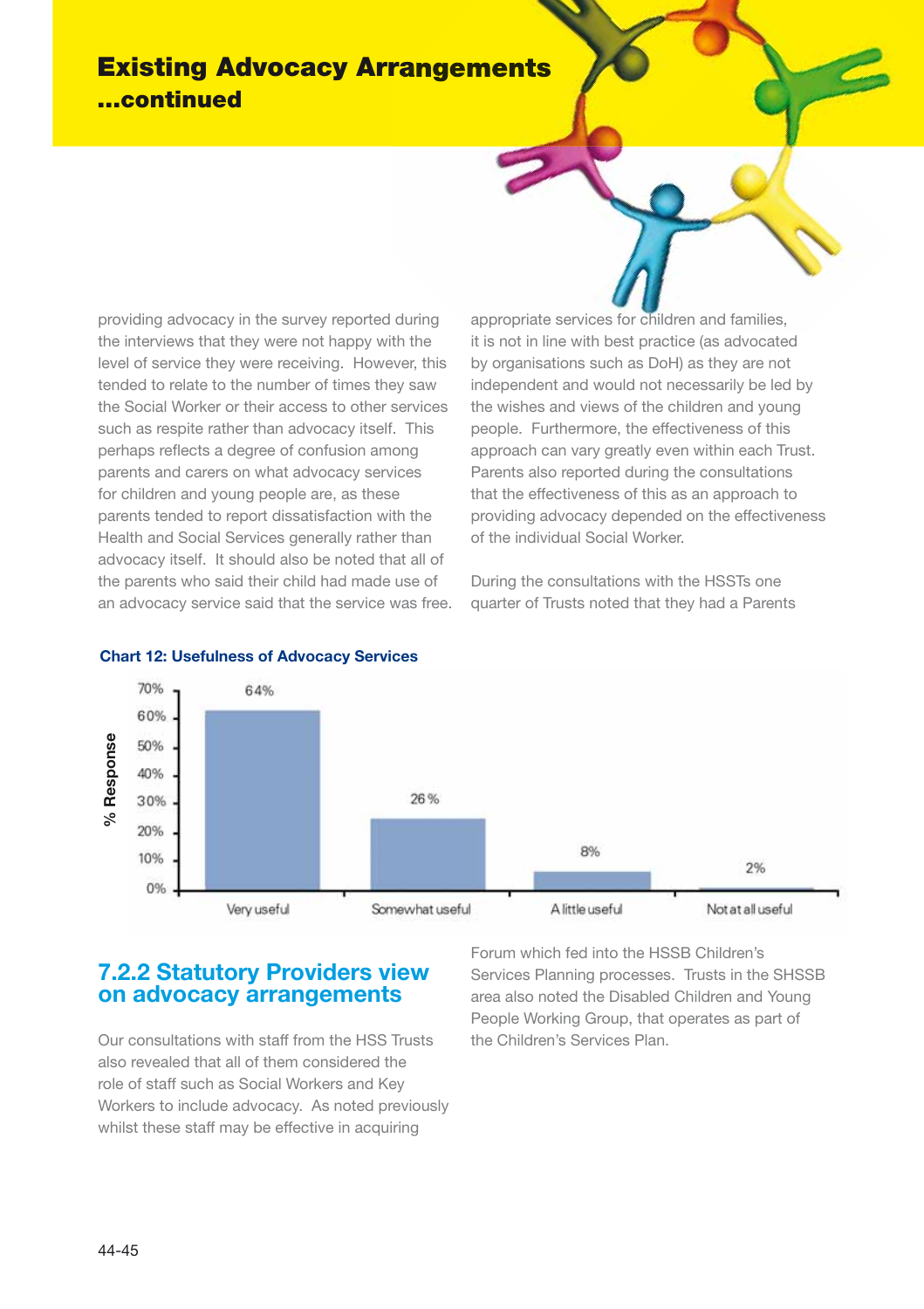# Existing Advocacy Arrangements ...continued

providing advocacy in the survey reported during the interviews that they were not happy with the level of service they were receiving. However, this tended to relate to the number of times they saw the Social Worker or their access to other services such as respite rather than advocacy itself. This perhaps reflects a degree of confusion among parents and carers on what advocacy services for children and young people are, as these parents tended to report dissatisfaction with the Health and Social Services generally rather than advocacy itself. It should also be noted that all of the parents who said their child had made use of an advocacy service said that the service was free.

**Chart 12: Usefulness of Advocacy Services**

| Response | % Response |
|---|---|
| Very useful | 64% |
| Somewhat useful | 26% |
| A little useful | 8% |
| Not at all useful | 2% |

## 7.2.2 Statutory Providers view on advocacy arrangements

Our consultations with staff from the HSS Trusts also revealed that all of them considered the role of staff such as Social Workers and Key Workers to include advocacy. As noted previously whilst these staff may be effective in acquiring appropriate services for children and families, it is not in line with best practice (as advocated by organisations such as DoH) as they are not independent and would not necessarily be led by the wishes and views of the children and young people. Furthermore, the effectiveness of this approach can vary greatly even within each Trust. Parents also reported during the consultations that the effectiveness of this as an approach to providing advocacy depended on the effectiveness of the individual Social Worker.

During the consultations with the HSSTs one quarter of Trusts noted that they had a Parents Forum which fed into the HSSB Children's Services Planning processes. Trusts in the SHSSB area also noted the Disabled Children and Young People Working Group, that operates as part of the Children's Services Plan.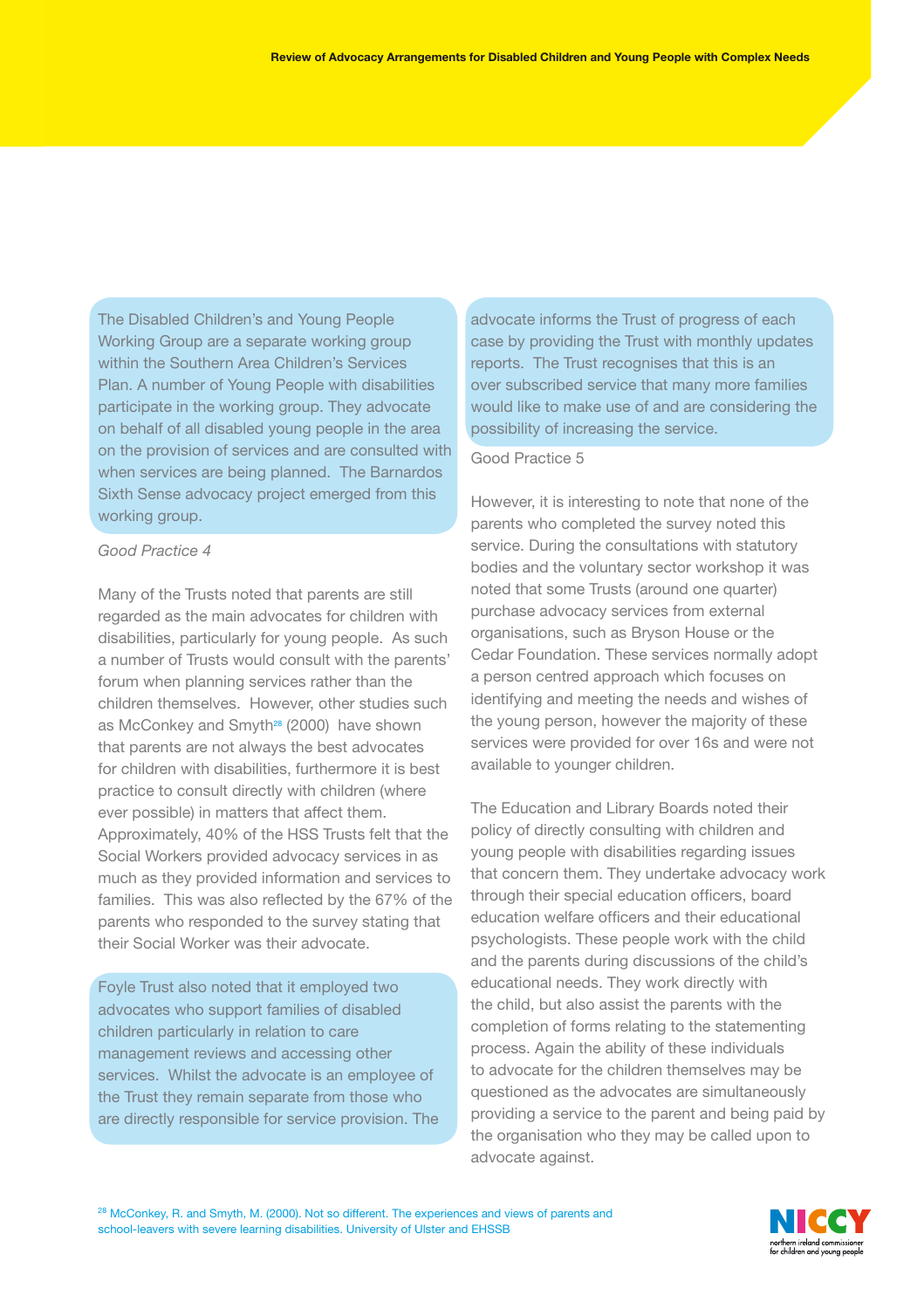The Disabled Children's and Young People Working Group are a separate working group within the Southern Area Children's Services Plan. A number of Young People with disabilities participate in the working group. They advocate on behalf of all disabled young people in the area on the provision of services and are consulted with when services are being planned. The Barnardos Sixth Sense advocacy project emerged from this working group.

*Good Practice 4*

Many of the Trusts noted that parents are still regarded as the main advocates for children with disabilities, particularly for young people. As such a number of Trusts would consult with the parents' forum when planning services rather than the children themselves. However, other studies such as McConkey and Smyth[28] (2000) have shown that parents are not always the best advocates for children with disabilities, furthermore it is best practice to consult directly with children (where ever possible) in matters that affect them. Approximately, 40% of the HSS Trusts felt that the Social Workers provided advocacy services in as much as they provided information and services to families. This was also reflected by the 67% of the parents who responded to the survey stating that their Social Worker was their advocate.

Foyle Trust also noted that it employed two advocates who support families of disabled children particularly in relation to care management reviews and accessing other services. Whilst the advocate is an employee of the Trust they remain separate from those who are directly responsible for service provision. The advocate informs the Trust of progress of each case by providing the Trust with monthly updates reports. The Trust recognises that this is an over subscribed service that many more families would like to make use of and are considering the possibility of increasing the service.

Good Practice 5

However, it is interesting to note that none of the parents who completed the survey noted this service. During the consultations with statutory bodies and the voluntary sector workshop it was noted that some Trusts (around one quarter) purchase advocacy services from external organisations, such as Bryson House or the Cedar Foundation. These services normally adopt a person centred approach which focuses on identifying and meeting the needs and wishes of the young person, however the majority of these services were provided for over 16s and were not available to younger children.

The Education and Library Boards noted their policy of directly consulting with children and young people with disabilities regarding issues that concern them. They undertake advocacy work through their special education officers, board education welfare officers and their educational psychologists. These people work with the child and the parents during discussions of the child's educational needs. They work directly with the child, but also assist the parents with the completion of forms relating to the statementing process. Again the ability of these individuals to advocate for the children themselves may be questioned as the advocates are simultaneously providing a service to the parent and being paid by the organisation who they may be called upon to advocate against.

[28] McConkey, R. and Smyth, M. (2000). Not so different. The experiences and views of parents and school-leavers with severe learning disabilities. University of Ulster and EHSSB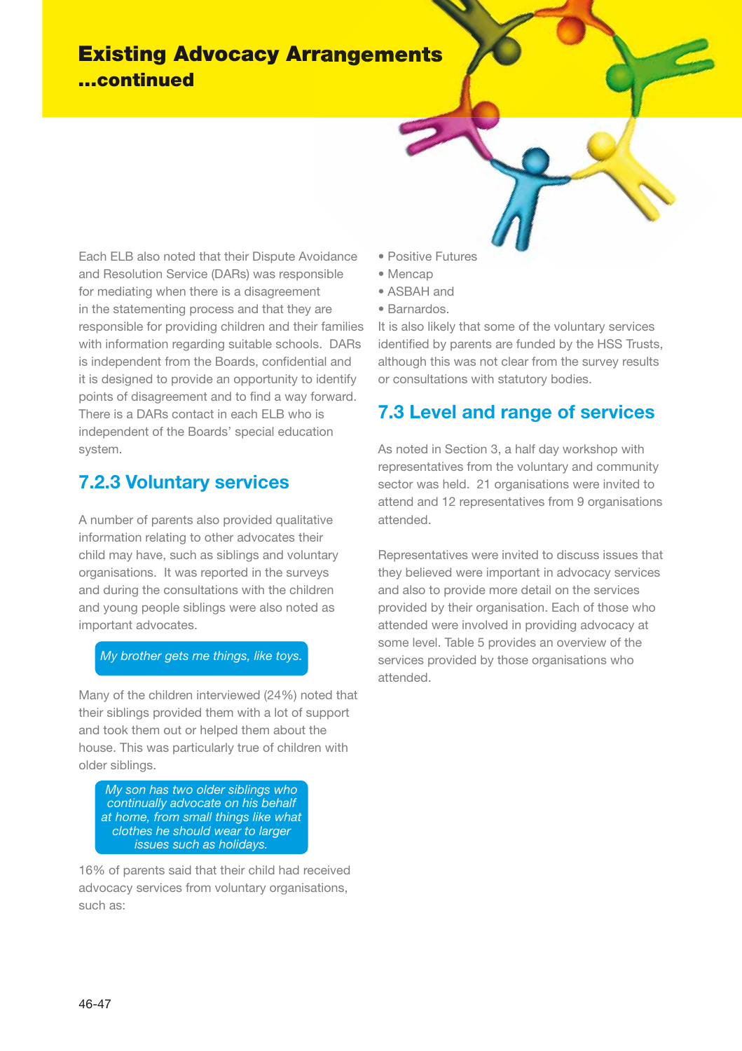# Existing Advocacy Arrangements ...continued

Each ELB also noted that their Dispute Avoidance and Resolution Service (DARs) was responsible for mediating when there is a disagreement in the statementing process and that they are responsible for providing children and their families with information regarding suitable schools. DARs is independent from the Boards, confidential and it is designed to provide an opportunity to identify points of disagreement and to find a way forward. There is a DARs contact in each ELB who is independent of the Boards' special education system.

### 7.2.3 Voluntary services

A number of parents also provided qualitative information relating to other advocates their child may have, such as siblings and voluntary organisations. It was reported in the surveys and during the consultations with the children and young people siblings were also noted as important advocates.

> *My brother gets me things, like toys.*

Many of the children interviewed (24%) noted that their siblings provided them with a lot of support and took them out or helped them about the house. This was particularly true of children with older siblings.

> *My son has two older siblings who continually advocate on his behalf at home, from small things like what clothes he should wear to larger issues such as holidays.*

16% of parents said that their child had received advocacy services from voluntary organisations, such as:

- Positive Futures
- Mencap
- ASBAH and
- Barnardos.

It is also likely that some of the voluntary services identified by parents are funded by the HSS Trusts, although this was not clear from the survey results or consultations with statutory bodies.

## 7.3 Level and range of services

As noted in Section 3, a half day workshop with representatives from the voluntary and community sector was held. 21 organisations were invited to attend and 12 representatives from 9 organisations attended.

Representatives were invited to discuss issues that they believed were important in advocacy services and also to provide more detail on the services provided by their organisation. Each of those who attended were involved in providing advocacy at some level. Table 5 provides an overview of the services provided by those organisations who attended.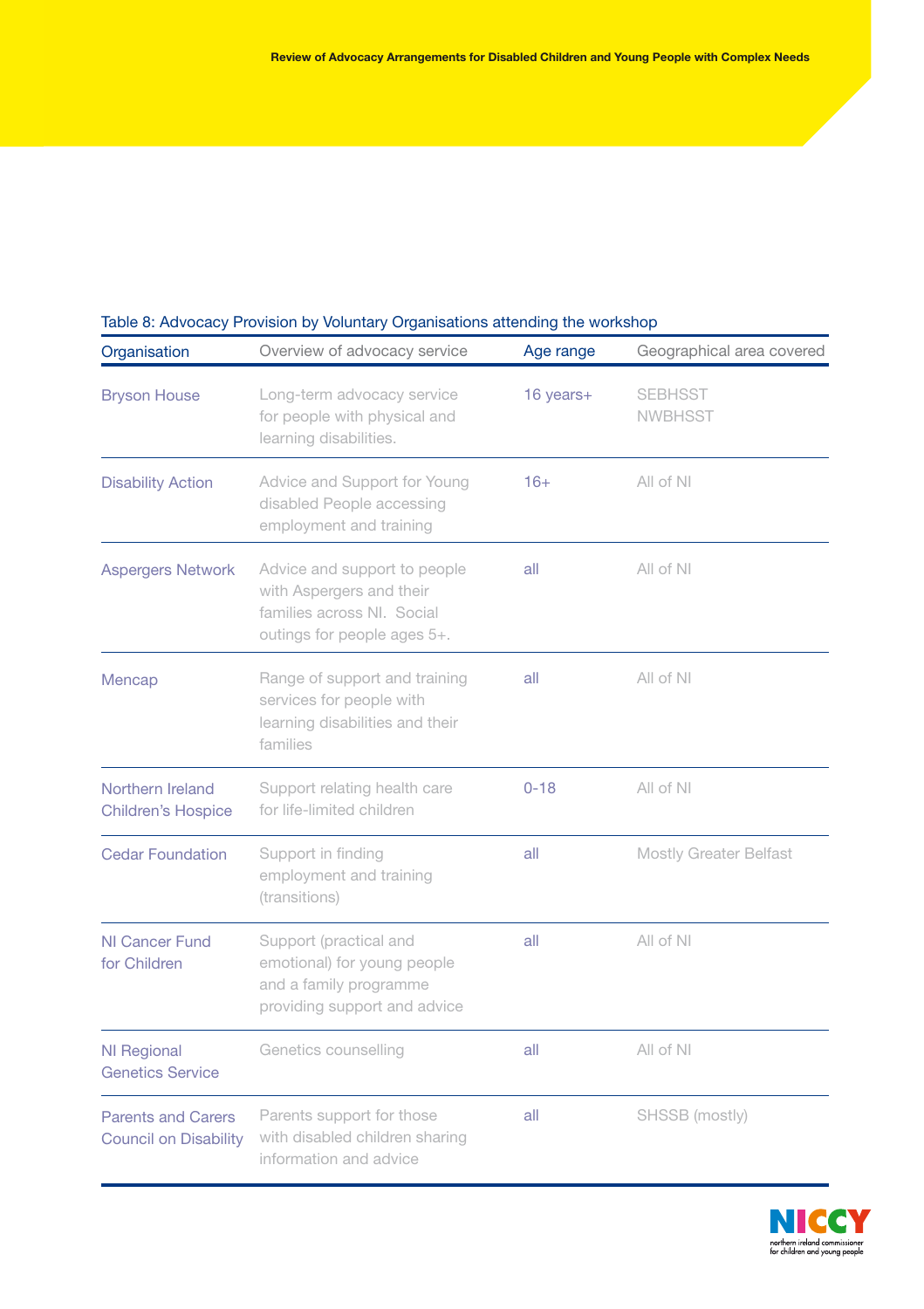Table 8: Advocacy Provision by Voluntary Organisations attending the workshop

| Organisation | Overview of advocacy service | Age range | Geographical area covered |
|---|---|---|---|
| Bryson House | Long-term advocacy service for people with physical and learning disabilities. | 16 years+ | SEBHSST NWBHSST |
| Disability Action | Advice and Support for Young disabled People accessing employment and training | 16+ | All of NI |
| Aspergers Network | Advice and support to people with Aspergers and their families across NI. Social outings for people ages 5+. | all | All of NI |
| Mencap | Range of support and training services for people with learning disabilities and their families | all | All of NI |
| Northern Ireland Children's Hospice | Support relating health care for life-limited children | 0-18 | All of NI |
| Cedar Foundation | Support in finding employment and training (transitions) | all | Mostly Greater Belfast |
| NI Cancer Fund for Children | Support (practical and emotional) for young people and a family programme providing support and advice | all | All of NI |
| NI Regional Genetics Service | Genetics counselling | all | All of NI |
| Parents and Carers Council on Disability | Parents support for those with disabled children sharing information and advice | all | SHSSB (mostly) |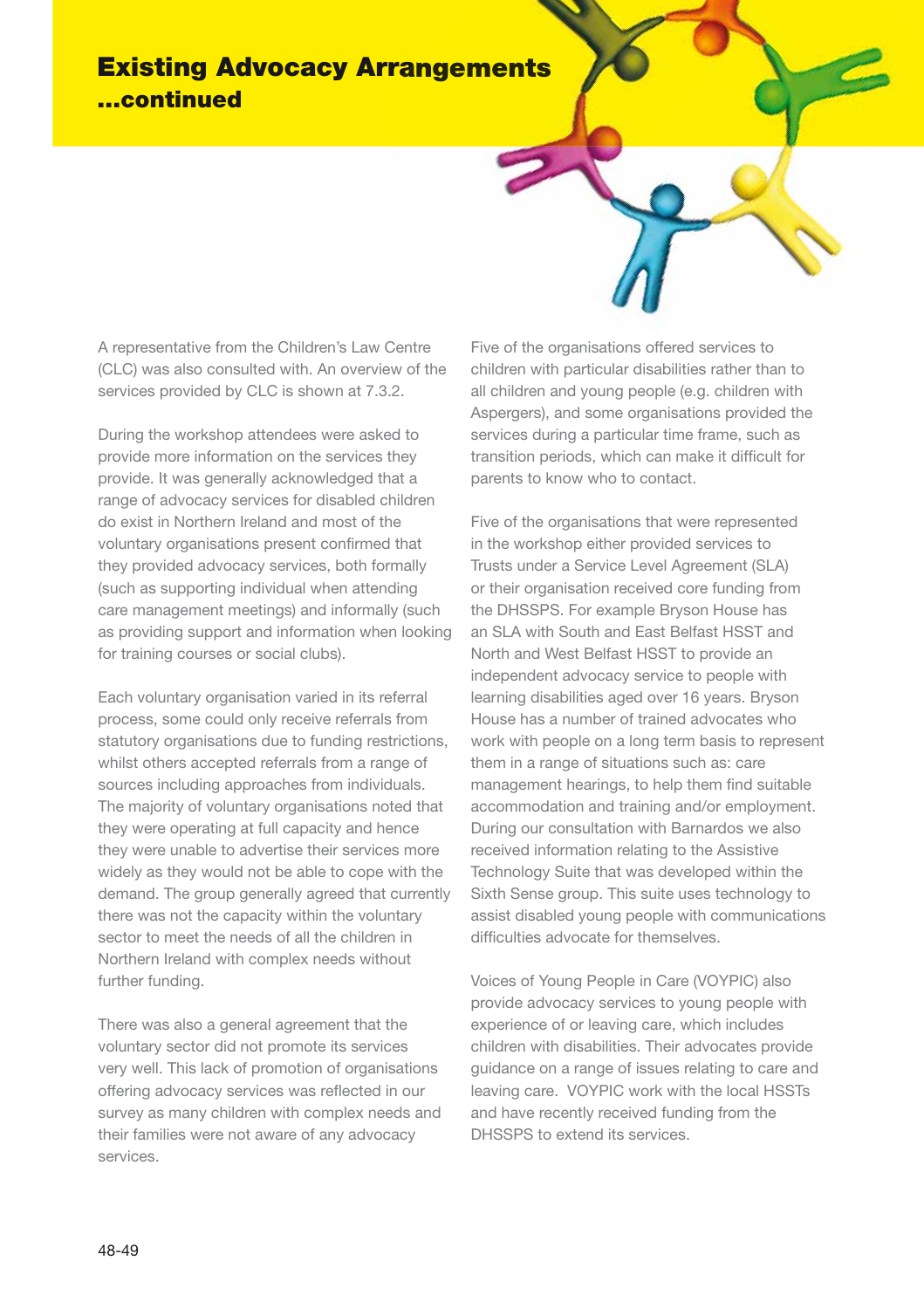# Existing Advocacy Arrangements ...continued

A representative from the Children's Law Centre (CLC) was also consulted with. An overview of the services provided by CLC is shown at 7.3.2.

During the workshop attendees were asked to provide more information on the services they provide. It was generally acknowledged that a range of advocacy services for disabled children do exist in Northern Ireland and most of the voluntary organisations present confirmed that they provided advocacy services, both formally (such as supporting individual when attending care management meetings) and informally (such as providing support and information when looking for training courses or social clubs).

Each voluntary organisation varied in its referral process, some could only receive referrals from statutory organisations due to funding restrictions, whilst others accepted referrals from a range of sources including approaches from individuals. The majority of voluntary organisations noted that they were operating at full capacity and hence they were unable to advertise their services more widely as they would not be able to cope with the demand. The group generally agreed that currently there was not the capacity within the voluntary sector to meet the needs of all the children in Northern Ireland with complex needs without further funding.

There was also a general agreement that the voluntary sector did not promote its services very well. This lack of promotion of organisations offering advocacy services was reflected in our survey as many children with complex needs and their families were not aware of any advocacy services.

Five of the organisations offered services to children with particular disabilities rather than to all children and young people (e.g. children with Aspergers), and some organisations provided the services during a particular time frame, such as transition periods, which can make it difficult for parents to know who to contact.

Five of the organisations that were represented in the workshop either provided services to Trusts under a Service Level Agreement (SLA) or their organisation received core funding from the DHSSPS. For example Bryson House has an SLA with South and East Belfast HSST and North and West Belfast HSST to provide an independent advocacy service to people with learning disabilities aged over 16 years. Bryson House has a number of trained advocates who work with people on a long term basis to represent them in a range of situations such as: care management hearings, to help them find suitable accommodation and training and/or employment. During our consultation with Barnardos we also received information relating to the Assistive Technology Suite that was developed within the Sixth Sense group. This suite uses technology to assist disabled young people with communications difficulties advocate for themselves.

Voices of Young People in Care (VOYPIC) also provide advocacy services to young people with experience of or leaving care, which includes children with disabilities. Their advocates provide guidance on a range of issues relating to care and leaving care. VOYPIC work with the local HSSTs and have recently received funding from the DHSSPS to extend its services.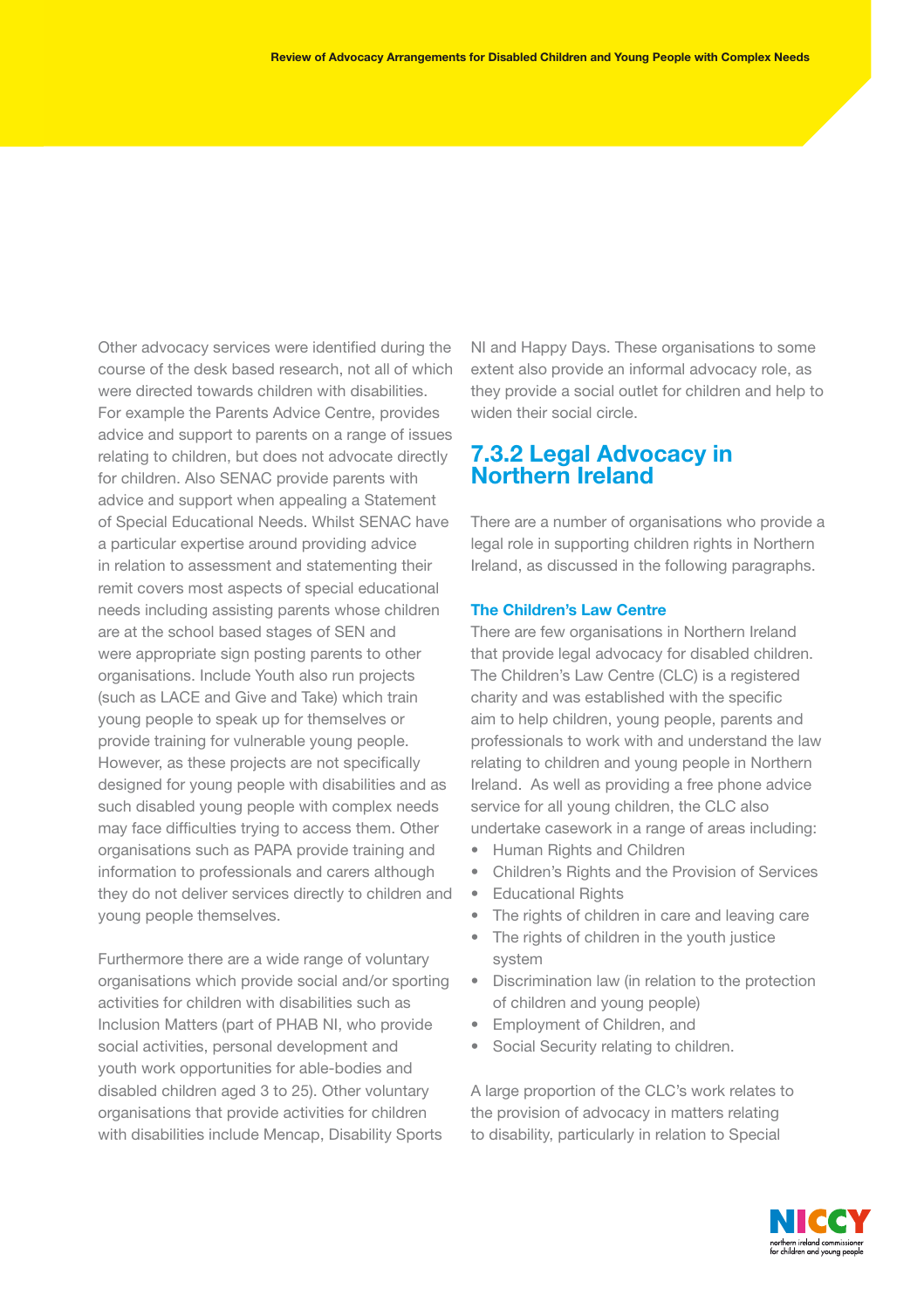Other advocacy services were identified during the course of the desk based research, not all of which were directed towards children with disabilities. For example the Parents Advice Centre, provides advice and support to parents on a range of issues relating to children, but does not advocate directly for children. Also SENAC provide parents with advice and support when appealing a Statement of Special Educational Needs. Whilst SENAC have a particular expertise around providing advice in relation to assessment and statementing their remit covers most aspects of special educational needs including assisting parents whose children are at the school based stages of SEN and were appropriate sign posting parents to other organisations. Include Youth also run projects (such as LACE and Give and Take) which train young people to speak up for themselves or provide training for vulnerable young people. However, as these projects are not specifically designed for young people with disabilities and as such disabled young people with complex needs may face difficulties trying to access them. Other organisations such as PAPA provide training and information to professionals and carers although they do not deliver services directly to children and young people themselves.

Furthermore there are a wide range of voluntary organisations which provide social and/or sporting activities for children with disabilities such as Inclusion Matters (part of PHAB NI, who provide social activities, personal development and youth work opportunities for able-bodies and disabled children aged 3 to 25). Other voluntary organisations that provide activities for children with disabilities include Mencap, Disability Sports NI and Happy Days. These organisations to some extent also provide an informal advocacy role, as they provide a social outlet for children and help to widen their social circle.

## 7.3.2 Legal Advocacy in Northern Ireland

There are a number of organisations who provide a legal role in supporting children rights in Northern Ireland, as discussed in the following paragraphs.

### The Children's Law Centre

There are few organisations in Northern Ireland that provide legal advocacy for disabled children. The Children's Law Centre (CLC) is a registered charity and was established with the specific aim to help children, young people, parents and professionals to work with and understand the law relating to children and young people in Northern Ireland. As well as providing a free phone advice service for all young children, the CLC also undertake casework in a range of areas including:

- Human Rights and Children
- Children's Rights and the Provision of Services
- Educational Rights
- The rights of children in care and leaving care
- The rights of children in the youth justice system
- Discrimination law (in relation to the protection of children and young people)
- Employment of Children, and
- Social Security relating to children.

A large proportion of the CLC's work relates to the provision of advocacy in matters relating to disability, particularly in relation to Special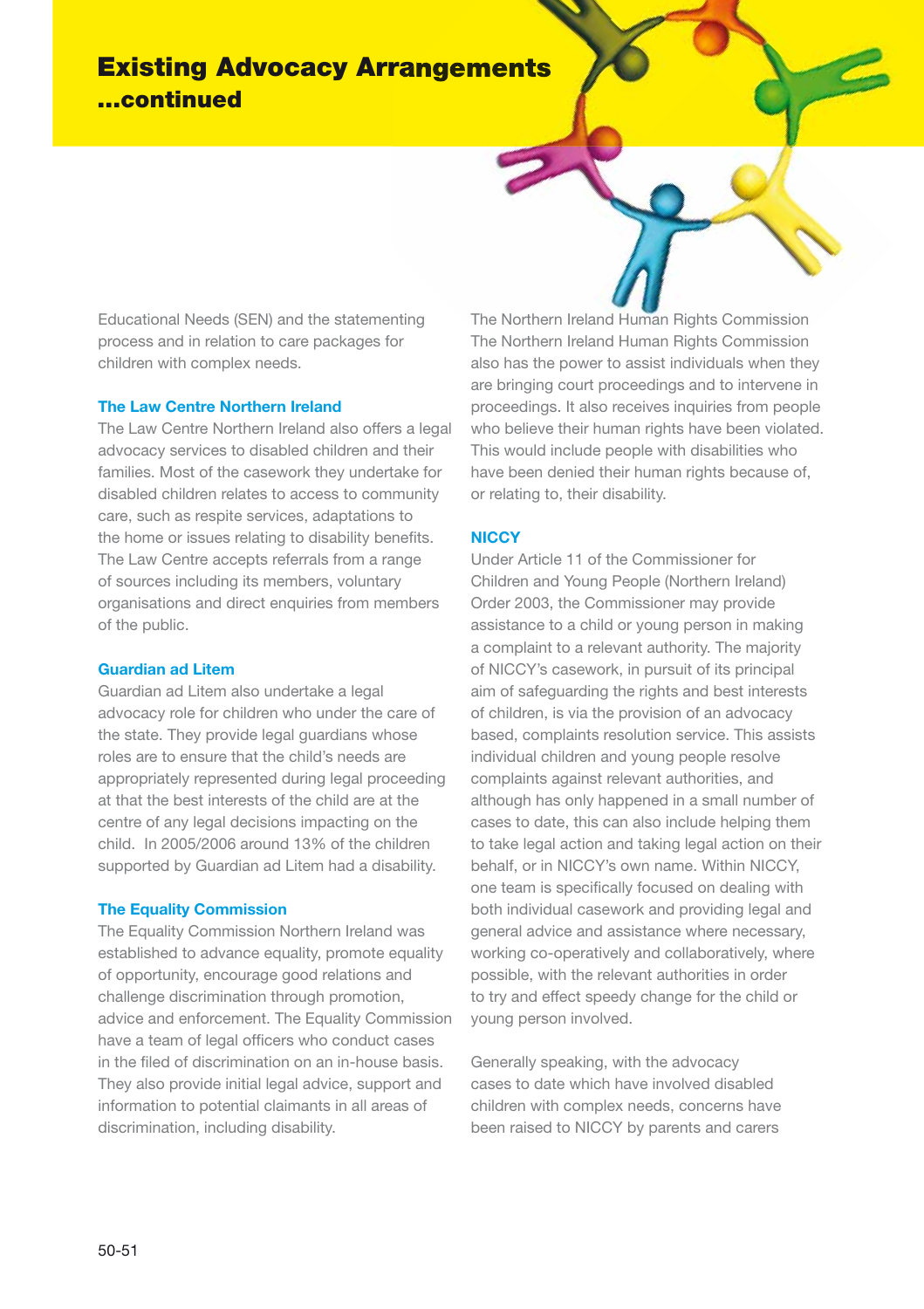# Existing Advocacy Arrangements
## ...continued

Educational Needs (SEN) and the statementing process and in relation to care packages for children with complex needs.

### The Law Centre Northern Ireland

The Law Centre Northern Ireland also offers a legal advocacy services to disabled children and their families. Most of the casework they undertake for disabled children relates to access to community care, such as respite services, adaptations to the home or issues relating to disability benefits. The Law Centre accepts referrals from a range of sources including its members, voluntary organisations and direct enquiries from members of the public.

### Guardian ad Litem

Guardian ad Litem also undertake a legal advocacy role for children who under the care of the state. They provide legal guardians whose roles are to ensure that the child's needs are appropriately represented during legal proceeding at that the best interests of the child are at the centre of any legal decisions impacting on the child. In 2005/2006 around 13% of the children supported by Guardian ad Litem had a disability.

### The Equality Commission

The Equality Commission Northern Ireland was established to advance equality, promote equality of opportunity, encourage good relations and challenge discrimination through promotion, advice and enforcement. The Equality Commission have a team of legal officers who conduct cases in the filed of discrimination on an in-house basis. They also provide initial legal advice, support and information to potential claimants in all areas of discrimination, including disability.

The Northern Ireland Human Rights Commission
The Northern Ireland Human Rights Commission also has the power to assist individuals when they are bringing court proceedings and to intervene in proceedings. It also receives inquiries from people who believe their human rights have been violated. This would include people with disabilities who have been denied their human rights because of, or relating to, their disability.

### NICCY

Under Article 11 of the Commissioner for Children and Young People (Northern Ireland) Order 2003, the Commissioner may provide assistance to a child or young person in making a complaint to a relevant authority. The majority of NICCY's casework, in pursuit of its principal aim of safeguarding the rights and best interests of children, is via the provision of an advocacy based, complaints resolution service. This assists individual children and young people resolve complaints against relevant authorities, and although has only happened in a small number of cases to date, this can also include helping them to take legal action and taking legal action on their behalf, or in NICCY's own name. Within NICCY, one team is specifically focused on dealing with both individual casework and providing legal and general advice and assistance where necessary, working co-operatively and collaboratively, where possible, with the relevant authorities in order to try and effect speedy change for the child or young person involved.

Generally speaking, with the advocacy cases to date which have involved disabled children with complex needs, concerns have been raised to NICCY by parents and carers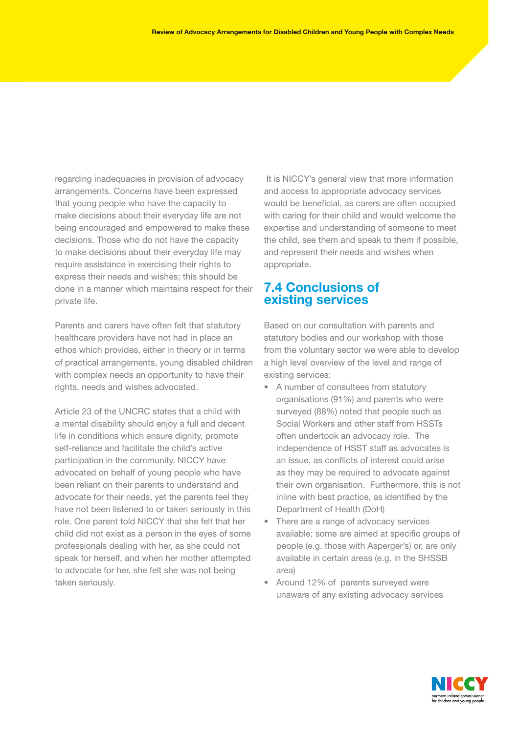regarding inadequacies in provision of advocacy arrangements. Concerns have been expressed that young people who have the capacity to make decisions about their everyday life are not being encouraged and empowered to make these decisions. Those who do not have the capacity to make decisions about their everyday life may require assistance in exercising their rights to express their needs and wishes; this should be done in a manner which maintains respect for their private life.

Parents and carers have often felt that statutory healthcare providers have not had in place an ethos which provides, either in theory or in terms of practical arrangements, young disabled children with complex needs an opportunity to have their rights, needs and wishes advocated.

Article 23 of the UNCRC states that a child with a mental disability should enjoy a full and decent life in conditions which ensure dignity, promote self-reliance and facilitate the child's active participation in the community. NICCY have advocated on behalf of young people who have been reliant on their parents to understand and advocate for their needs, yet the parents feel they have not been listened to or taken seriously in this role. One parent told NICCY that she felt that her child did not exist as a person in the eyes of some professionals dealing with her, as she could not speak for herself, and when her mother attempted to advocate for her, she felt she was not being taken seriously.

It is NICCY's general view that more information and access to appropriate advocacy services would be beneficial, as carers are often occupied with caring for their child and would welcome the expertise and understanding of someone to meet the child, see them and speak to them if possible, and represent their needs and wishes when appropriate.

## 7.4 Conclusions of existing services

Based on our consultation with parents and statutory bodies and our workshop with those from the voluntary sector we were able to develop a high level overview of the level and range of existing services:

- A number of consultees from statutory organisations (91%) and parents who were surveyed (88%) noted that people such as Social Workers and other staff from HSSTs often undertook an advocacy role. The independence of HSST staff as advocates is an issue, as conflicts of interest could arise as they may be required to advocate against their own organisation. Furthermore, this is not inline with best practice, as identified by the Department of Health (DoH)
- There are a range of advocacy services available; some are aimed at specific groups of people (e.g. those with Asperger's) or, are only available in certain areas (e.g. in the SHSSB area)
- Around 12% of parents surveyed were unaware of any existing advocacy services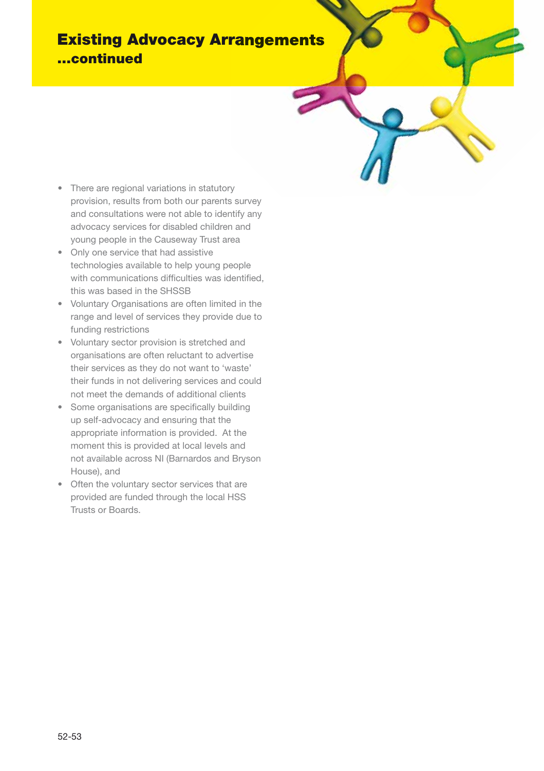## Existing Advocacy Arrangements …continued

- There are regional variations in statutory provision, results from both our parents survey and consultations were not able to identify any advocacy services for disabled children and young people in the Causeway Trust area
- Only one service that had assistive technologies available to help young people with communications difficulties was identified, this was based in the SHSSB
- Voluntary Organisations are often limited in the range and level of services they provide due to funding restrictions
- Voluntary sector provision is stretched and organisations are often reluctant to advertise their services as they do not want to 'waste' their funds in not delivering services and could not meet the demands of additional clients
- Some organisations are specifically building up self-advocacy and ensuring that the appropriate information is provided. At the moment this is provided at local levels and not available across NI (Barnardos and Bryson House), and
- Often the voluntary sector services that are provided are funded through the local HSS Trusts or Boards.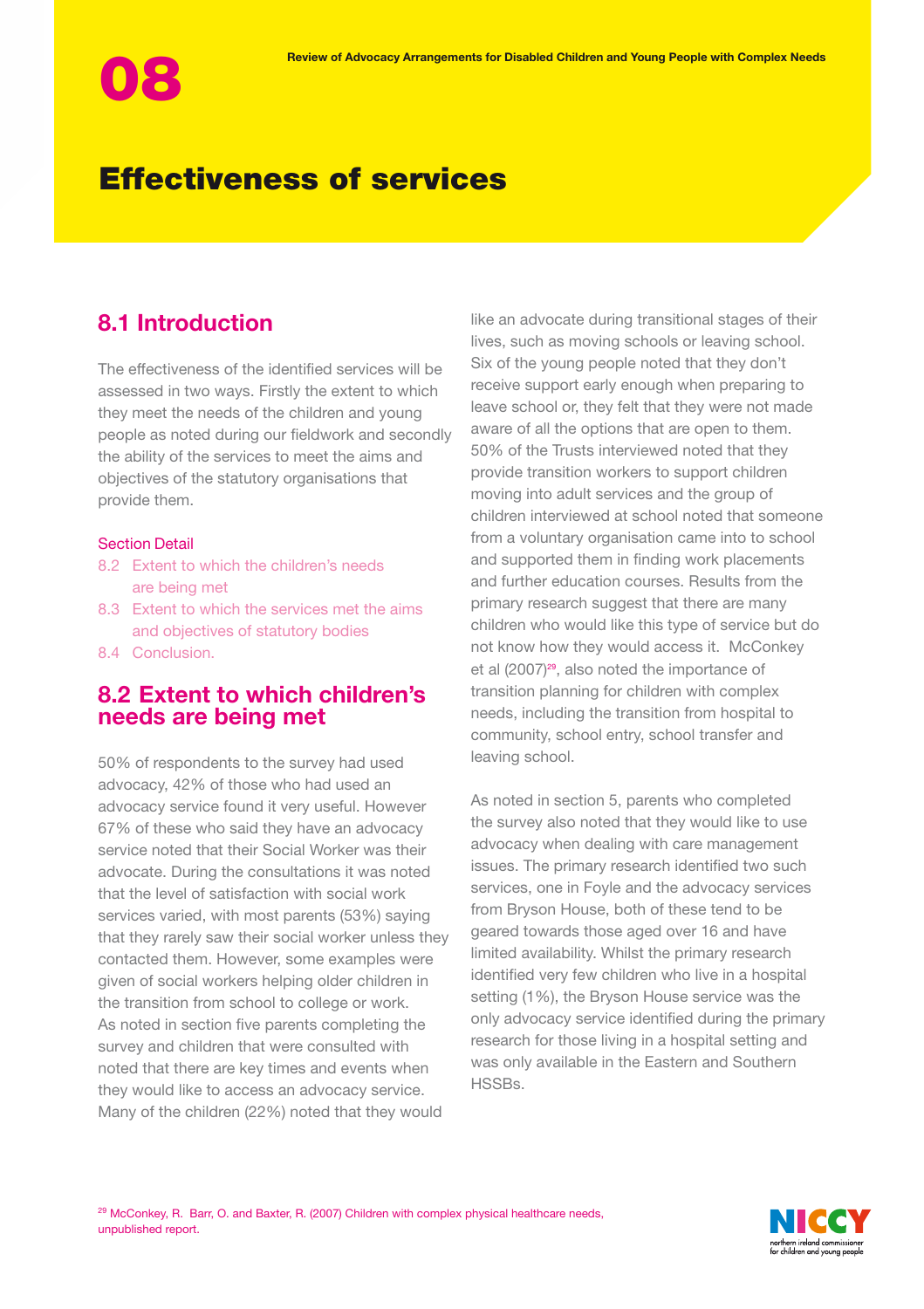# 08 Effectiveness of services

## 8.1 Introduction

The effectiveness of the identified services will be assessed in two ways. Firstly the extent to which they meet the needs of the children and young people as noted during our fieldwork and secondly the ability of the services to meet the aims and objectives of the statutory organisations that provide them.

Section Detail

- 8.2 Extent to which the children's needs are being met
- 8.3 Extent to which the services met the aims and objectives of statutory bodies
- 8.4 Conclusion.

## 8.2 Extent to which children's needs are being met

50% of respondents to the survey had used advocacy, 42% of those who had used an advocacy service found it very useful. However 67% of these who said they have an advocacy service noted that their Social Worker was their advocate. During the consultations it was noted that the level of satisfaction with social work services varied, with most parents (53%) saying that they rarely saw their social worker unless they contacted them. However, some examples were given of social workers helping older children in the transition from school to college or work. As noted in section five parents completing the survey and children that were consulted with noted that there are key times and events when they would like to access an advocacy service. Many of the children (22%) noted that they would like an advocate during transitional stages of their lives, such as moving schools or leaving school. Six of the young people noted that they don't receive support early enough when preparing to leave school or, they felt that they were not made aware of all the options that are open to them. 50% of the Trusts interviewed noted that they provide transition workers to support children moving into adult services and the group of children interviewed at school noted that someone from a voluntary organisation came into to school and supported them in finding work placements and further education courses. Results from the primary research suggest that there are many children who would like this type of service but do not know how they would access it. McConkey et al (2007)[29], also noted the importance of transition planning for children with complex needs, including the transition from hospital to community, school entry, school transfer and leaving school.

As noted in section 5, parents who completed the survey also noted that they would like to use advocacy when dealing with care management issues. The primary research identified two such services, one in Foyle and the advocacy services from Bryson House, both of these tend to be geared towards those aged over 16 and have limited availability. Whilst the primary research identified very few children who live in a hospital setting (1%), the Bryson House service was the only advocacy service identified during the primary research for those living in a hospital setting and was only available in the Eastern and Southern HSSBs.

[29] McConkey, R. Barr, O. and Baxter, R. (2007) Children with complex physical healthcare needs, unpublished report.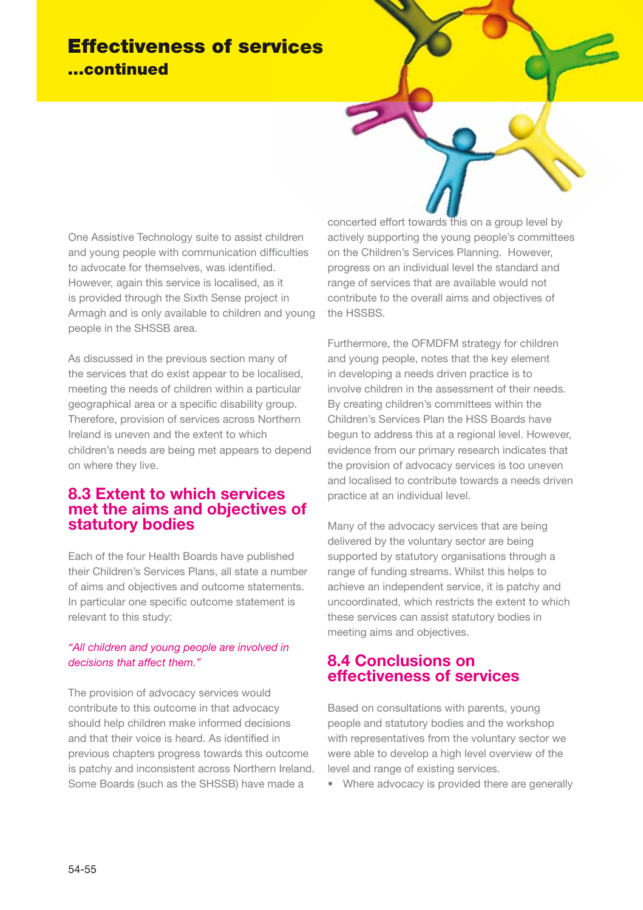# Effectiveness of services
## ...continued

One Assistive Technology suite to assist children and young people with communication difficulties to advocate for themselves, was identified. However, again this service is localised, as it is provided through the Sixth Sense project in Armagh and is only available to children and young people in the SHSSB area.

As discussed in the previous section many of the services that do exist appear to be localised, meeting the needs of children within a particular geographical area or a specific disability group. Therefore, provision of services across Northern Ireland is uneven and the extent to which children's needs are being met appears to depend on where they live.

## 8.3 Extent to which services met the aims and objectives of statutory bodies

Each of the four Health Boards have published their Children's Services Plans, all state a number of aims and objectives and outcome statements. In particular one specific outcome statement is relevant to this study:

*"All children and young people are involved in decisions that affect them."*

The provision of advocacy services would contribute to this outcome in that advocacy should help children make informed decisions and that their voice is heard. As identified in previous chapters progress towards this outcome is patchy and inconsistent across Northern Ireland. Some Boards (such as the SHSSB) have made a concerted effort towards this on a group level by actively supporting the young people's committees on the Children's Services Planning. However, progress on an individual level the standard and range of services that are available would not contribute to the overall aims and objectives of the HSSBS.

Furthermore, the OFMDFM strategy for children and young people, notes that the key element in developing a needs driven practice is to involve children in the assessment of their needs. By creating children's committees within the Children's Services Plan the HSS Boards have begun to address this at a regional level. However, evidence from our primary research indicates that the provision of advocacy services is too uneven and localised to contribute towards a needs driven practice at an individual level.

Many of the advocacy services that are being delivered by the voluntary sector are being supported by statutory organisations through a range of funding streams. Whilst this helps to achieve an independent service, it is patchy and uncoordinated, which restricts the extent to which these services can assist statutory bodies in meeting aims and objectives.

## 8.4 Conclusions on effectiveness of services

Based on consultations with parents, young people and statutory bodies and the workshop with representatives from the voluntary sector we were able to develop a high level overview of the level and range of existing services.

- Where advocacy is provided there are generally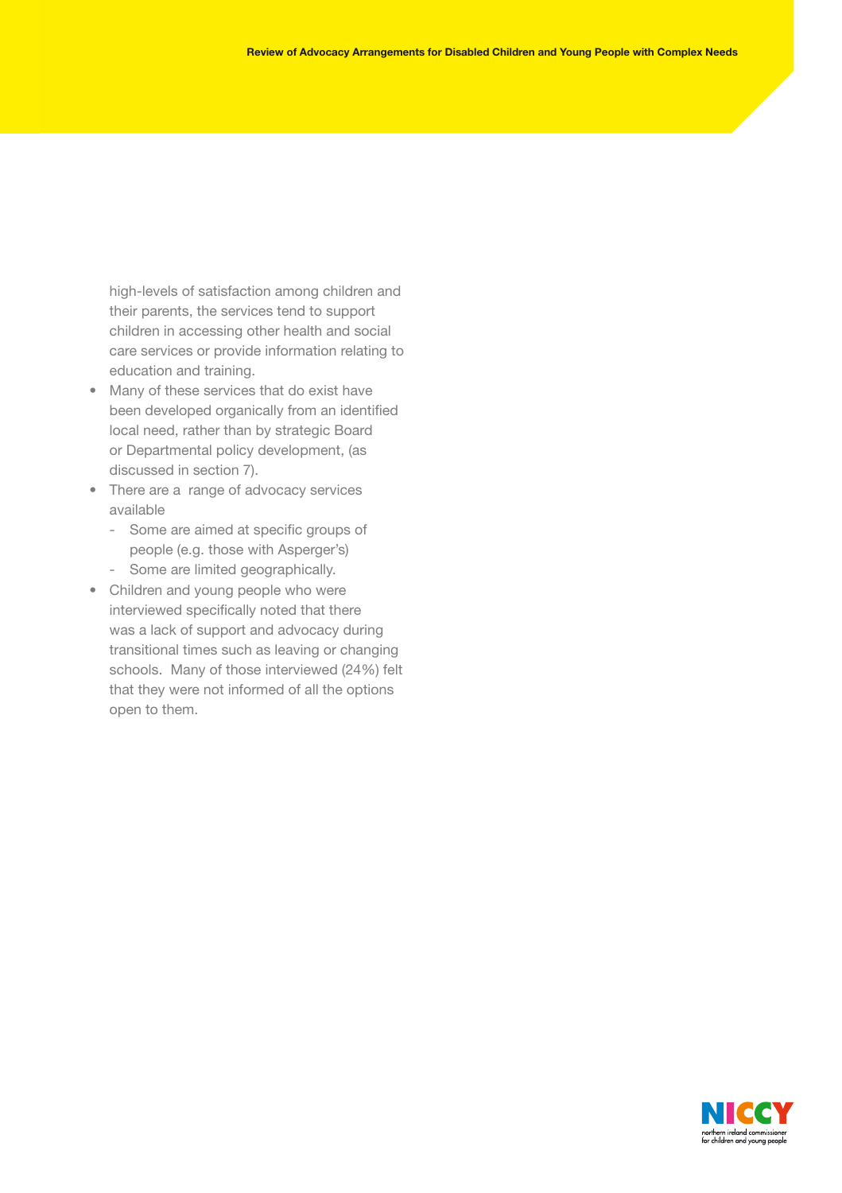high-levels of satisfaction among children and their parents, the services tend to support children in accessing other health and social care services or provide information relating to education and training.

- Many of these services that do exist have been developed organically from an identified local need, rather than by strategic Board or Departmental policy development, (as discussed in section 7).
- There are a range of advocacy services available
  - Some are aimed at specific groups of people (e.g. those with Asperger's)
  - Some are limited geographically.
- Children and young people who were interviewed specifically noted that there was a lack of support and advocacy during transitional times such as leaving or changing schools. Many of those interviewed (24%) felt that they were not informed of all the options open to them.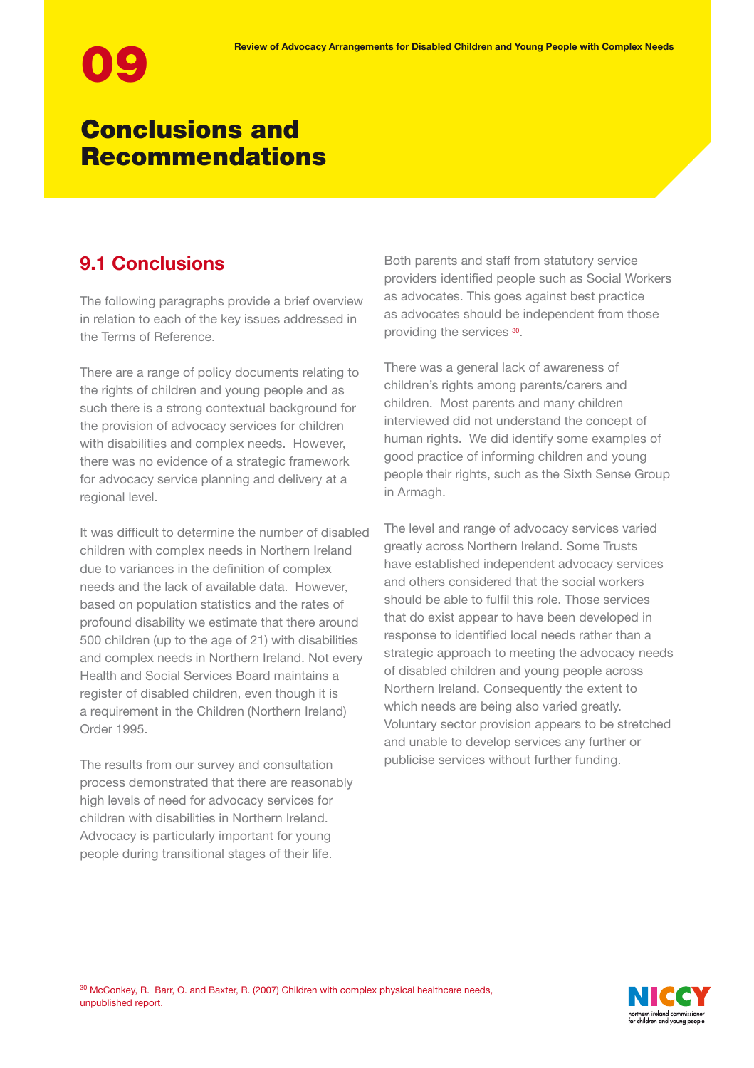# 09 Conclusions and Recommendations

## 9.1 Conclusions

The following paragraphs provide a brief overview in relation to each of the key issues addressed in the Terms of Reference.

There are a range of policy documents relating to the rights of children and young people and as such there is a strong contextual background for the provision of advocacy services for children with disabilities and complex needs. However, there was no evidence of a strategic framework for advocacy service planning and delivery at a regional level.

It was difficult to determine the number of disabled children with complex needs in Northern Ireland due to variances in the definition of complex needs and the lack of available data. However, based on population statistics and the rates of profound disability we estimate that there around 500 children (up to the age of 21) with disabilities and complex needs in Northern Ireland. Not every Health and Social Services Board maintains a register of disabled children, even though it is a requirement in the Children (Northern Ireland) Order 1995.

The results from our survey and consultation process demonstrated that there are reasonably high levels of need for advocacy services for children with disabilities in Northern Ireland. Advocacy is particularly important for young people during transitional stages of their life.

Both parents and staff from statutory service providers identified people such as Social Workers as advocates. This goes against best practice as advocates should be independent from those providing the services [30].

There was a general lack of awareness of children's rights among parents/carers and children. Most parents and many children interviewed did not understand the concept of human rights. We did identify some examples of good practice of informing children and young people their rights, such as the Sixth Sense Group in Armagh.

The level and range of advocacy services varied greatly across Northern Ireland. Some Trusts have established independent advocacy services and others considered that the social workers should be able to fulfil this role. Those services that do exist appear to have been developed in response to identified local needs rather than a strategic approach to meeting the advocacy needs of disabled children and young people across Northern Ireland. Consequently the extent to which needs are being also varied greatly. Voluntary sector provision appears to be stretched and unable to develop services any further or publicise services without further funding.

[30] McConkey, R. Barr, O. and Baxter, R. (2007) Children with complex physical healthcare needs, unpublished report.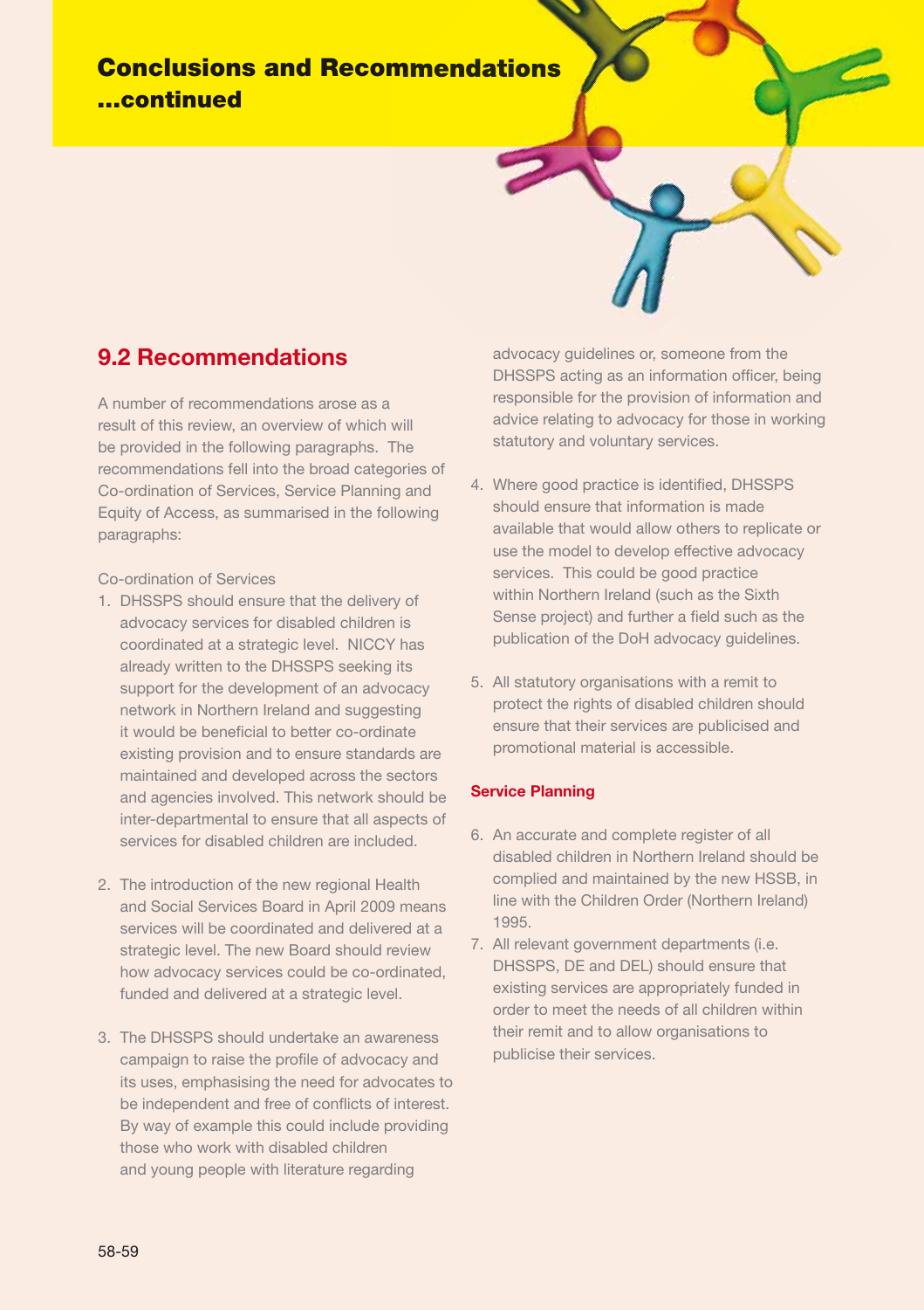# Conclusions and Recommendations ...continued

## 9.2 Recommendations

A number of recommendations arose as a result of this review, an overview of which will be provided in the following paragraphs. The recommendations fell into the broad categories of Co-ordination of Services, Service Planning and Equity of Access, as summarised in the following paragraphs:

Co-ordination of Services

1. DHSSPS should ensure that the delivery of advocacy services for disabled children is coordinated at a strategic level. NICCY has already written to the DHSSPS seeking its support for the development of an advocacy network in Northern Ireland and suggesting it would be beneficial to better co-ordinate existing provision and to ensure standards are maintained and developed across the sectors and agencies involved. This network should be inter-departmental to ensure that all aspects of services for disabled children are included.

2. The introduction of the new regional Health and Social Services Board in April 2009 means services will be coordinated and delivered at a strategic level. The new Board should review how advocacy services could be co-ordinated, funded and delivered at a strategic level.

3. The DHSSPS should undertake an awareness campaign to raise the profile of advocacy and its uses, emphasising the need for advocates to be independent and free of conflicts of interest. By way of example this could include providing those who work with disabled children and young people with literature regarding advocacy guidelines or, someone from the DHSSPS acting as an information officer, being responsible for the provision of information and advice relating to advocacy for those in working statutory and voluntary services.

4. Where good practice is identified, DHSSPS should ensure that information is made available that would allow others to replicate or use the model to develop effective advocacy services. This could be good practice within Northern Ireland (such as the Sixth Sense project) and further a field such as the publication of the DoH advocacy guidelines.

5. All statutory organisations with a remit to protect the rights of disabled children should ensure that their services are publicised and promotional material is accessible.

**Service Planning**

6. An accurate and complete register of all disabled children in Northern Ireland should be complied and maintained by the new HSSB, in line with the Children Order (Northern Ireland) 1995.
7. All relevant government departments (i.e. DHSSPS, DE and DEL) should ensure that existing services are appropriately funded in order to meet the needs of all children within their remit and to allow organisations to publicise their services.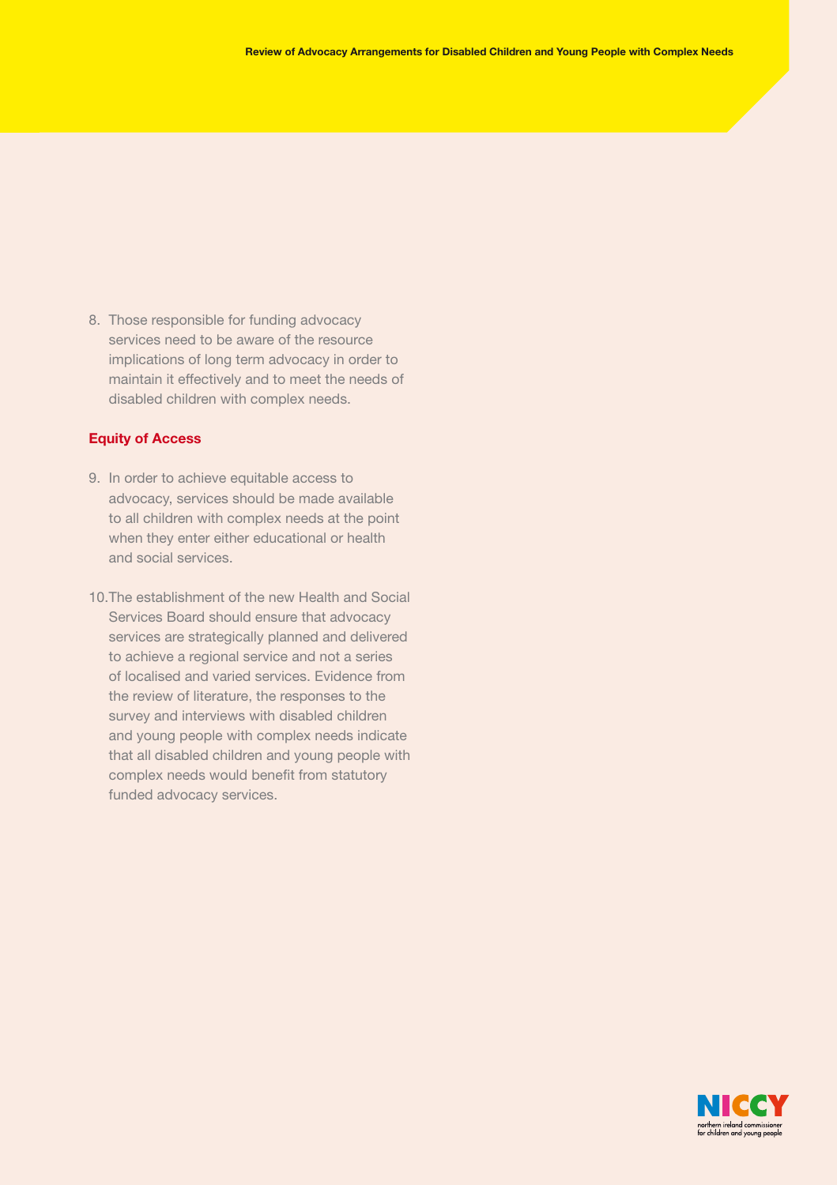8. Those responsible for funding advocacy services need to be aware of the resource implications of long term advocacy in order to maintain it effectively and to meet the needs of disabled children with complex needs.

### Equity of Access

9. In order to achieve equitable access to advocacy, services should be made available to all children with complex needs at the point when they enter either educational or health and social services.

10. The establishment of the new Health and Social Services Board should ensure that advocacy services are strategically planned and delivered to achieve a regional service and not a series of localised and varied services. Evidence from the review of literature, the responses to the survey and interviews with disabled children and young people with complex needs indicate that all disabled children and young people with complex needs would benefit from statutory funded advocacy services.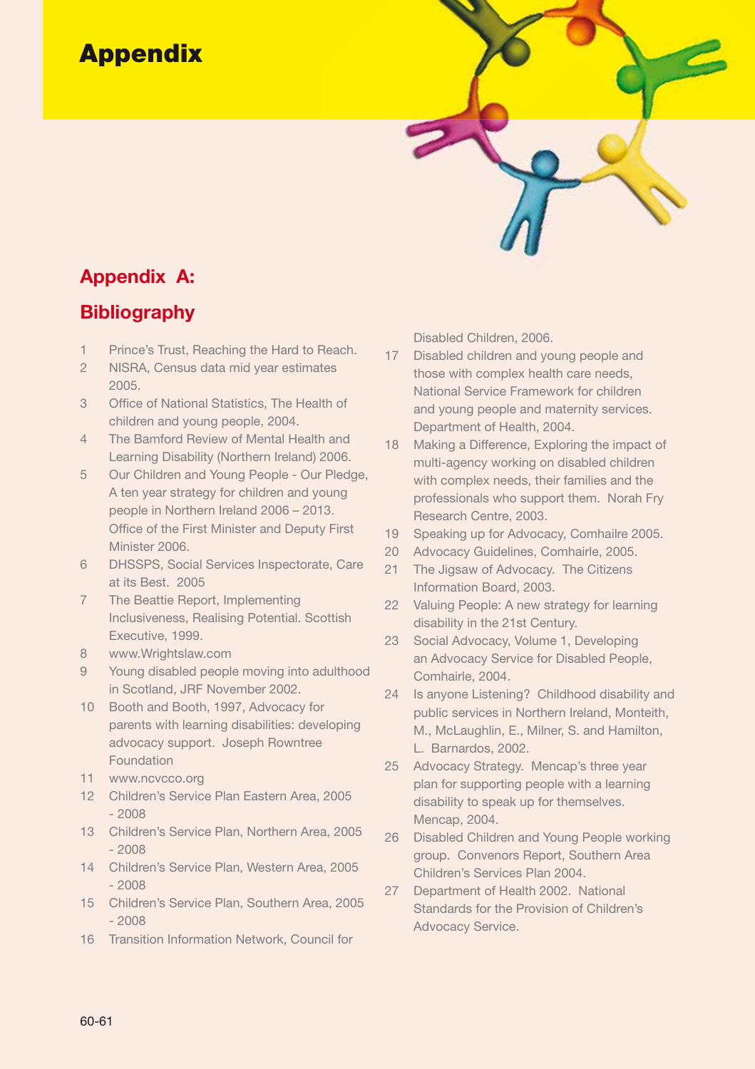# Appendix

## Appendix A:

## Bibliography

1. Prince's Trust, Reaching the Hard to Reach.
2. NISRA, Census data mid year estimates 2005.
3. Office of National Statistics, The Health of children and young people, 2004.
4. The Bamford Review of Mental Health and Learning Disability (Northern Ireland) 2006.
5. Our Children and Young People - Our Pledge, A ten year strategy for children and young people in Northern Ireland 2006 – 2013. Office of the First Minister and Deputy First Minister 2006.
6. DHSSPS, Social Services Inspectorate, Care at its Best. 2005
7. The Beattie Report, Implementing Inclusiveness, Realising Potential. Scottish Executive, 1999.
8. www.Wrightslaw.com
9. Young disabled people moving into adulthood in Scotland, JRF November 2002.
10. Booth and Booth, 1997, Advocacy for parents with learning disabilities: developing advocacy support. Joseph Rowntree Foundation
11. www.ncvcco.org
12. Children's Service Plan Eastern Area, 2005 - 2008
13. Children's Service Plan, Northern Area, 2005 - 2008
14. Children's Service Plan, Western Area, 2005 - 2008
15. Children's Service Plan, Southern Area, 2005 - 2008
16. Transition Information Network, Council for Disabled Children, 2006.
17. Disabled children and young people and those with complex health care needs, National Service Framework for children and young people and maternity services. Department of Health, 2004.
18. Making a Difference, Exploring the impact of multi-agency working on disabled children with complex needs, their families and the professionals who support them. Norah Fry Research Centre, 2003.
19. Speaking up for Advocacy, Comhailre 2005.
20. Advocacy Guidelines, Comhairle, 2005.
21. The Jigsaw of Advocacy. The Citizens Information Board, 2003.
22. Valuing People: A new strategy for learning disability in the 21st Century.
23. Social Advocacy, Volume 1, Developing an Advocacy Service for Disabled People, Comhairle, 2004.
24. Is anyone Listening? Childhood disability and public services in Northern Ireland, Monteith, M., McLaughlin, E., Milner, S. and Hamilton, L. Barnardos, 2002.
25. Advocacy Strategy. Mencap's three year plan for supporting people with a learning disability to speak up for themselves. Mencap, 2004.
26. Disabled Children and Young People working group. Convenors Report, Southern Area Children's Services Plan 2004.
27. Department of Health 2002. National Standards for the Provision of Children's Advocacy Service.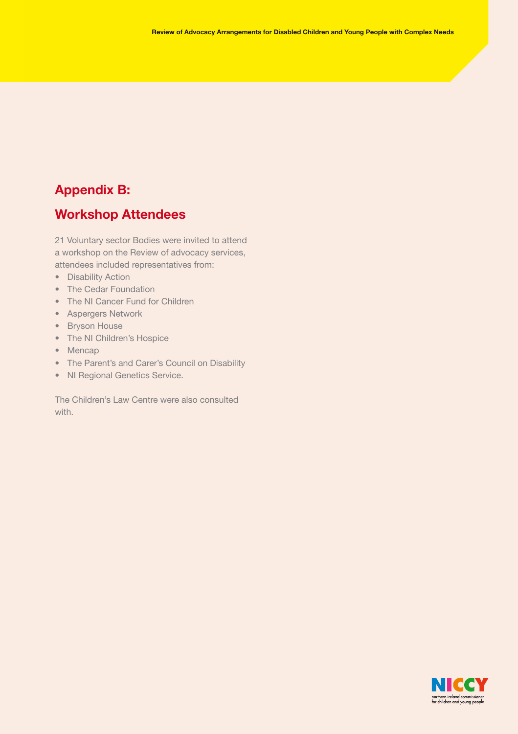## Appendix B:

## Workshop Attendees

21 Voluntary sector Bodies were invited to attend a workshop on the Review of advocacy services, attendees included representatives from:

- Disability Action
- The Cedar Foundation
- The NI Cancer Fund for Children
- Aspergers Network
- Bryson House
- The NI Children's Hospice
- Mencap
- The Parent's and Carer's Council on Disability
- NI Regional Genetics Service.

The Children's Law Centre were also consulted with.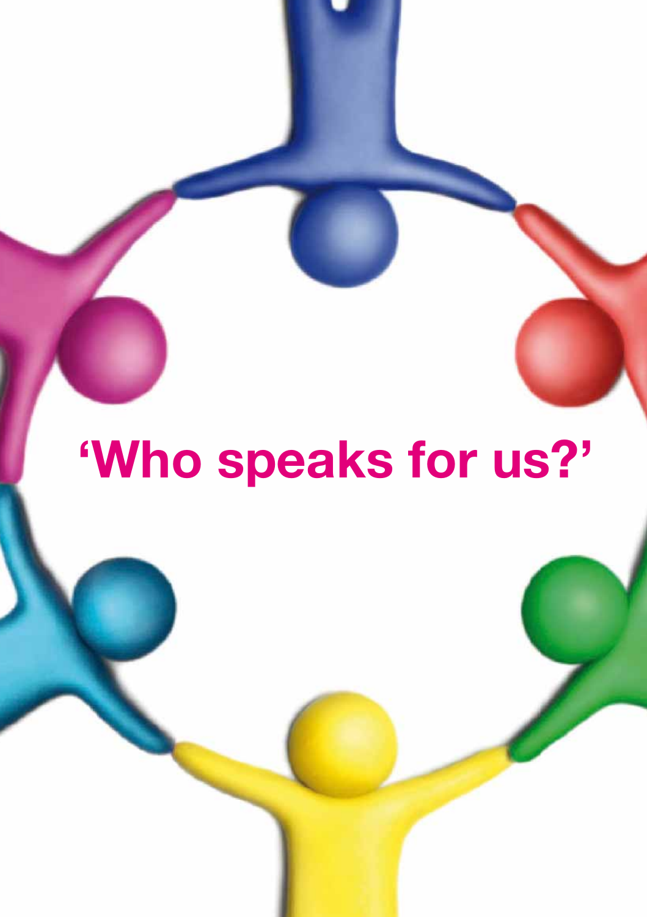# 'Who speaks for us?'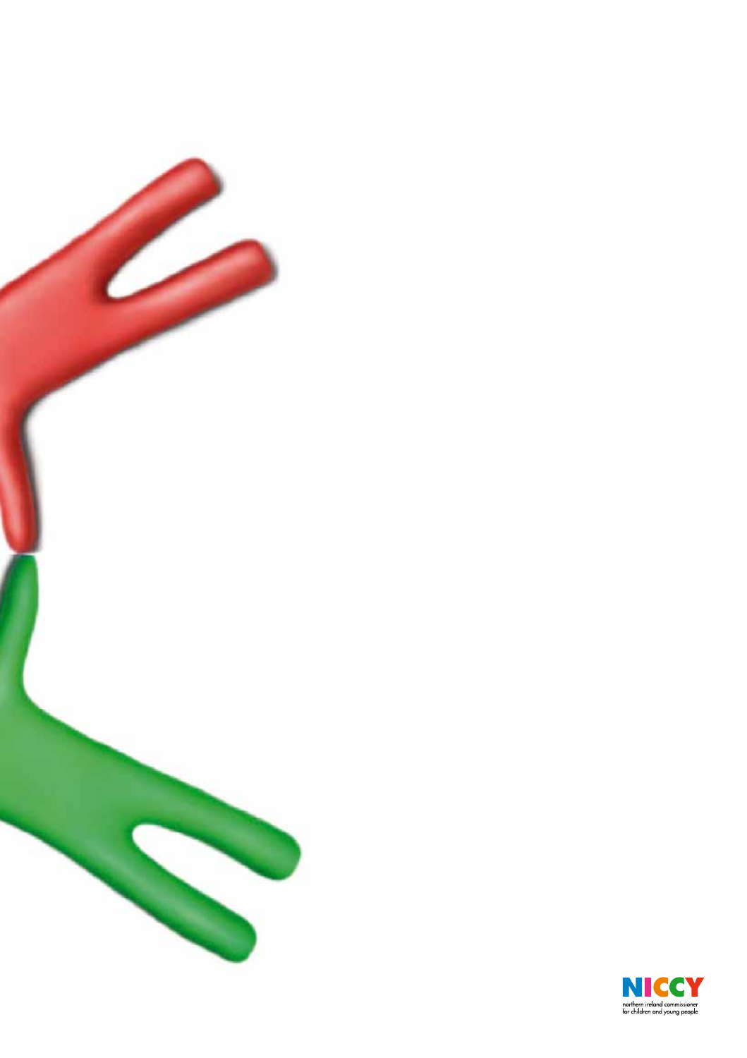NICCY

northern ireland commissioner for children and young people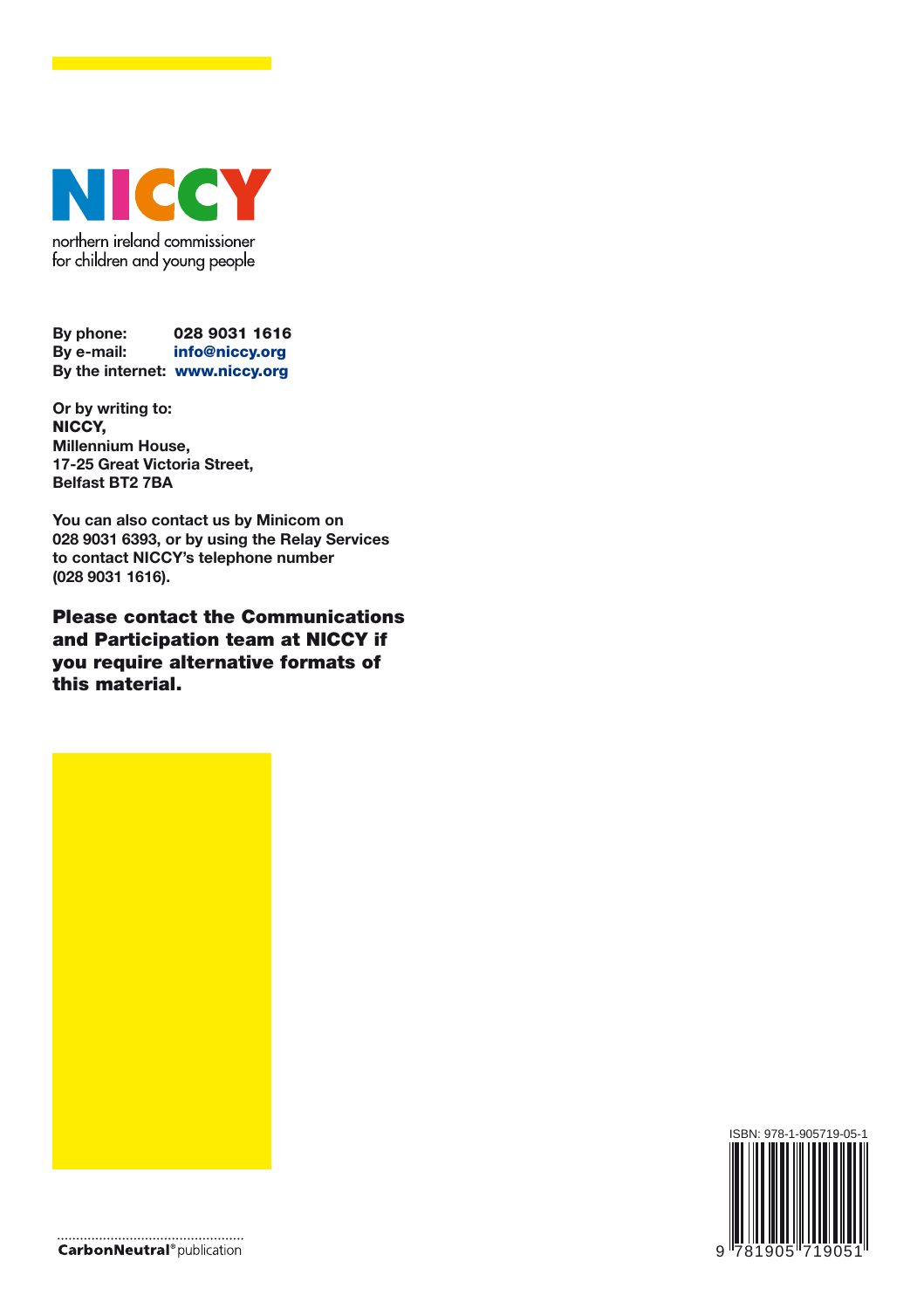# NICCY

northern ireland commissioner for children and young people

**By phone:** **028 9031 1616**
**By e-mail:** **info@niccy.org**
**By the internet:** **www.niccy.org**

**Or by writing to:**
**NICCY,**
**Millennium House,**
**17-25 Great Victoria Street,**
**Belfast BT2 7BA**

**You can also contact us by Minicom on 028 9031 6393, or by using the Relay Services to contact NICCY's telephone number (028 9031 1616).**

**Please contact the Communications and Participation team at NICCY if you require alternative formats of this material.**

ISBN: 978-1-905719-05-1

9 781905 719051

**CarbonNeutral®** publication